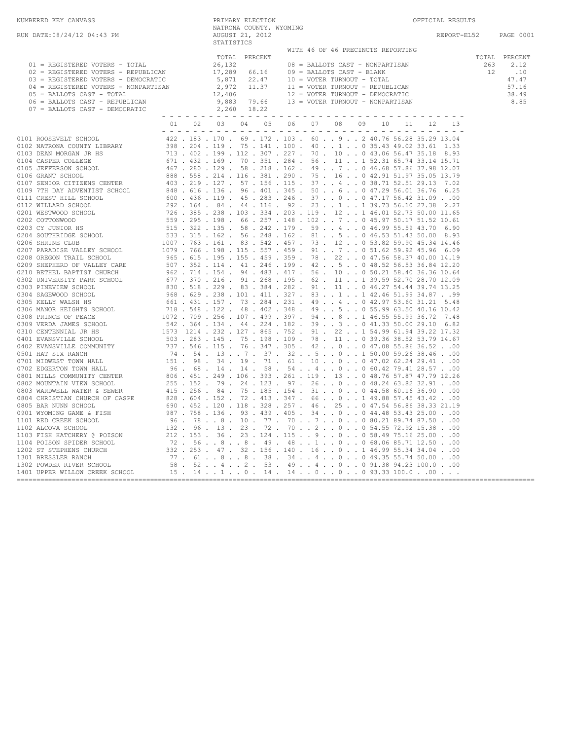NUMBERED KEY CANVASS

PRIMARY ELECTION
NATRONA COUNTY, WYOMING
AUGUST 21, 2012
STATISTICS

OFFICIAL RESULTS

RUN DATE:08/24/12 04:43 PM

REPORT-EL52

WITH 46 OF 46 PRECINCTS REPORTING

| Key | | TOTAL | PERCENT |
|---|---|---|---|
| 01 | REGISTERED VOTERS - TOTAL | 26,132 | |
| 02 | REGISTERED VOTERS - REPUBLICAN | 17,289 | 66.16 |
| 03 | REGISTERED VOTERS - DEMOCRATIC | 5,871 | 22.47 |
| 04 | REGISTERED VOTERS - NONPARTISAN | 2,972 | 11.37 |
| 05 | BALLOTS CAST - TOTAL | 12,406 | |
| 06 | BALLOTS CAST - REPUBLICAN | 9,883 | 79.66 |
| 07 | BALLOTS CAST - DEMOCRATIC | 2,260 | 18.22 |
| 08 | BALLOTS CAST - NONPARTISAN | 263 | 2.12 |
| 09 | BALLOTS CAST - BLANK | 12 | .10 |
| 10 | VOTER TURNOUT - TOTAL | | 47.47 |
| 11 | VOTER TURNOUT - REPUBLICAN | | 57.16 |
| 12 | VOTER TURNOUT - DEMOCRATIC | | 38.49 |
| 13 | VOTER TURNOUT - NONPARTISAN | | 8.85 |

| Precinct | 01 | 02 | 03 | 04 | 05 | 06 | 07 | 08 | 09 | 10 | 11 | 12 | 13 |
|---|---|---|---|---|---|---|---|---|---|---|---|---|---|
| 0101 ROOSEVELT SCHOOL | 422 | 183 | 170 | 69 | 172 | 103 | 60 | 9 | 2 | 40.76 | 56.28 | 35.29 | 13.04 |
| 0102 NATRONA COUNTY LIBRARY | 398 | 204 | 119 | 75 | 141 | 100 | 40 | 1 | 0 | 35.43 | 49.02 | 33.61 | 1.33 |
| 0103 DEAN MORGAN JR HS | 713 | 402 | 199 | 112 | 307 | 227 | 70 | 10 | 0 | 43.06 | 56.47 | 35.18 | 8.93 |
| 0104 CASPER COLLEGE | 671 | 432 | 169 | 70 | 351 | 284 | 56 | 11 | 1 | 52.31 | 65.74 | 33.14 | 15.71 |
| 0105 JEFFERSON SCHOOL | 467 | 280 | 129 | 58 | 218 | 162 | 49 | 7 | 0 | 46.68 | 57.86 | 37.98 | 12.07 |
| 0106 GRANT SCHOOL | 888 | 558 | 214 | 116 | 381 | 290 | 75 | 16 | 0 | 42.91 | 51.97 | 35.05 | 13.79 |
| 0107 SENIOR CITIZENS CENTER | 403 | 219 | 127 | 57 | 156 | 115 | 37 | 4 | 0 | 38.71 | 52.51 | 29.13 | 7.02 |
| 0109 7TH DAY ADVENTIST SCHOOL | 848 | 616 | 136 | 96 | 401 | 345 | 50 | 6 | 0 | 47.29 | 56.01 | 36.76 | 6.25 |
| 0111 CREST HILL SCHOOL | 600 | 436 | 119 | 45 | 283 | 246 | 37 | 0 | 0 | 47.17 | 56.42 | 31.09 | .00 |
| 0112 WILLARD SCHOOL | 292 | 164 | 84 | 44 | 116 | 92 | 23 | 1 | 1 | 39.73 | 56.10 | 27.38 | 2.27 |
| 0201 WESTWOOD SCHOOL | 726 | 385 | 238 | 103 | 334 | 203 | 119 | 12 | 1 | 46.01 | 52.73 | 50.00 | 11.65 |
| 0202 COTTONWOOD | 559 | 295 | 198 | 66 | 257 | 148 | 102 | 7 | 0 | 45.97 | 50.17 | 51.52 | 10.61 |
| 0203 CY JUNIOR HS | 515 | 322 | 135 | 58 | 242 | 179 | 59 | 4 | 0 | 46.99 | 55.59 | 43.70 | 6.90 |
| 0204 SOUTHRIDGE SCHOOL | 533 | 315 | 162 | 56 | 248 | 162 | 81 | 5 | 0 | 46.53 | 51.43 | 50.00 | 8.93 |
| 0206 SHRINE CLUB | 1007 | 763 | 161 | 83 | 542 | 457 | 73 | 12 | 0 | 53.82 | 59.90 | 45.34 | 14.46 |
| 0207 PARADISE VALLEY SCHOOL | 1079 | 766 | 198 | 115 | 557 | 459 | 91 | 7 | 0 | 51.62 | 59.92 | 45.96 | 6.09 |
| 0208 OREGON TRAIL SCHOOL | 965 | 615 | 195 | 155 | 459 | 359 | 78 | 22 | 0 | 47.56 | 58.37 | 40.00 | 14.19 |
| 0209 SHEPHERD OF VALLEY CARE | 507 | 352 | 114 | 41 | 246 | 199 | 42 | 5 | 0 | 48.52 | 56.53 | 36.84 | 12.20 |
| 0210 BETHEL BAPTIST CHURCH | 962 | 714 | 154 | 94 | 483 | 417 | 56 | 10 | 0 | 50.21 | 58.40 | 36.36 | 10.64 |
| 0302 UNIVERSITY PARK SCHOOL | 677 | 370 | 216 | 91 | 268 | 195 | 62 | 11 | 1 | 39.59 | 52.70 | 28.70 | 12.09 |
| 0303 PINEVIEW SCHOOL | 830 | 518 | 229 | 83 | 384 | 282 | 91 | 11 | 0 | 46.27 | 54.44 | 39.74 | 13.25 |
| 0304 SAGEWOOD SCHOOL | 968 | 629 | 238 | 101 | 411 | 327 | 83 | 1 | 1 | 42.46 | 51.99 | 34.87 | .99 |
| 0305 KELLY WALSH HS | 661 | 431 | 157 | 73 | 284 | 231 | 49 | 4 | 0 | 42.97 | 53.60 | 31.21 | 5.48 |
| 0306 MANOR HEIGHTS SCHOOL | 718 | 548 | 122 | 48 | 402 | 348 | 49 | 5 | 0 | 55.99 | 63.50 | 40.16 | 10.42 |
| 0308 PRINCE OF PEACE | 1072 | 709 | 256 | 107 | 499 | 397 | 94 | 8 | 1 | 46.55 | 55.99 | 36.72 | 7.48 |
| 0309 VERDA JAMES SCHOOL | 542 | 364 | 134 | 44 | 224 | 182 | 39 | 3 | 0 | 41.33 | 50.00 | 29.10 | 6.82 |
| 0310 CENTENNIAL JR HS | 1573 | 1214 | 232 | 127 | 865 | 752 | 91 | 22 | 1 | 54.99 | 61.94 | 39.22 | 17.32 |
| 0401 EVANSVILLE SCHOOL | 503 | 283 | 145 | 75 | 198 | 109 | 78 | 11 | 0 | 39.36 | 38.52 | 53.79 | 14.67 |
| 0402 EVANSVILLE COMMUNITY | 737 | 546 | 115 | 76 | 347 | 305 | 42 | 0 | 0 | 47.08 | 55.86 | 36.52 | .00 |
| 0501 HAT SIX RANCH | 74 | 54 | 13 | 7 | 37 | 32 | 5 | 0 | 1 | 50.00 | 59.26 | 38.46 | .00 |
| 0701 MIDWEST TOWN HALL | 151 | 98 | 34 | 19 | 71 | 61 | 10 | 0 | 0 | 47.02 | 62.24 | 29.41 | .00 |
| 0702 EDGERTON TOWN HALL | 96 | 68 | 14 | 14 | 58 | 54 | 4 | 0 | 0 | 60.42 | 79.41 | 28.57 | .00 |
| 0801 MILLS COMMUNITY CENTER | 806 | 451 | 249 | 106 | 393 | 261 | 119 | 13 | 0 | 48.76 | 57.87 | 47.79 | 12.26 |
| 0802 MOUNTAIN VIEW SCHOOL | 255 | 152 | 79 | 24 | 123 | 97 | 26 | 0 | 0 | 48.24 | 63.82 | 32.91 | .00 |
| 0803 WARDWELL WATER & SEWER | 415 | 256 | 84 | 75 | 185 | 154 | 31 | 0 | 0 | 44.58 | 60.16 | 36.90 | .00 |
| 0804 CHRISTIAN CHURCH OF CASPE | 828 | 604 | 152 | 72 | 413 | 347 | 66 | 0 | 1 | 49.88 | 57.45 | 43.42 | .00 |
| 0805 BAR NUNN SCHOOL | 690 | 452 | 120 | 118 | 328 | 257 | 46 | 25 | 0 | 47.54 | 56.86 | 38.33 | 21.19 |
| 0901 WYOMING GAME & FISH | 987 | 758 | 136 | 93 | 439 | 405 | 34 | 0 | 0 | 44.48 | 53.43 | 25.00 | .00 |
| 1101 RED CREEK SCHOOL | 96 | 78 | 8 | 10 | 77 | 70 | 7 | 0 | 0 | 80.21 | 89.74 | 87.50 | .00 |
| 1102 ALCOVA SCHOOL | 132 | 96 | 13 | 23 | 72 | 70 | 2 | 0 | 0 | 54.55 | 72.92 | 15.38 | .00 |
| 1103 FISH HATCHERY @ POISON | 212 | 153 | 36 | 23 | 124 | 115 | 9 | 0 | 0 | 58.49 | 75.16 | 25.00 | .00 |
| 1104 POISON SPIDER SCHOOL | 72 | 56 | 8 | 8 | 49 | 48 | 1 | 0 | 0 | 68.06 | 85.71 | 12.50 | .00 |
| 1202 ST STEPHENS CHURCH | 332 | 253 | 47 | 32 | 156 | 140 | 16 | 0 | 1 | 46.99 | 55.34 | 34.04 | .00 |
| 1301 BRESSLER RANCH | 77 | 61 | 8 | 8 | 38 | 34 | 4 | 0 | 0 | 49.35 | 55.74 | 50.00 | .00 |
| 1302 POWDER RIVER SCHOOL | 58 | 52 | 4 | 2 | 53 | 49 | 4 | 0 | 0 | 91.38 | 94.23 | 100.0 | .00 |
| 1401 UPPER WILLOW CREEK SCHOOL | 15 | 14 | 1 | 0 | 14 | 14 | 0 | 0 | 0 | 93.33 | 100.0 | .00 | |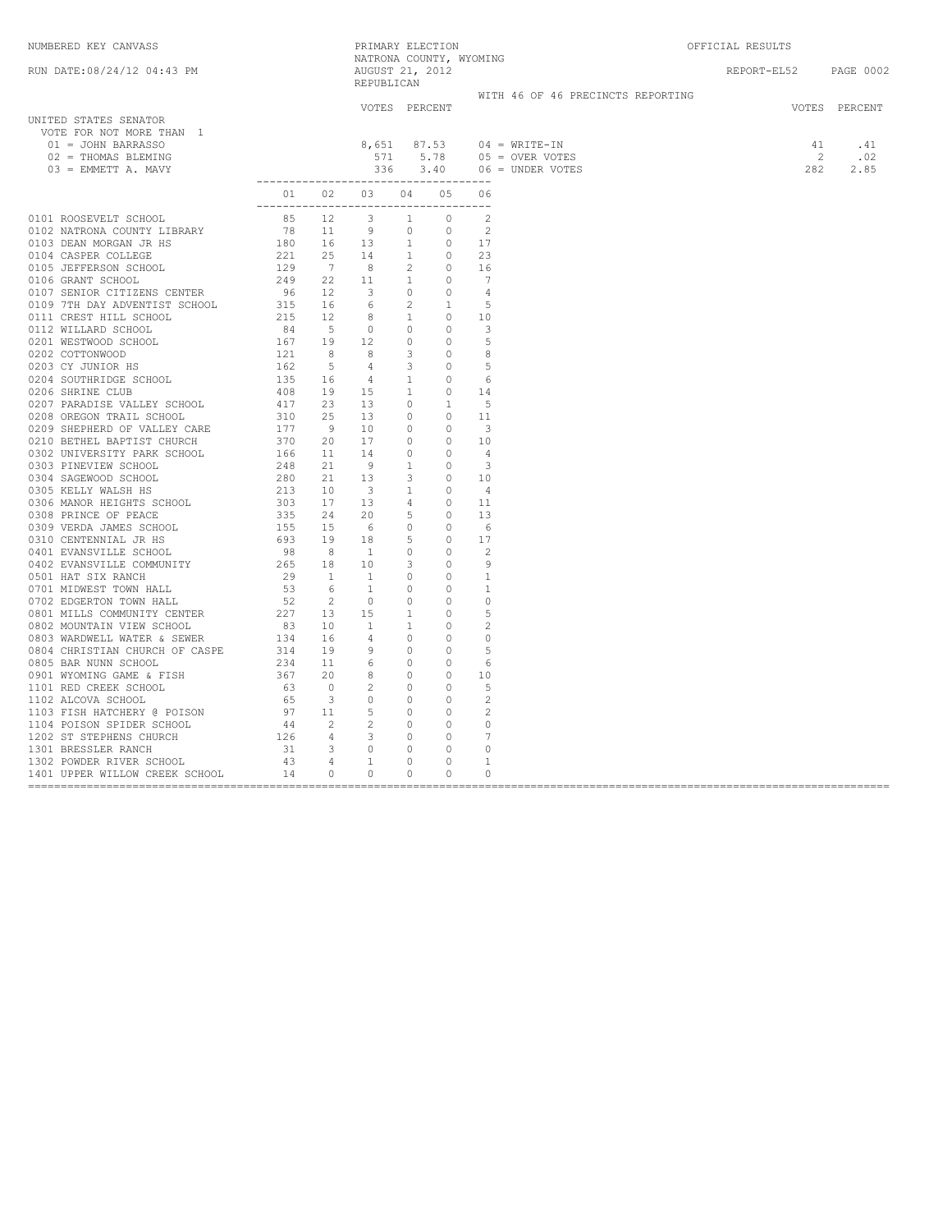NUMBERED KEY CANVASS

PRIMARY ELECTION
NATRONA COUNTY, WYOMING
AUGUST 21, 2012
REPUBLICAN

OFFICIAL RESULTS

RUN DATE:08/24/12 04:43 PM

REPORT-EL52

WITH 46 OF 46 PRECINCTS REPORTING

## UNITED STATES SENATOR

VOTE FOR NOT MORE THAN 1

| Candidate | VOTES | PERCENT |
|---|---|---|
| 01 = JOHN BARRASSO | 8,651 | 87.53 |
| 02 = THOMAS BLEMING | 571 | 5.78 |
| 03 = EMMETT A. MAVY | 336 | 3.40 |
| 04 = WRITE-IN | 41 | .41 |
| 05 = OVER VOTES | 2 | .02 |
| 06 = UNDER VOTES | 282 | 2.85 |

| Precinct | 01 | 02 | 03 | 04 | 05 | 06 |
|---|---|---|---|---|---|---|
| 0101 ROOSEVELT SCHOOL | 85 | 12 | 3 | 1 | 0 | 2 |
| 0102 NATRONA COUNTY LIBRARY | 78 | 11 | 9 | 0 | 0 | 2 |
| 0103 DEAN MORGAN JR HS | 180 | 16 | 13 | 1 | 0 | 17 |
| 0104 CASPER COLLEGE | 221 | 25 | 14 | 1 | 0 | 23 |
| 0105 JEFFERSON SCHOOL | 129 | 7 | 8 | 2 | 0 | 16 |
| 0106 GRANT SCHOOL | 249 | 22 | 11 | 1 | 0 | 7 |
| 0107 SENIOR CITIZENS CENTER | 96 | 12 | 3 | 0 | 0 | 4 |
| 0109 7TH DAY ADVENTIST SCHOOL | 315 | 16 | 6 | 2 | 1 | 5 |
| 0111 CREST HILL SCHOOL | 215 | 12 | 8 | 1 | 0 | 10 |
| 0112 WILLARD SCHOOL | 84 | 5 | 0 | 0 | 0 | 3 |
| 0201 WESTWOOD SCHOOL | 167 | 19 | 12 | 0 | 0 | 5 |
| 0202 COTTONWOOD | 121 | 8 | 8 | 3 | 0 | 8 |
| 0203 CY JUNIOR HS | 162 | 5 | 4 | 3 | 0 | 5 |
| 0204 SOUTHRIDGE SCHOOL | 135 | 16 | 4 | 1 | 0 | 6 |
| 0206 SHRINE CLUB | 408 | 19 | 15 | 1 | 0 | 14 |
| 0207 PARADISE VALLEY SCHOOL | 417 | 23 | 13 | 0 | 1 | 5 |
| 0208 OREGON TRAIL SCHOOL | 310 | 25 | 13 | 0 | 0 | 11 |
| 0209 SHEPHERD OF VALLEY CARE | 177 | 9 | 10 | 0 | 0 | 3 |
| 0210 BETHEL BAPTIST CHURCH | 370 | 20 | 17 | 0 | 0 | 10 |
| 0302 UNIVERSITY PARK SCHOOL | 166 | 11 | 14 | 0 | 0 | 4 |
| 0303 PINEVIEW SCHOOL | 248 | 21 | 9 | 1 | 0 | 3 |
| 0304 SAGEWOOD SCHOOL | 280 | 21 | 13 | 3 | 0 | 10 |
| 0305 KELLY WALSH HS | 213 | 10 | 3 | 1 | 0 | 4 |
| 0306 MANOR HEIGHTS SCHOOL | 303 | 17 | 13 | 4 | 0 | 11 |
| 0308 PRINCE OF PEACE | 335 | 24 | 20 | 5 | 0 | 13 |
| 0309 VERDA JAMES SCHOOL | 155 | 15 | 6 | 0 | 0 | 6 |
| 0310 CENTENNIAL JR HS | 693 | 19 | 18 | 5 | 0 | 17 |
| 0401 EVANSVILLE SCHOOL | 98 | 8 | 1 | 0 | 0 | 2 |
| 0402 EVANSVILLE COMMUNITY | 265 | 18 | 10 | 3 | 0 | 9 |
| 0501 HAT SIX RANCH | 29 | 1 | 1 | 0 | 0 | 1 |
| 0701 MIDWEST TOWN HALL | 53 | 6 | 1 | 0 | 0 | 1 |
| 0702 EDGERTON TOWN HALL | 52 | 2 | 0 | 0 | 0 | 0 |
| 0801 MILLS COMMUNITY CENTER | 227 | 13 | 15 | 1 | 0 | 5 |
| 0802 MOUNTAIN VIEW SCHOOL | 83 | 10 | 1 | 1 | 0 | 2 |
| 0803 WARDWELL WATER & SEWER | 134 | 16 | 4 | 0 | 0 | 0 |
| 0804 CHRISTIAN CHURCH OF CASPE | 314 | 19 | 9 | 0 | 0 | 5 |
| 0805 BAR NUNN SCHOOL | 234 | 11 | 6 | 0 | 0 | 6 |
| 0901 WYOMING GAME & FISH | 367 | 20 | 8 | 0 | 0 | 10 |
| 1101 RED CREEK SCHOOL | 63 | 0 | 2 | 0 | 0 | 5 |
| 1102 ALCOVA SCHOOL | 65 | 3 | 0 | 0 | 0 | 2 |
| 1103 FISH HATCHERY @ POISON | 97 | 11 | 5 | 0 | 0 | 2 |
| 1104 POISON SPIDER SCHOOL | 44 | 2 | 2 | 0 | 0 | 0 |
| 1202 ST STEPHENS CHURCH | 126 | 4 | 3 | 0 | 0 | 7 |
| 1301 BRESSLER RANCH | 31 | 3 | 0 | 0 | 0 | 0 |
| 1302 POWDER RIVER SCHOOL | 43 | 4 | 1 | 0 | 0 | 1 |
| 1401 UPPER WILLOW CREEK SCHOOL | 14 | 0 | 0 | 0 | 0 | 0 |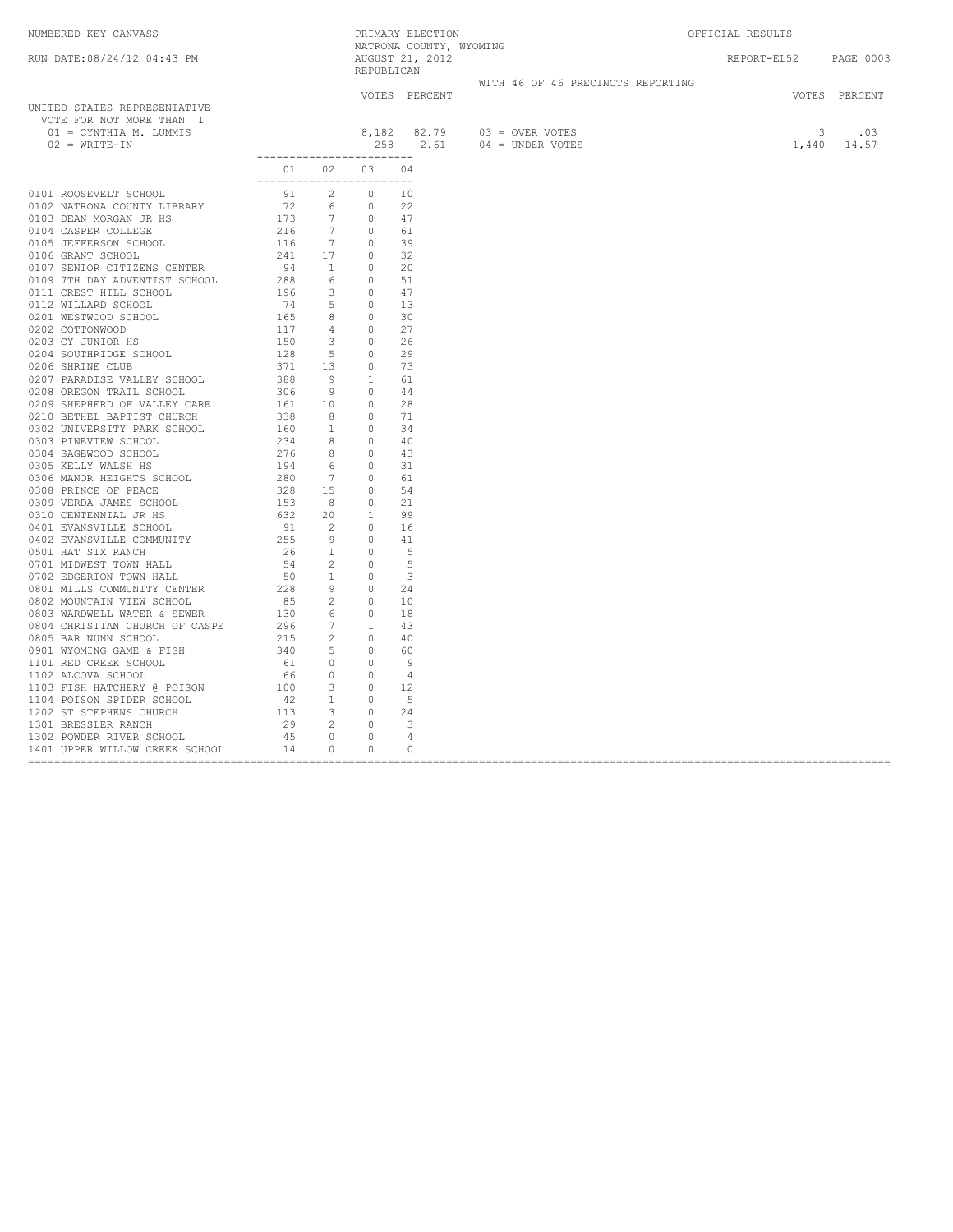NUMBERED KEY CANVASS

PRIMARY ELECTION
NATRONA COUNTY, WYOMING
AUGUST 21, 2012
REPUBLICAN

OFFICIAL RESULTS

RUN DATE:08/24/12 04:43 PM

REPORT-EL52

WITH 46 OF 46 PRECINCTS REPORTING

## UNITED STATES REPRESENTATIVE

VOTE FOR NOT MORE THAN 1

| | VOTES | PERCENT | | VOTES | PERCENT |
|---|---|---|---|---|---|
| 01 = CYNTHIA M. LUMMIS | 8,182 | 82.79 | 03 = OVER VOTES | 3 | .03 |
| 02 = WRITE-IN | 258 | 2.61 | 04 = UNDER VOTES | 1,440 | 14.57 |

| Precinct | 01 | 02 | 03 | 04 |
|---|---|---|---|---|
| 0101 ROOSEVELT SCHOOL | 91 | 2 | 0 | 10 |
| 0102 NATRONA COUNTY LIBRARY | 72 | 6 | 0 | 22 |
| 0103 DEAN MORGAN JR HS | 173 | 7 | 0 | 47 |
| 0104 CASPER COLLEGE | 216 | 7 | 0 | 61 |
| 0105 JEFFERSON SCHOOL | 116 | 7 | 0 | 39 |
| 0106 GRANT SCHOOL | 241 | 17 | 0 | 32 |
| 0107 SENIOR CITIZENS CENTER | 94 | 1 | 0 | 20 |
| 0109 7TH DAY ADVENTIST SCHOOL | 288 | 6 | 0 | 51 |
| 0111 CREST HILL SCHOOL | 196 | 3 | 0 | 47 |
| 0112 WILLARD SCHOOL | 74 | 5 | 0 | 13 |
| 0201 WESTWOOD SCHOOL | 165 | 8 | 0 | 30 |
| 0202 COTTONWOOD | 117 | 4 | 0 | 27 |
| 0203 CY JUNIOR HS | 150 | 3 | 0 | 26 |
| 0204 SOUTHRIDGE SCHOOL | 128 | 5 | 0 | 29 |
| 0206 SHRINE CLUB | 371 | 13 | 0 | 73 |
| 0207 PARADISE VALLEY SCHOOL | 388 | 9 | 1 | 61 |
| 0208 OREGON TRAIL SCHOOL | 306 | 9 | 0 | 44 |
| 0209 SHEPHERD OF VALLEY CARE | 161 | 10 | 0 | 28 |
| 0210 BETHEL BAPTIST CHURCH | 338 | 8 | 0 | 71 |
| 0302 UNIVERSITY PARK SCHOOL | 160 | 1 | 0 | 34 |
| 0303 PINEVIEW SCHOOL | 234 | 8 | 0 | 40 |
| 0304 SAGEWOOD SCHOOL | 276 | 8 | 0 | 43 |
| 0305 KELLY WALSH HS | 194 | 6 | 0 | 31 |
| 0306 MANOR HEIGHTS SCHOOL | 280 | 7 | 0 | 61 |
| 0308 PRINCE OF PEACE | 328 | 15 | 0 | 54 |
| 0309 VERDA JAMES SCHOOL | 153 | 8 | 0 | 21 |
| 0310 CENTENNIAL JR HS | 632 | 20 | 1 | 99 |
| 0401 EVANSVILLE SCHOOL | 91 | 2 | 0 | 16 |
| 0402 EVANSVILLE COMMUNITY | 255 | 9 | 0 | 41 |
| 0501 HAT SIX RANCH | 26 | 1 | 0 | 5 |
| 0701 MIDWEST TOWN HALL | 54 | 2 | 0 | 5 |
| 0702 EDGERTON TOWN HALL | 50 | 1 | 0 | 3 |
| 0801 MILLS COMMUNITY CENTER | 228 | 9 | 0 | 24 |
| 0802 MOUNTAIN VIEW SCHOOL | 85 | 2 | 0 | 10 |
| 0803 WARDWELL WATER & SEWER | 130 | 6 | 0 | 18 |
| 0804 CHRISTIAN CHURCH OF CASPE | 296 | 7 | 1 | 43 |
| 0805 BAR NUNN SCHOOL | 215 | 2 | 0 | 40 |
| 0901 WYOMING GAME & FISH | 340 | 5 | 0 | 60 |
| 1101 RED CREEK SCHOOL | 61 | 0 | 0 | 9 |
| 1102 ALCOVA SCHOOL | 66 | 0 | 0 | 4 |
| 1103 FISH HATCHERY @ POISON | 100 | 3 | 0 | 12 |
| 1104 POISON SPIDER SCHOOL | 42 | 1 | 0 | 5 |
| 1202 ST STEPHENS CHURCH | 113 | 3 | 0 | 24 |
| 1301 BRESSLER RANCH | 29 | 2 | 0 | 3 |
| 1302 POWDER RIVER SCHOOL | 45 | 0 | 0 | 4 |
| 1401 UPPER WILLOW CREEK SCHOOL | 14 | 0 | 0 | 0 |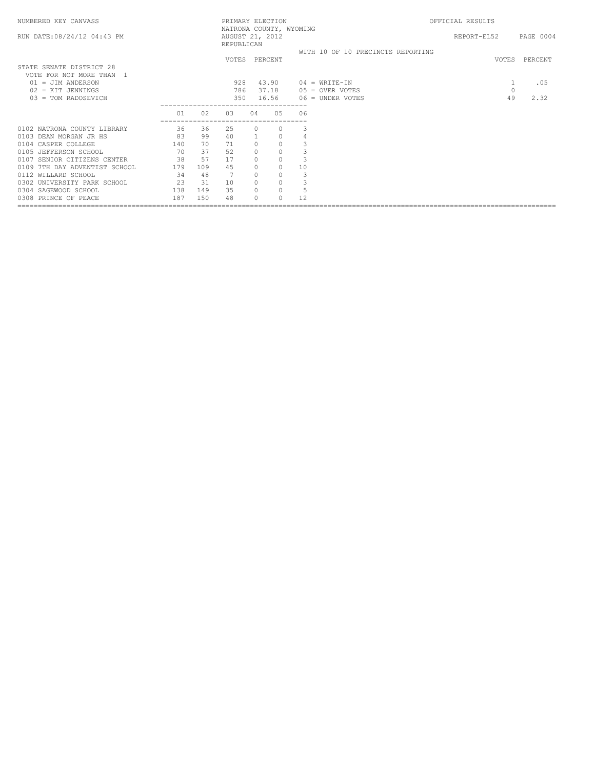NUMBERED KEY CANVASS — PRIMARY ELECTION — OFFICIAL RESULTS

NATRONA COUNTY, WYOMING

RUN DATE:08/24/12 04:43 PM — AUGUST 21, 2012 — REPORT-EL52

REPUBLICAN

WITH 10 OF 10 PRECINCTS REPORTING

## STATE SENATE DISTRICT 28

VOTE FOR NOT MORE THAN 1

| | VOTES | PERCENT |
|---|---|---|
| 01 = JIM ANDERSON | 928 | 43.90 |
| 02 = KIT JENNINGS | 786 | 37.18 |
| 03 = TOM RADOSEVICH | 350 | 16.56 |
| 04 = WRITE-IN | 1 | .05 |
| 05 = OVER VOTES | 0 | |
| 06 = UNDER VOTES | 49 | 2.32 |

| Precinct | 01 | 02 | 03 | 04 | 05 | 06 |
|---|---|---|---|---|---|---|
| 0102 NATRONA COUNTY LIBRARY | 36 | 36 | 25 | 0 | 0 | 3 |
| 0103 DEAN MORGAN JR HS | 83 | 99 | 40 | 1 | 0 | 4 |
| 0104 CASPER COLLEGE | 140 | 70 | 71 | 0 | 0 | 3 |
| 0105 JEFFERSON SCHOOL | 70 | 37 | 52 | 0 | 0 | 3 |
| 0107 SENIOR CITIZENS CENTER | 38 | 57 | 17 | 0 | 0 | 3 |
| 0109 7TH DAY ADVENTIST SCHOOL | 179 | 109 | 45 | 0 | 0 | 10 |
| 0112 WILLARD SCHOOL | 34 | 48 | 7 | 0 | 0 | 3 |
| 0302 UNIVERSITY PARK SCHOOL | 23 | 31 | 10 | 0 | 0 | 3 |
| 0304 SAGEWOOD SCHOOL | 138 | 149 | 35 | 0 | 0 | 5 |
| 0308 PRINCE OF PEACE | 187 | 150 | 48 | 0 | 0 | 12 |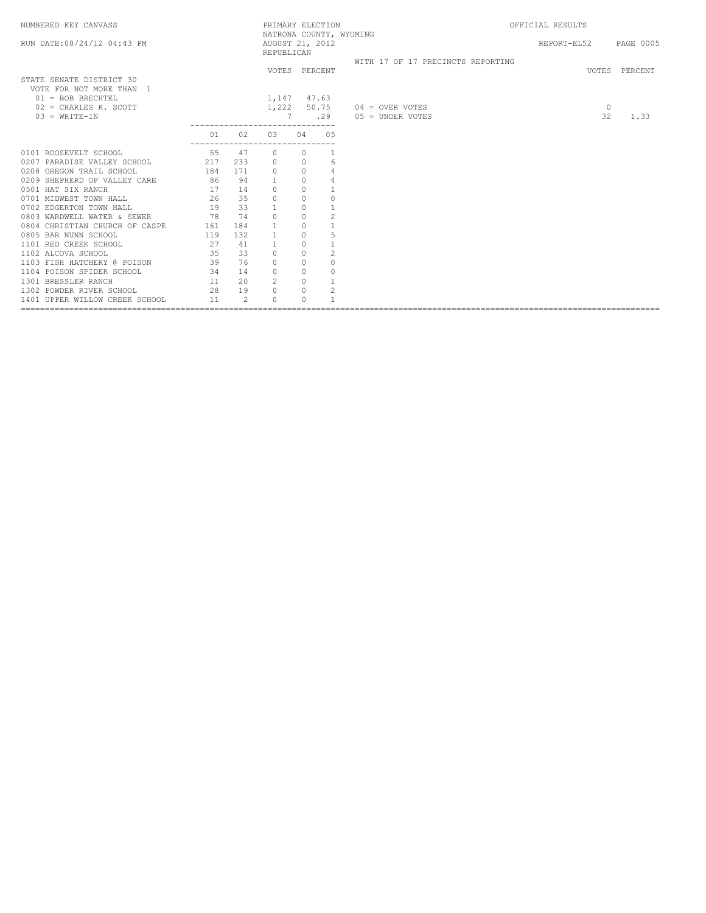NUMBERED KEY CANVASS — PRIMARY ELECTION — NATRONA COUNTY, WYOMING — OFFICIAL RESULTS

RUN DATE:08/24/12 04:43 PM — AUGUST 21, 2012 — REPUBLICAN — REPORT-EL52

WITH 17 OF 17 PRECINCTS REPORTING

## STATE SENATE DISTRICT 30

VOTE FOR NOT MORE THAN 1

| | VOTES | PERCENT |
|---|---|---|
| 01 = BOB BRECHTEL | 1,147 | 47.63 |
| 02 = CHARLES K. SCOTT | 1,222 | 50.75 |
| 03 = WRITE-IN | 7 | .29 |

| | VOTES | PERCENT |
|---|---|---|
| 04 = OVER VOTES | 0 | |
| 05 = UNDER VOTES | 32 | 1.33 |

| | 01 | 02 | 03 | 04 | 05 |
|---|---|---|---|---|---|
| 0101 ROOSEVELT SCHOOL | 55 | 47 | 0 | 0 | 1 |
| 0207 PARADISE VALLEY SCHOOL | 217 | 233 | 0 | 0 | 6 |
| 0208 OREGON TRAIL SCHOOL | 184 | 171 | 0 | 0 | 4 |
| 0209 SHEPHERD OF VALLEY CARE | 86 | 94 | 1 | 0 | 4 |
| 0501 HAT SIX RANCH | 17 | 14 | 0 | 0 | 1 |
| 0701 MIDWEST TOWN HALL | 26 | 35 | 0 | 0 | 0 |
| 0702 EDGERTON TOWN HALL | 19 | 33 | 1 | 0 | 1 |
| 0803 WARDWELL WATER & SEWER | 78 | 74 | 0 | 0 | 2 |
| 0804 CHRISTIAN CHURCH OF CASPE | 161 | 184 | 1 | 0 | 1 |
| 0805 BAR NUNN SCHOOL | 119 | 132 | 1 | 0 | 5 |
| 1101 RED CREEK SCHOOL | 27 | 41 | 1 | 0 | 1 |
| 1102 ALCOVA SCHOOL | 35 | 33 | 0 | 0 | 2 |
| 1103 FISH HATCHERY @ POISON | 39 | 76 | 0 | 0 | 0 |
| 1104 POISON SPIDER SCHOOL | 34 | 14 | 0 | 0 | 0 |
| 1301 BRESSLER RANCH | 11 | 20 | 2 | 0 | 1 |
| 1302 POWDER RIVER SCHOOL | 28 | 19 | 0 | 0 | 2 |
| 1401 UPPER WILLOW CREEK SCHOOL | 11 | 2 | 0 | 0 | 1 |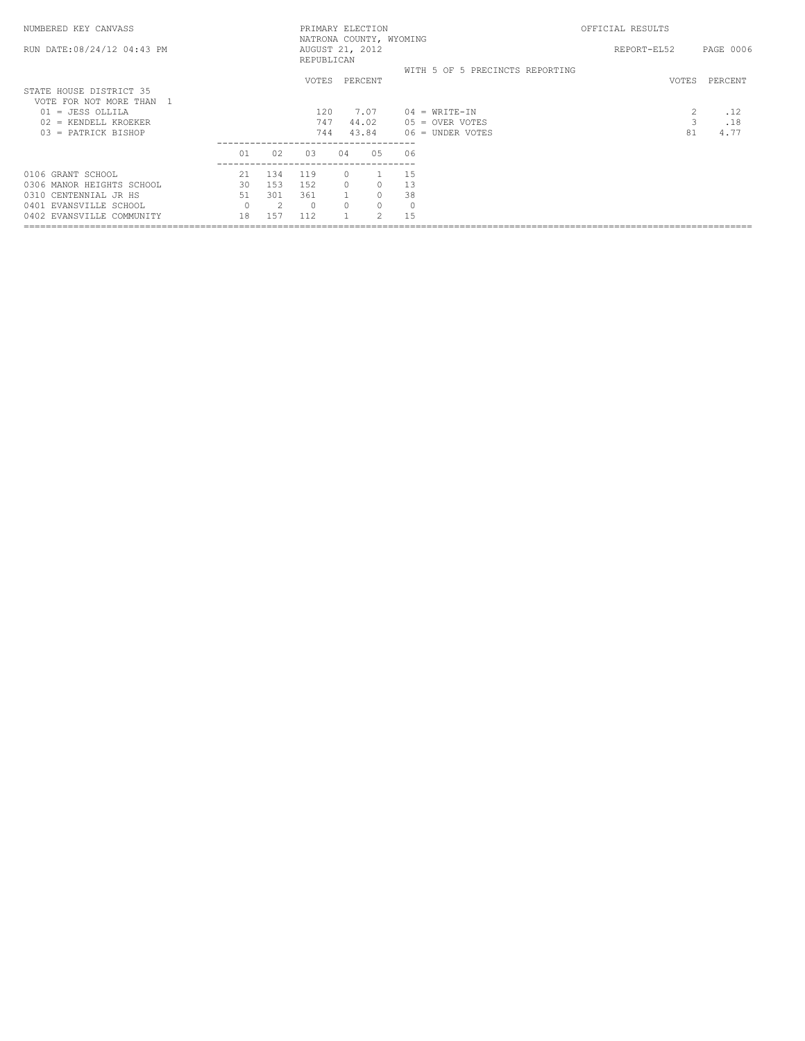NUMBERED KEY CANVASS

RUN DATE:08/24/12 04:43 PM

PRIMARY ELECTION
NATRONA COUNTY, WYOMING
AUGUST 21, 2012
REPUBLICAN

OFFICIAL RESULTS

REPORT-EL52

WITH 5 OF 5 PRECINCTS REPORTING

## STATE HOUSE DISTRICT 35

VOTE FOR NOT MORE THAN 1

| Candidate | VOTES | PERCENT |
|---|---|---|
| 01 = JESS OLLILA | 120 | 7.07 |
| 02 = KENDELL KROEKER | 747 | 44.02 |
| 03 = PATRICK BISHOP | 744 | 43.84 |
| 04 = WRITE-IN | 2 | .12 |
| 05 = OVER VOTES | 3 | .18 |
| 06 = UNDER VOTES | 81 | 4.77 |

| Precinct | 01 | 02 | 03 | 04 | 05 | 06 |
|---|---|---|---|---|---|---|
| 0106 GRANT SCHOOL | 21 | 134 | 119 | 0 | 1 | 15 |
| 0306 MANOR HEIGHTS SCHOOL | 30 | 153 | 152 | 0 | 0 | 13 |
| 0310 CENTENNIAL JR HS | 51 | 301 | 361 | 1 | 0 | 38 |
| 0401 EVANSVILLE SCHOOL | 0 | 2 | 0 | 0 | 0 | 0 |
| 0402 EVANSVILLE COMMUNITY | 18 | 157 | 112 | 1 | 2 | 15 |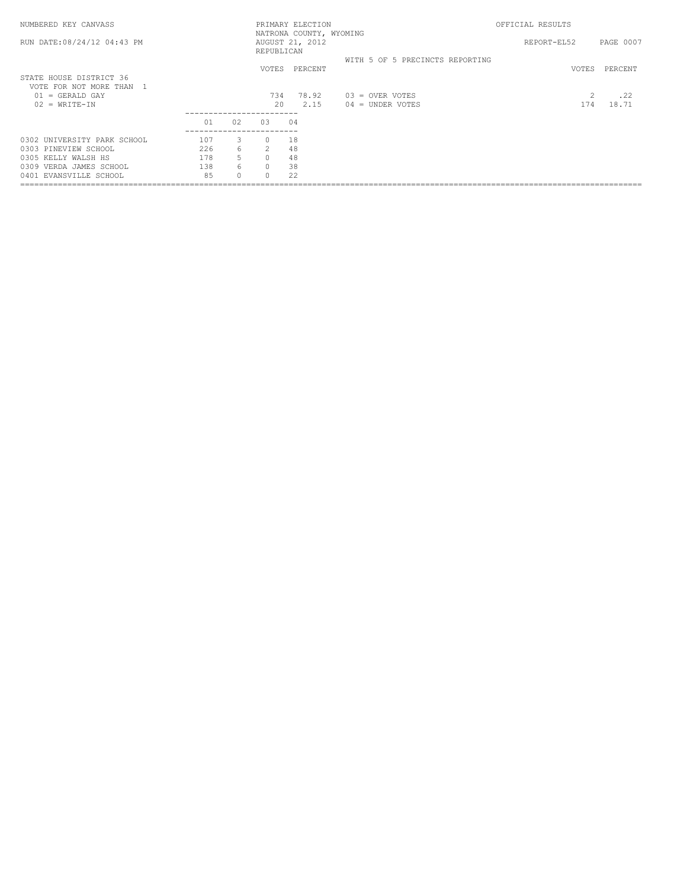NUMBERED KEY CANVASS

PRIMARY ELECTION
NATRONA COUNTY, WYOMING
AUGUST 21, 2012
REPUBLICAN

OFFICIAL RESULTS

RUN DATE:08/24/12 04:43 PM

REPORT-EL52

WITH 5 OF 5 PRECINCTS REPORTING

## STATE HOUSE DISTRICT 36

VOTE FOR NOT MORE THAN 1

| | VOTES | PERCENT | | VOTES | PERCENT |
|---|---|---|---|---|---|
| 01 = GERALD GAY | 734 | 78.92 | 03 = OVER VOTES | 2 | .22 |
| 02 = WRITE-IN | 20 | 2.15 | 04 = UNDER VOTES | 174 | 18.71 |

| | 01 | 02 | 03 | 04 |
|---|---|---|---|---|
| 0302 UNIVERSITY PARK SCHOOL | 107 | 3 | 0 | 18 |
| 0303 PINEVIEW SCHOOL | 226 | 6 | 2 | 48 |
| 0305 KELLY WALSH HS | 178 | 5 | 0 | 48 |
| 0309 VERDA JAMES SCHOOL | 138 | 6 | 0 | 38 |
| 0401 EVANSVILLE SCHOOL | 85 | 0 | 0 | 22 |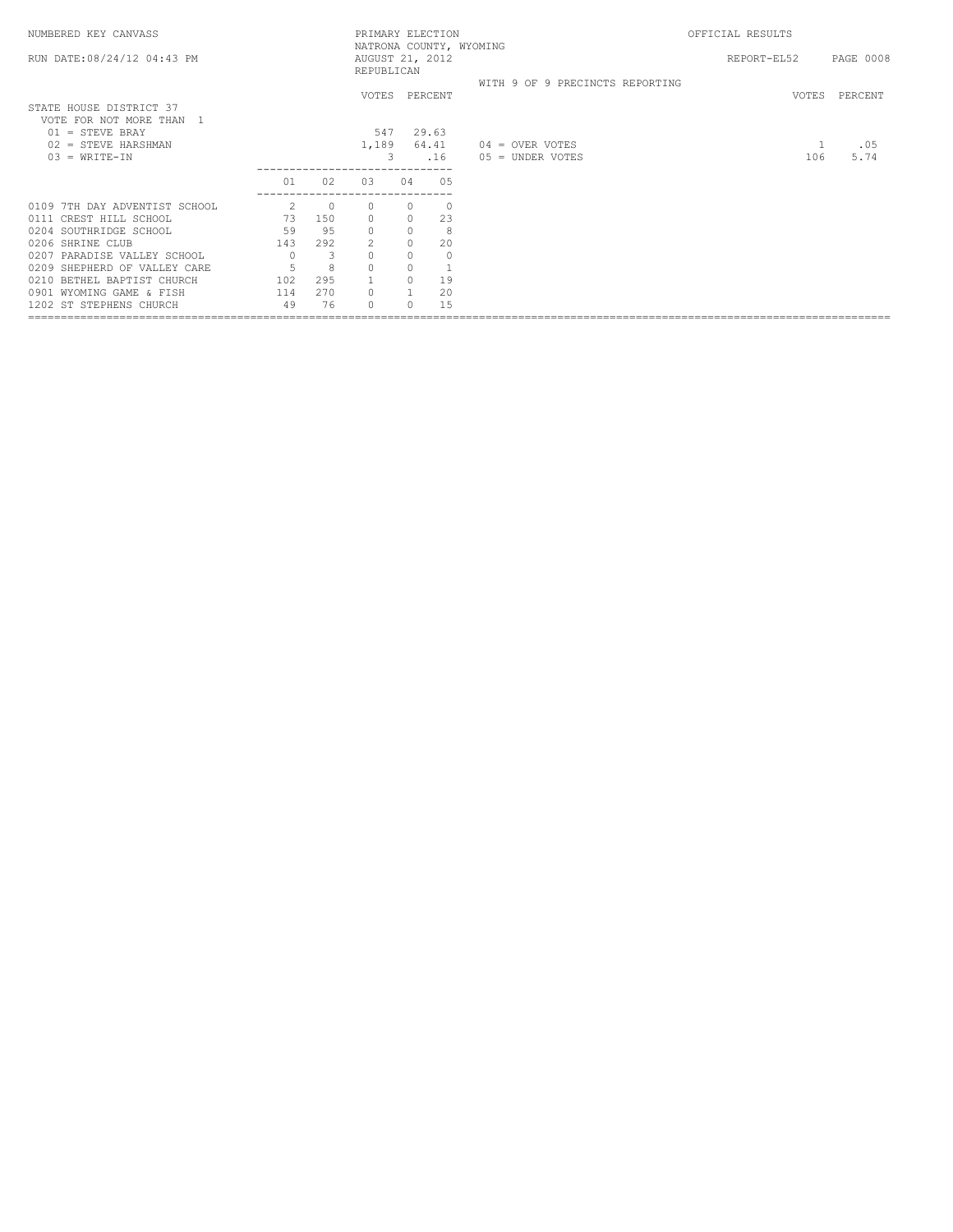NUMBERED KEY CANVASS — PRIMARY ELECTION — NATRONA COUNTY, WYOMING — OFFICIAL RESULTS

RUN DATE:08/24/12 04:43 PM — AUGUST 21, 2012 — REPORT-EL52

REPUBLICAN

WITH 9 OF 9 PRECINCTS REPORTING

## STATE HOUSE DISTRICT 37

VOTE FOR NOT MORE THAN 1

| | VOTES | PERCENT |
|---|---|---|
| 01 = STEVE BRAY | 547 | 29.63 |
| 02 = STEVE HARSHMAN | 1,189 | 64.41 |
| 03 = WRITE-IN | 3 | .16 |
| 04 = OVER VOTES | 1 | .05 |
| 05 = UNDER VOTES | 106 | 5.74 |

| | 01 | 02 | 03 | 04 | 05 |
|---|---|---|---|---|---|
| 0109 7TH DAY ADVENTIST SCHOOL | 2 | 0 | 0 | 0 | 0 |
| 0111 CREST HILL SCHOOL | 73 | 150 | 0 | 0 | 23 |
| 0204 SOUTHRIDGE SCHOOL | 59 | 95 | 0 | 0 | 8 |
| 0206 SHRINE CLUB | 143 | 292 | 2 | 0 | 20 |
| 0207 PARADISE VALLEY SCHOOL | 0 | 3 | 0 | 0 | 0 |
| 0209 SHEPHERD OF VALLEY CARE | 5 | 8 | 0 | 0 | 1 |
| 0210 BETHEL BAPTIST CHURCH | 102 | 295 | 1 | 0 | 19 |
| 0901 WYOMING GAME & FISH | 114 | 270 | 0 | 1 | 20 |
| 1202 ST STEPHENS CHURCH | 49 | 76 | 0 | 0 | 15 |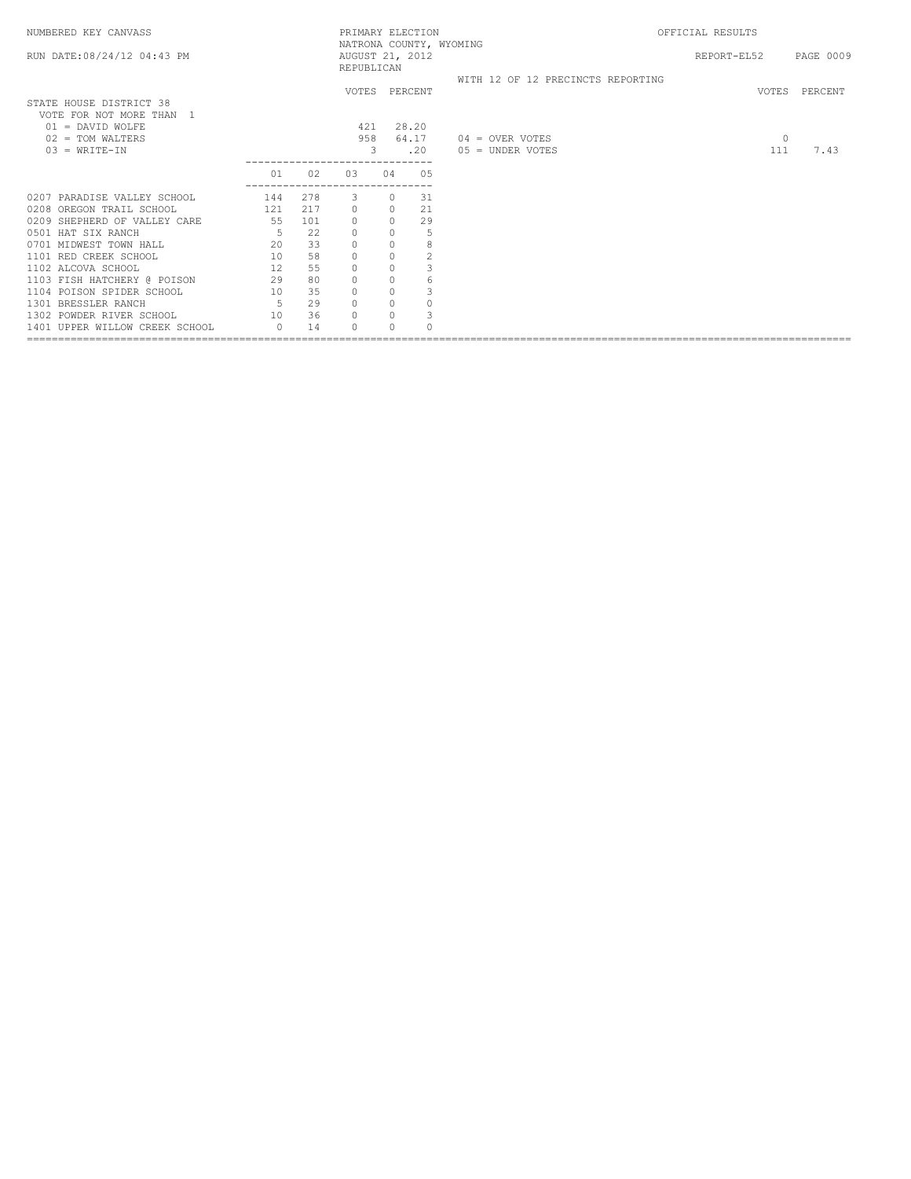NUMBERED KEY CANVASS

RUN DATE:08/24/12 04:43 PM

PRIMARY ELECTION
NATRONA COUNTY, WYOMING
AUGUST 21, 2012
REPUBLICAN

OFFICIAL RESULTS

REPORT-EL52 PAGE 0009

WITH 12 OF 12 PRECINCTS REPORTING

## STATE HOUSE DISTRICT 38

VOTE FOR NOT MORE THAN 1

| | VOTES | PERCENT | | VOTES | PERCENT |
|---|---|---|---|---|---|
| 01 = DAVID WOLFE | 421 | 28.20 | | | |
| 02 = TOM WALTERS | 958 | 64.17 | 04 = OVER VOTES | 0 | |
| 03 = WRITE-IN | 3 | .20 | 05 = UNDER VOTES | 111 | 7.43 |

| Precinct | 01 | 02 | 03 | 04 | 05 |
|---|---|---|---|---|---|
| 0207 PARADISE VALLEY SCHOOL | 144 | 278 | 3 | 0 | 31 |
| 0208 OREGON TRAIL SCHOOL | 121 | 217 | 0 | 0 | 21 |
| 0209 SHEPHERD OF VALLEY CARE | 55 | 101 | 0 | 0 | 29 |
| 0501 HAT SIX RANCH | 5 | 22 | 0 | 0 | 5 |
| 0701 MIDWEST TOWN HALL | 20 | 33 | 0 | 0 | 8 |
| 1101 RED CREEK SCHOOL | 10 | 58 | 0 | 0 | 2 |
| 1102 ALCOVA SCHOOL | 12 | 55 | 0 | 0 | 3 |
| 1103 FISH HATCHERY @ POISON | 29 | 80 | 0 | 0 | 6 |
| 1104 POISON SPIDER SCHOOL | 10 | 35 | 0 | 0 | 3 |
| 1301 BRESSLER RANCH | 5 | 29 | 0 | 0 | 0 |
| 1302 POWDER RIVER SCHOOL | 10 | 36 | 0 | 0 | 3 |
| 1401 UPPER WILLOW CREEK SCHOOL | 0 | 14 | 0 | 0 | 0 |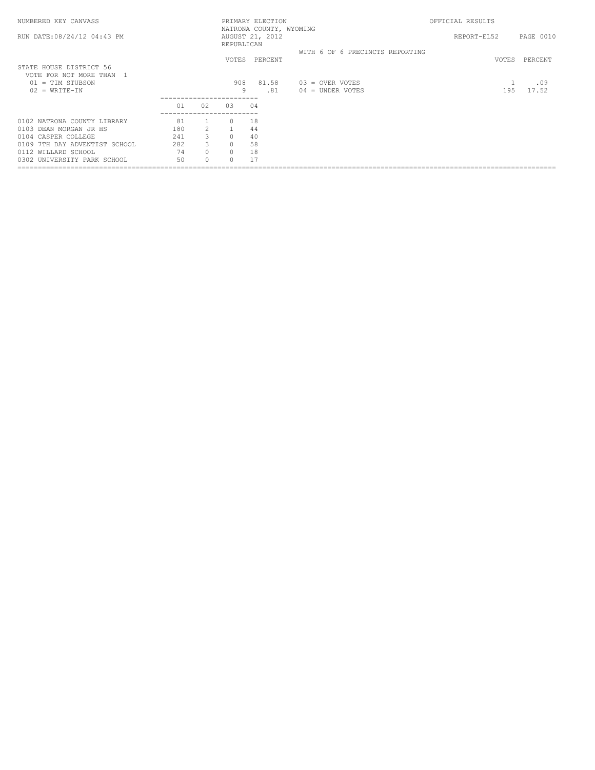NUMBERED KEY CANVASS

RUN DATE:08/24/12 04:43 PM

PRIMARY ELECTION
NATRONA COUNTY, WYOMING
AUGUST 21, 2012
REPUBLICAN

OFFICIAL RESULTS

REPORT-EL52

WITH 6 OF 6 PRECINCTS REPORTING

STATE HOUSE DISTRICT 56
VOTE FOR NOT MORE THAN 1

| | VOTES | PERCENT | | VOTES | PERCENT |
|---|---|---|---|---|---|
| 01 = TIM STUBSON | 908 | 81.58 | 03 = OVER VOTES | 1 | .09 |
| 02 = WRITE-IN | 9 | .81 | 04 = UNDER VOTES | 195 | 17.52 |

| | 01 | 02 | 03 | 04 |
|---|---|---|---|---|
| 0102 NATRONA COUNTY LIBRARY | 81 | 1 | 0 | 18 |
| 0103 DEAN MORGAN JR HS | 180 | 2 | 1 | 44 |
| 0104 CASPER COLLEGE | 241 | 3 | 0 | 40 |
| 0109 7TH DAY ADVENTIST SCHOOL | 282 | 3 | 0 | 58 |
| 0112 WILLARD SCHOOL | 74 | 0 | 0 | 18 |
| 0302 UNIVERSITY PARK SCHOOL | 50 | 0 | 0 | 17 |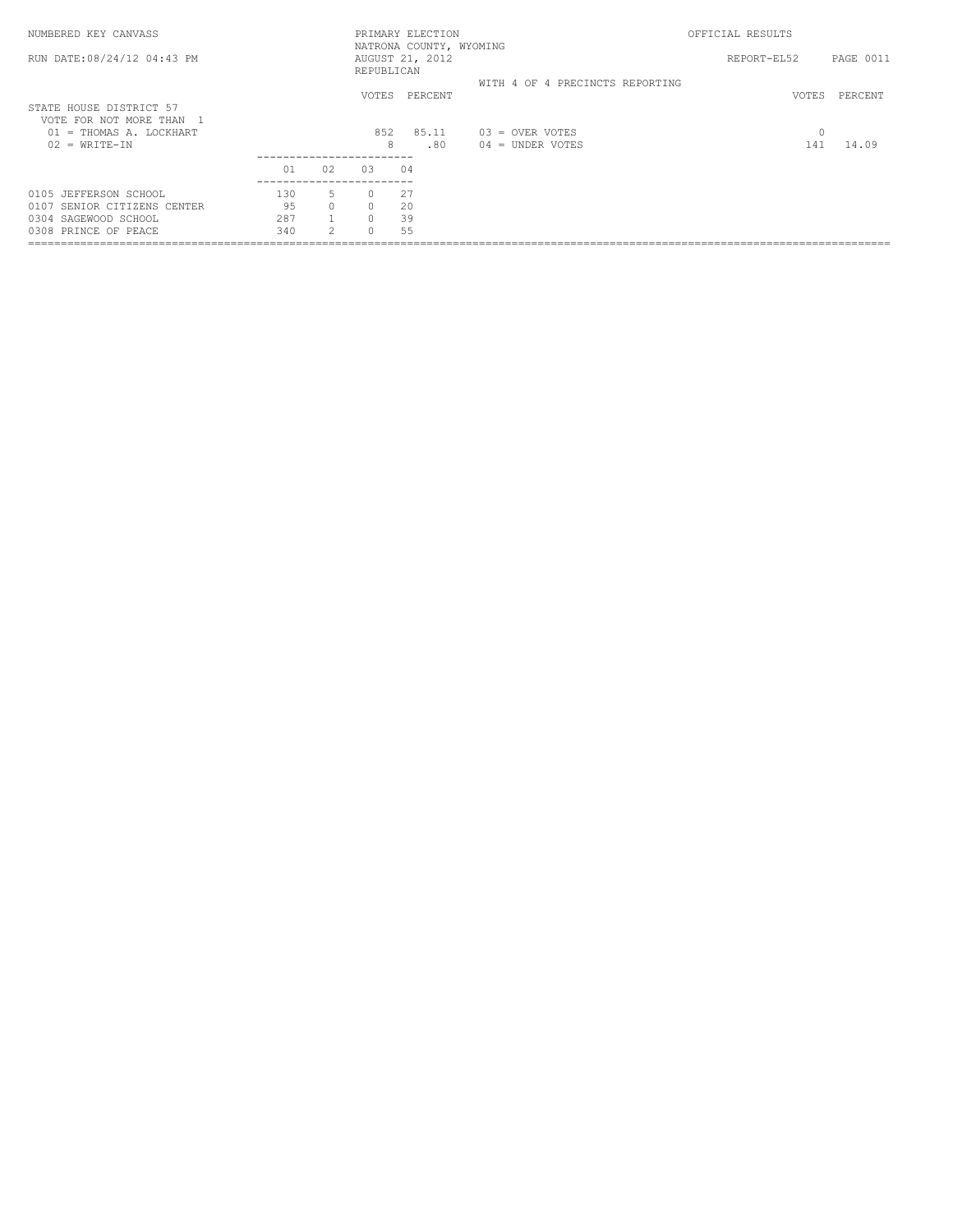NUMBERED KEY CANVASS

PRIMARY ELECTION
NATRONA COUNTY, WYOMING
AUGUST 21, 2012
REPUBLICAN

OFFICIAL RESULTS

RUN DATE:08/24/12 04:43 PM

REPORT-EL52

WITH 4 OF 4 PRECINCTS REPORTING

## STATE HOUSE DISTRICT 57

VOTE FOR NOT MORE THAN 1

| | VOTES | PERCENT | | VOTES | PERCENT |
|---|---|---|---|---|---|
| 01 = THOMAS A. LOCKHART | 852 | 85.11 | 03 = OVER VOTES | 0 | |
| 02 = WRITE-IN | 8 | .80 | 04 = UNDER VOTES | 141 | 14.09 |

| | 01 | 02 | 03 | 04 |
|---|---|---|---|---|
| 0105 JEFFERSON SCHOOL | 130 | 5 | 0 | 27 |
| 0107 SENIOR CITIZENS CENTER | 95 | 0 | 0 | 20 |
| 0304 SAGEWOOD SCHOOL | 287 | 1 | 0 | 39 |
| 0308 PRINCE OF PEACE | 340 | 2 | 0 | 55 |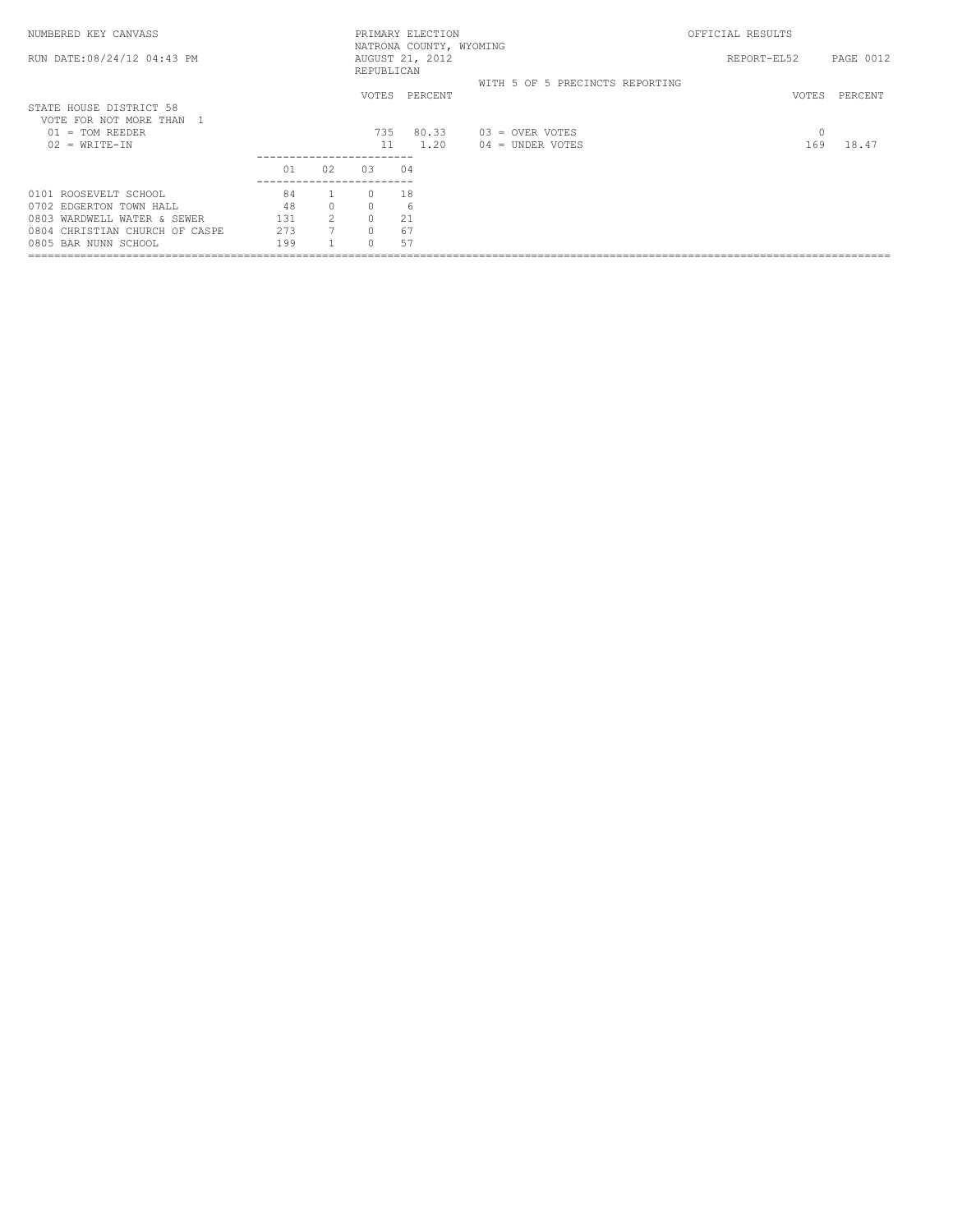NUMBERED KEY CANVASS

RUN DATE:08/24/12 04:43 PM

PRIMARY ELECTION
NATRONA COUNTY, WYOMING
AUGUST 21, 2012
REPUBLICAN

OFFICIAL RESULTS

REPORT-EL52

WITH 5 OF 5 PRECINCTS REPORTING

## STATE HOUSE DISTRICT 58

VOTE FOR NOT MORE THAN 1

| | VOTES | PERCENT | | VOTES | PERCENT |
|---|---|---|---|---|---|
| 01 = TOM REEDER | 735 | 80.33 | 03 = OVER VOTES | 0 | |
| 02 = WRITE-IN | 11 | 1.20 | 04 = UNDER VOTES | 169 | 18.47 |

| | 01 | 02 | 03 | 04 |
|---|---|---|---|---|
| 0101 ROOSEVELT SCHOOL | 84 | 1 | 0 | 18 |
| 0702 EDGERTON TOWN HALL | 48 | 0 | 0 | 6 |
| 0803 WARDWELL WATER & SEWER | 131 | 2 | 0 | 21 |
| 0804 CHRISTIAN CHURCH OF CASPE | 273 | 7 | 0 | 67 |
| 0805 BAR NUNN SCHOOL | 199 | 1 | 0 | 57 |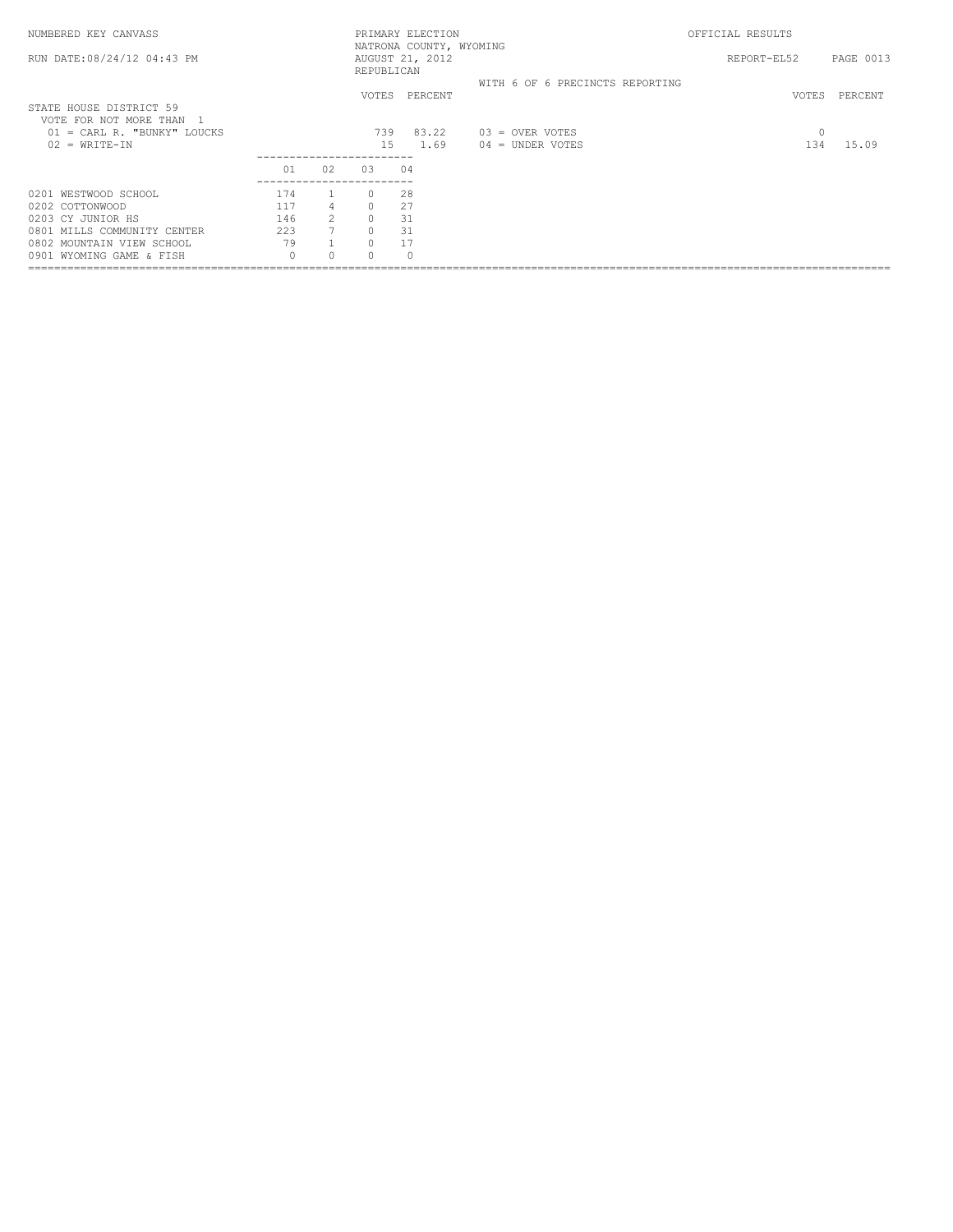NUMBERED KEY CANVASS — PRIMARY ELECTION — NATRONA COUNTY, WYOMING — OFFICIAL RESULTS

RUN DATE:08/24/12 04:43 PM — AUGUST 21, 2012 — REPUBLICAN — REPORT-EL52

WITH 6 OF 6 PRECINCTS REPORTING

## STATE HOUSE DISTRICT 59

VOTE FOR NOT MORE THAN 1

| | VOTES | PERCENT |
|---|---|---|
| 01 = CARL R. "BUNKY" LOUCKS | 739 | 83.22 |
| 02 = WRITE-IN | 15 | 1.69 |
| 03 = OVER VOTES | 0 | |
| 04 = UNDER VOTES | 134 | 15.09 |

| | 01 | 02 | 03 | 04 |
|---|---|---|---|---|
| 0201 WESTWOOD SCHOOL | 174 | 1 | 0 | 28 |
| 0202 COTTONWOOD | 117 | 4 | 0 | 27 |
| 0203 CY JUNIOR HS | 146 | 2 | 0 | 31 |
| 0801 MILLS COMMUNITY CENTER | 223 | 7 | 0 | 31 |
| 0802 MOUNTAIN VIEW SCHOOL | 79 | 1 | 0 | 17 |
| 0901 WYOMING GAME & FISH | 0 | 0 | 0 | 0 |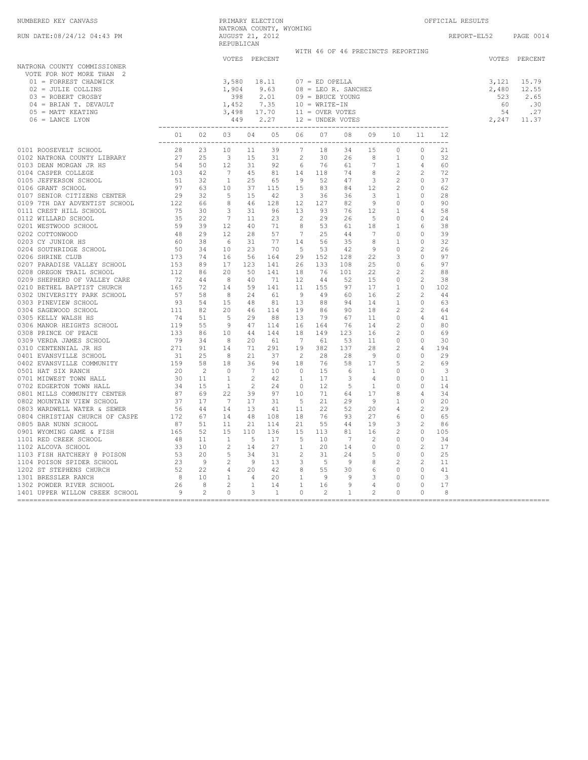NUMBERED KEY CANVASS — PRIMARY ELECTION — NATRONA COUNTY, WYOMING — OFFICIAL RESULTS

RUN DATE:08/24/12 04:43 PM — AUGUST 21, 2012 — REPUBLICAN — REPORT-EL52 PAGE 0014

WITH 46 OF 46 PRECINCTS REPORTING

## NATRONA COUNTY COMMISSIONER

VOTE FOR NOT MORE THAN 2

| Key | Candidate | VOTES | PERCENT |
|---|---|---|---|
| 01 | FORREST CHADWICK | 3,580 | 18.11 |
| 02 | JULIE COLLINS | 1,904 | 9.63 |
| 03 | ROBERT CROSBY | 398 | 2.01 |
| 04 | BRIAN T. DEVAULT | 1,452 | 7.35 |
| 05 | MATT KEATING | 3,498 | 17.70 |
| 06 | LANCE LYON | 449 | 2.27 |
| 07 | ED OPELLA | 3,121 | 15.79 |
| 08 | LEO R. SANCHEZ | 2,480 | 12.55 |
| 09 | BRUCE YOUNG | 523 | 2.65 |
| 10 | WRITE-IN | 60 | .30 |
| 11 | OVER VOTES | 54 | .27 |
| 12 | UNDER VOTES | 2,247 | 11.37 |

| Precinct | 01 | 02 | 03 | 04 | 05 | 06 | 07 | 08 | 09 | 10 | 11 | 12 |
|---|---|---|---|---|---|---|---|---|---|---|---|---|
| 0101 ROOSEVELT SCHOOL | 28 | 23 | 10 | 11 | 39 | 7 | 18 | 34 | 15 | 0 | 0 | 21 |
| 0102 NATRONA COUNTY LIBRARY | 27 | 25 | 3 | 15 | 31 | 2 | 30 | 26 | 8 | 1 | 0 | 32 |
| 0103 DEAN MORGAN JR HS | 54 | 50 | 12 | 31 | 92 | 6 | 76 | 61 | 7 | 1 | 4 | 60 |
| 0104 CASPER COLLEGE | 103 | 42 | 7 | 45 | 81 | 14 | 118 | 74 | 8 | 2 | 2 | 72 |
| 0105 JEFFERSON SCHOOL | 51 | 32 | 1 | 25 | 65 | 9 | 52 | 47 | 3 | 2 | 0 | 37 |
| 0106 GRANT SCHOOL | 97 | 63 | 10 | 37 | 115 | 15 | 83 | 84 | 12 | 2 | 0 | 62 |
| 0107 SENIOR CITIZENS CENTER | 29 | 32 | 5 | 15 | 42 | 3 | 36 | 36 | 3 | 1 | 0 | 28 |
| 0109 7TH DAY ADVENTIST SCHOOL | 122 | 66 | 8 | 46 | 128 | 12 | 127 | 82 | 9 | 0 | 0 | 90 |
| 0111 CREST HILL SCHOOL | 75 | 30 | 3 | 31 | 96 | 13 | 93 | 76 | 12 | 1 | 4 | 58 |
| 0112 WILLARD SCHOOL | 35 | 22 | 7 | 11 | 23 | 2 | 29 | 26 | 5 | 0 | 0 | 24 |
| 0201 WESTWOOD SCHOOL | 59 | 39 | 12 | 40 | 71 | 8 | 53 | 61 | 18 | 1 | 6 | 38 |
| 0202 COTTONWOOD | 48 | 29 | 12 | 28 | 57 | 7 | 25 | 44 | 7 | 0 | 0 | 39 |
| 0203 CY JUNIOR HS | 60 | 38 | 6 | 31 | 77 | 14 | 56 | 35 | 8 | 1 | 0 | 32 |
| 0204 SOUTHRIDGE SCHOOL | 50 | 34 | 10 | 23 | 70 | 5 | 53 | 42 | 9 | 0 | 2 | 26 |
| 0206 SHRINE CLUB | 173 | 74 | 16 | 56 | 164 | 29 | 152 | 128 | 22 | 3 | 0 | 97 |
| 0207 PARADISE VALLEY SCHOOL | 153 | 89 | 17 | 123 | 141 | 26 | 133 | 108 | 25 | 0 | 6 | 97 |
| 0208 OREGON TRAIL SCHOOL | 112 | 86 | 20 | 50 | 141 | 18 | 76 | 101 | 22 | 2 | 2 | 88 |
| 0209 SHEPHERD OF VALLEY CARE | 72 | 44 | 8 | 40 | 71 | 12 | 44 | 52 | 15 | 0 | 2 | 38 |
| 0210 BETHEL BAPTIST CHURCH | 165 | 72 | 14 | 59 | 141 | 11 | 155 | 97 | 17 | 1 | 0 | 102 |
| 0302 UNIVERSITY PARK SCHOOL | 57 | 58 | 8 | 24 | 61 | 9 | 49 | 60 | 16 | 2 | 2 | 44 |
| 0303 PINEVIEW SCHOOL | 93 | 54 | 15 | 48 | 81 | 13 | 88 | 94 | 14 | 1 | 0 | 63 |
| 0304 SAGEWOOD SCHOOL | 111 | 82 | 20 | 46 | 114 | 19 | 86 | 90 | 18 | 2 | 2 | 64 |
| 0305 KELLY WALSH HS | 74 | 51 | 5 | 29 | 88 | 13 | 79 | 67 | 11 | 0 | 4 | 41 |
| 0306 MANOR HEIGHTS SCHOOL | 119 | 55 | 9 | 47 | 114 | 16 | 164 | 76 | 14 | 2 | 0 | 80 |
| 0308 PRINCE OF PEACE | 133 | 86 | 10 | 44 | 144 | 18 | 149 | 123 | 16 | 2 | 0 | 69 |
| 0309 VERDA JAMES SCHOOL | 79 | 34 | 8 | 20 | 61 | 7 | 61 | 53 | 11 | 0 | 0 | 30 |
| 0310 CENTENNIAL JR HS | 271 | 91 | 14 | 71 | 291 | 19 | 382 | 137 | 28 | 2 | 4 | 194 |
| 0401 EVANSVILLE SCHOOL | 31 | 25 | 8 | 21 | 37 | 2 | 28 | 28 | 9 | 0 | 0 | 29 |
| 0402 EVANSVILLE COMMUNITY | 159 | 58 | 18 | 36 | 94 | 18 | 76 | 58 | 17 | 5 | 2 | 69 |
| 0501 HAT SIX RANCH | 20 | 2 | 0 | 7 | 10 | 0 | 15 | 6 | 1 | 0 | 0 | 3 |
| 0701 MIDWEST TOWN HALL | 30 | 11 | 1 | 2 | 42 | 1 | 17 | 3 | 4 | 0 | 0 | 11 |
| 0702 EDGERTON TOWN HALL | 34 | 15 | 1 | 2 | 24 | 0 | 12 | 5 | 1 | 0 | 0 | 14 |
| 0801 MILLS COMMUNITY CENTER | 87 | 69 | 22 | 39 | 97 | 10 | 71 | 64 | 17 | 8 | 4 | 34 |
| 0802 MOUNTAIN VIEW SCHOOL | 37 | 17 | 7 | 17 | 31 | 5 | 21 | 29 | 9 | 1 | 0 | 20 |
| 0803 WARDWELL WATER & SEWER | 56 | 44 | 14 | 13 | 41 | 11 | 22 | 52 | 20 | 4 | 2 | 29 |
| 0804 CHRISTIAN CHURCH OF CASPE | 172 | 67 | 14 | 48 | 108 | 18 | 76 | 93 | 27 | 6 | 0 | 65 |
| 0805 BAR NUNN SCHOOL | 87 | 51 | 11 | 21 | 114 | 21 | 55 | 44 | 19 | 3 | 2 | 86 |
| 0901 WYOMING GAME & FISH | 165 | 52 | 15 | 110 | 136 | 15 | 113 | 81 | 16 | 2 | 0 | 105 |
| 1101 RED CREEK SCHOOL | 48 | 11 | 1 | 5 | 17 | 5 | 10 | 7 | 2 | 0 | 0 | 34 |
| 1102 ALCOVA SCHOOL | 33 | 10 | 2 | 14 | 27 | 1 | 20 | 14 | 0 | 0 | 2 | 17 |
| 1103 FISH HATCHERY @ POISON | 53 | 20 | 5 | 34 | 31 | 2 | 31 | 24 | 5 | 0 | 0 | 25 |
| 1104 POISON SPIDER SCHOOL | 23 | 9 | 2 | 9 | 13 | 3 | 5 | 9 | 8 | 2 | 2 | 11 |
| 1202 ST STEPHENS CHURCH | 52 | 22 | 4 | 20 | 42 | 8 | 55 | 30 | 6 | 0 | 0 | 41 |
| 1301 BRESSLER RANCH | 8 | 10 | 1 | 4 | 20 | 1 | 9 | 9 | 3 | 0 | 0 | 3 |
| 1302 POWDER RIVER SCHOOL | 26 | 8 | 2 | 1 | 14 | 1 | 16 | 9 | 4 | 0 | 0 | 17 |
| 1401 UPPER WILLOW CREEK SCHOOL | 9 | 2 | 0 | 3 | 1 | 0 | 2 | 1 | 2 | 0 | 0 | 8 |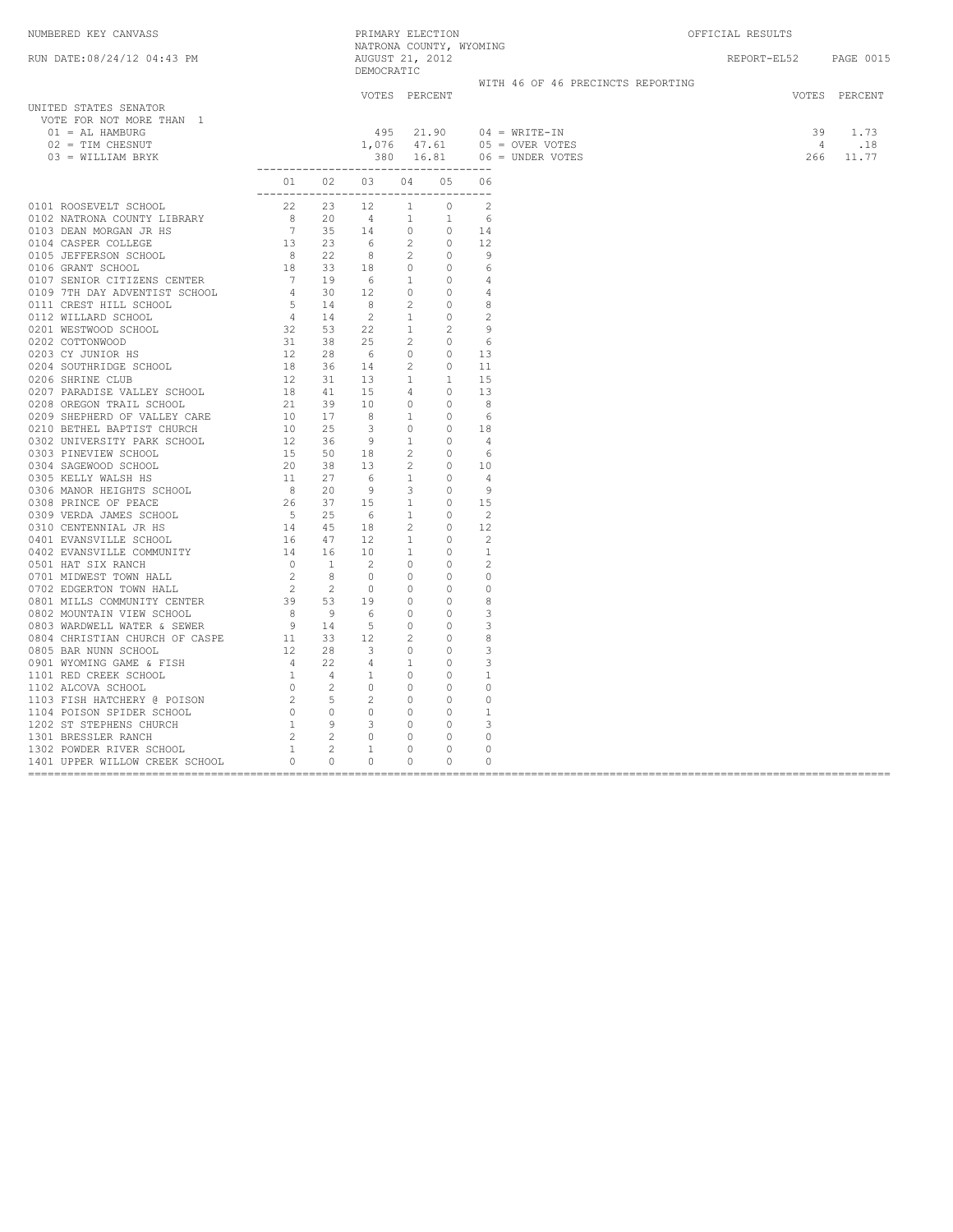NUMBERED KEY CANVASS

RUN DATE:08/24/12 04:43 PM

PRIMARY ELECTION
NATRONA COUNTY, WYOMING
AUGUST 21, 2012
DEMOCRATIC

OFFICIAL RESULTS

REPORT-EL52

WITH 46 OF 46 PRECINCTS REPORTING

## UNITED STATES SENATOR

VOTE FOR NOT MORE THAN 1

| | VOTES | PERCENT | | VOTES | PERCENT |
|---|---|---|---|---|---|
| 01 = AL HAMBURG | 495 | 21.90 | 04 = WRITE-IN | 39 | 1.73 |
| 02 = TIM CHESNUT | 1,076 | 47.61 | 05 = OVER VOTES | 4 | .18 |
| 03 = WILLIAM BRYK | 380 | 16.81 | 06 = UNDER VOTES | 266 | 11.77 |

| Precinct | 01 | 02 | 03 | 04 | 05 | 06 |
|---|---|---|---|---|---|---|
| 0101 ROOSEVELT SCHOOL | 22 | 23 | 12 | 1 | 0 | 2 |
| 0102 NATRONA COUNTY LIBRARY | 8 | 20 | 4 | 1 | 1 | 6 |
| 0103 DEAN MORGAN JR HS | 7 | 35 | 14 | 0 | 0 | 14 |
| 0104 CASPER COLLEGE | 13 | 23 | 6 | 2 | 0 | 12 |
| 0105 JEFFERSON SCHOOL | 8 | 22 | 8 | 2 | 0 | 9 |
| 0106 GRANT SCHOOL | 18 | 33 | 18 | 0 | 0 | 6 |
| 0107 SENIOR CITIZENS CENTER | 7 | 19 | 6 | 1 | 0 | 4 |
| 0109 7TH DAY ADVENTIST SCHOOL | 4 | 30 | 12 | 0 | 0 | 4 |
| 0111 CREST HILL SCHOOL | 5 | 14 | 8 | 2 | 0 | 8 |
| 0112 WILLARD SCHOOL | 4 | 14 | 2 | 1 | 0 | 2 |
| 0201 WESTWOOD SCHOOL | 32 | 53 | 22 | 1 | 2 | 9 |
| 0202 COTTONWOOD | 31 | 38 | 25 | 2 | 0 | 6 |
| 0203 CY JUNIOR HS | 12 | 28 | 6 | 0 | 0 | 13 |
| 0204 SOUTHRIDGE SCHOOL | 18 | 36 | 14 | 2 | 0 | 11 |
| 0206 SHRINE CLUB | 12 | 31 | 13 | 1 | 1 | 15 |
| 0207 PARADISE VALLEY SCHOOL | 18 | 41 | 15 | 4 | 0 | 13 |
| 0208 OREGON TRAIL SCHOOL | 21 | 39 | 10 | 0 | 0 | 8 |
| 0209 SHEPHERD OF VALLEY CARE | 10 | 17 | 8 | 1 | 0 | 6 |
| 0210 BETHEL BAPTIST CHURCH | 10 | 25 | 3 | 0 | 0 | 18 |
| 0302 UNIVERSITY PARK SCHOOL | 12 | 36 | 9 | 1 | 0 | 4 |
| 0303 PINEVIEW SCHOOL | 15 | 50 | 18 | 2 | 0 | 6 |
| 0304 SAGEWOOD SCHOOL | 20 | 38 | 13 | 2 | 0 | 10 |
| 0305 KELLY WALSH HS | 11 | 27 | 6 | 1 | 0 | 4 |
| 0306 MANOR HEIGHTS SCHOOL | 8 | 20 | 9 | 3 | 0 | 9 |
| 0308 PRINCE OF PEACE | 26 | 37 | 15 | 1 | 0 | 15 |
| 0309 VERDA JAMES SCHOOL | 5 | 25 | 6 | 1 | 0 | 2 |
| 0310 CENTENNIAL JR HS | 14 | 45 | 18 | 2 | 0 | 12 |
| 0401 EVANSVILLE SCHOOL | 16 | 47 | 12 | 1 | 0 | 2 |
| 0402 EVANSVILLE COMMUNITY | 14 | 16 | 10 | 1 | 0 | 1 |
| 0501 HAT SIX RANCH | 0 | 1 | 2 | 0 | 0 | 2 |
| 0701 MIDWEST TOWN HALL | 2 | 8 | 0 | 0 | 0 | 0 |
| 0702 EDGERTON TOWN HALL | 2 | 2 | 0 | 0 | 0 | 0 |
| 0801 MILLS COMMUNITY CENTER | 39 | 53 | 19 | 0 | 0 | 8 |
| 0802 MOUNTAIN VIEW SCHOOL | 8 | 9 | 6 | 0 | 0 | 3 |
| 0803 WARDWELL WATER & SEWER | 9 | 14 | 5 | 0 | 0 | 3 |
| 0804 CHRISTIAN CHURCH OF CASPE | 11 | 33 | 12 | 2 | 0 | 8 |
| 0805 BAR NUNN SCHOOL | 12 | 28 | 3 | 0 | 0 | 3 |
| 0901 WYOMING GAME & FISH | 4 | 22 | 4 | 1 | 0 | 3 |
| 1101 RED CREEK SCHOOL | 1 | 4 | 1 | 0 | 0 | 1 |
| 1102 ALCOVA SCHOOL | 0 | 2 | 0 | 0 | 0 | 0 |
| 1103 FISH HATCHERY @ POISON | 2 | 5 | 2 | 0 | 0 | 0 |
| 1104 POISON SPIDER SCHOOL | 0 | 0 | 0 | 0 | 0 | 1 |
| 1202 ST STEPHENS CHURCH | 1 | 9 | 3 | 0 | 0 | 3 |
| 1301 BRESSLER RANCH | 2 | 2 | 0 | 0 | 0 | 0 |
| 1302 POWDER RIVER SCHOOL | 1 | 2 | 1 | 0 | 0 | 0 |
| 1401 UPPER WILLOW CREEK SCHOOL | 0 | 0 | 0 | 0 | 0 | 0 |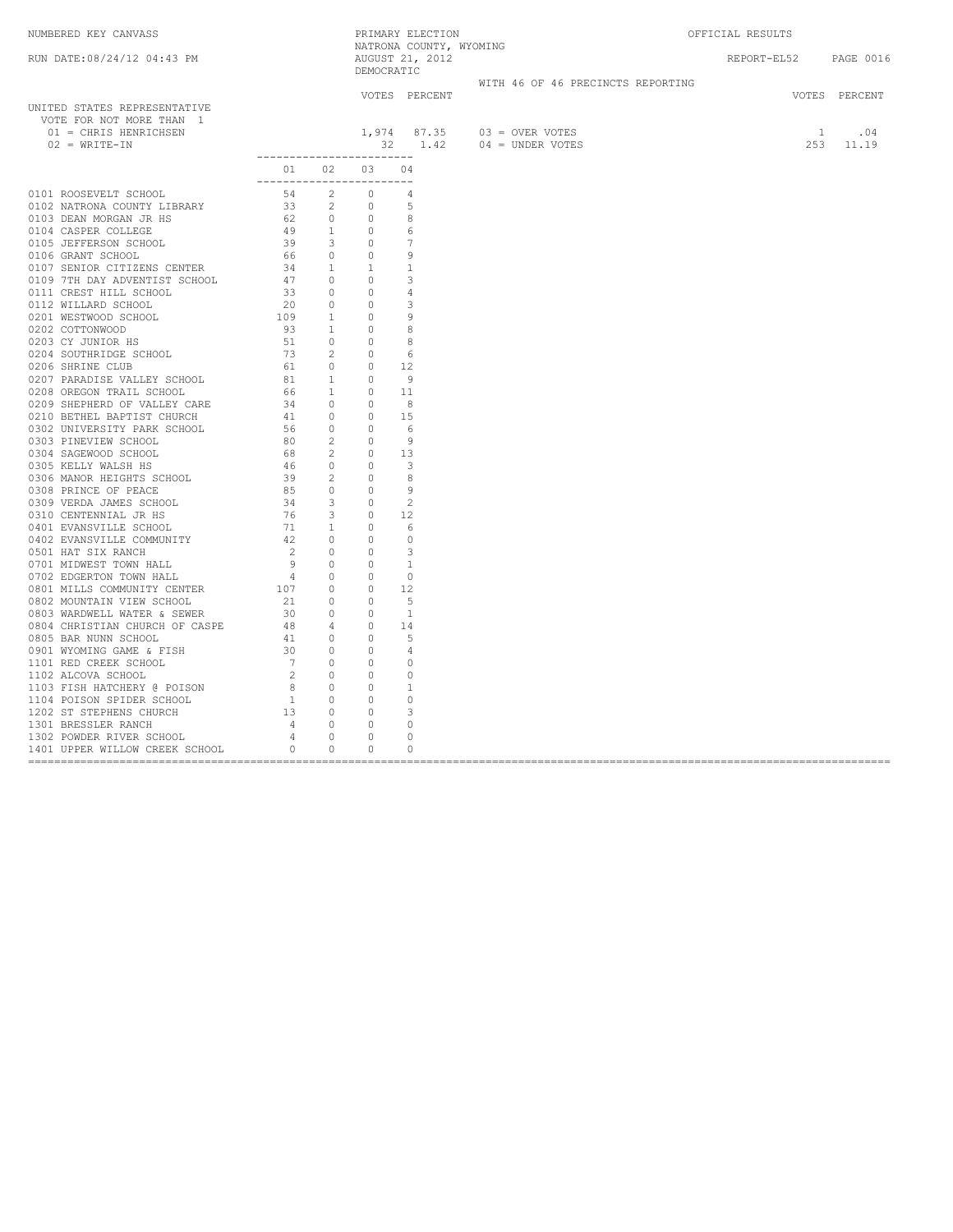NUMBERED KEY CANVASS — PRIMARY ELECTION — NATRONA COUNTY, WYOMING — AUGUST 21, 2012 — OFFICIAL RESULTS

RUN DATE:08/24/12 04:43 PM — DEMOCRATIC — REPORT-EL52 PAGE 0016

WITH 46 OF 46 PRECINCTS REPORTING

## UNITED STATES REPRESENTATIVE
VOTE FOR NOT MORE THAN 1

| | VOTES | PERCENT |
|---|---|---|
| 01 = CHRIS HENRICHSEN | 1,974 | 87.35 |
| 02 = WRITE-IN | 32 | 1.42 |
| 03 = OVER VOTES | 1 | .04 |
| 04 = UNDER VOTES | 253 | 11.19 |

| Precinct | 01 | 02 | 03 | 04 |
|---|---|---|---|---|
| 0101 ROOSEVELT SCHOOL | 54 | 2 | 0 | 4 |
| 0102 NATRONA COUNTY LIBRARY | 33 | 2 | 0 | 5 |
| 0103 DEAN MORGAN JR HS | 62 | 0 | 0 | 8 |
| 0104 CASPER COLLEGE | 49 | 1 | 0 | 6 |
| 0105 JEFFERSON SCHOOL | 39 | 3 | 0 | 7 |
| 0106 GRANT SCHOOL | 66 | 0 | 0 | 9 |
| 0107 SENIOR CITIZENS CENTER | 34 | 1 | 1 | 1 |
| 0109 7TH DAY ADVENTIST SCHOOL | 47 | 0 | 0 | 3 |
| 0111 CREST HILL SCHOOL | 33 | 0 | 0 | 4 |
| 0112 WILLARD SCHOOL | 20 | 0 | 0 | 3 |
| 0201 WESTWOOD SCHOOL | 109 | 1 | 0 | 9 |
| 0202 COTTONWOOD | 93 | 1 | 0 | 8 |
| 0203 CY JUNIOR HS | 51 | 0 | 0 | 8 |
| 0204 SOUTHRIDGE SCHOOL | 73 | 2 | 0 | 6 |
| 0206 SHRINE CLUB | 61 | 0 | 0 | 12 |
| 0207 PARADISE VALLEY SCHOOL | 81 | 1 | 0 | 9 |
| 0208 OREGON TRAIL SCHOOL | 66 | 1 | 0 | 11 |
| 0209 SHEPHERD OF VALLEY CARE | 34 | 0 | 0 | 8 |
| 0210 BETHEL BAPTIST CHURCH | 41 | 0 | 0 | 15 |
| 0302 UNIVERSITY PARK SCHOOL | 56 | 0 | 0 | 6 |
| 0303 PINEVIEW SCHOOL | 80 | 2 | 0 | 9 |
| 0304 SAGEWOOD SCHOOL | 68 | 2 | 0 | 13 |
| 0305 KELLY WALSH HS | 46 | 0 | 0 | 3 |
| 0306 MANOR HEIGHTS SCHOOL | 39 | 2 | 0 | 8 |
| 0308 PRINCE OF PEACE | 85 | 0 | 0 | 9 |
| 0309 VERDA JAMES SCHOOL | 34 | 3 | 0 | 2 |
| 0310 CENTENNIAL JR HS | 76 | 3 | 0 | 12 |
| 0401 EVANSVILLE SCHOOL | 71 | 1 | 0 | 6 |
| 0402 EVANSVILLE COMMUNITY | 42 | 0 | 0 | 0 |
| 0501 HAT SIX RANCH | 2 | 0 | 0 | 3 |
| 0701 MIDWEST TOWN HALL | 9 | 0 | 0 | 1 |
| 0702 EDGERTON TOWN HALL | 4 | 0 | 0 | 0 |
| 0801 MILLS COMMUNITY CENTER | 107 | 0 | 0 | 12 |
| 0802 MOUNTAIN VIEW SCHOOL | 21 | 0 | 0 | 5 |
| 0803 WARDWELL WATER & SEWER | 30 | 0 | 0 | 1 |
| 0804 CHRISTIAN CHURCH OF CASPE | 48 | 4 | 0 | 14 |
| 0805 BAR NUNN SCHOOL | 41 | 0 | 0 | 5 |
| 0901 WYOMING GAME & FISH | 30 | 0 | 0 | 4 |
| 1101 RED CREEK SCHOOL | 7 | 0 | 0 | 0 |
| 1102 ALCOVA SCHOOL | 2 | 0 | 0 | 0 |
| 1103 FISH HATCHERY @ POISON | 8 | 0 | 0 | 1 |
| 1104 POISON SPIDER SCHOOL | 1 | 0 | 0 | 0 |
| 1202 ST STEPHENS CHURCH | 13 | 0 | 0 | 3 |
| 1301 BRESSLER RANCH | 4 | 0 | 0 | 0 |
| 1302 POWDER RIVER SCHOOL | 4 | 0 | 0 | 0 |
| 1401 UPPER WILLOW CREEK SCHOOL | 0 | 0 | 0 | 0 |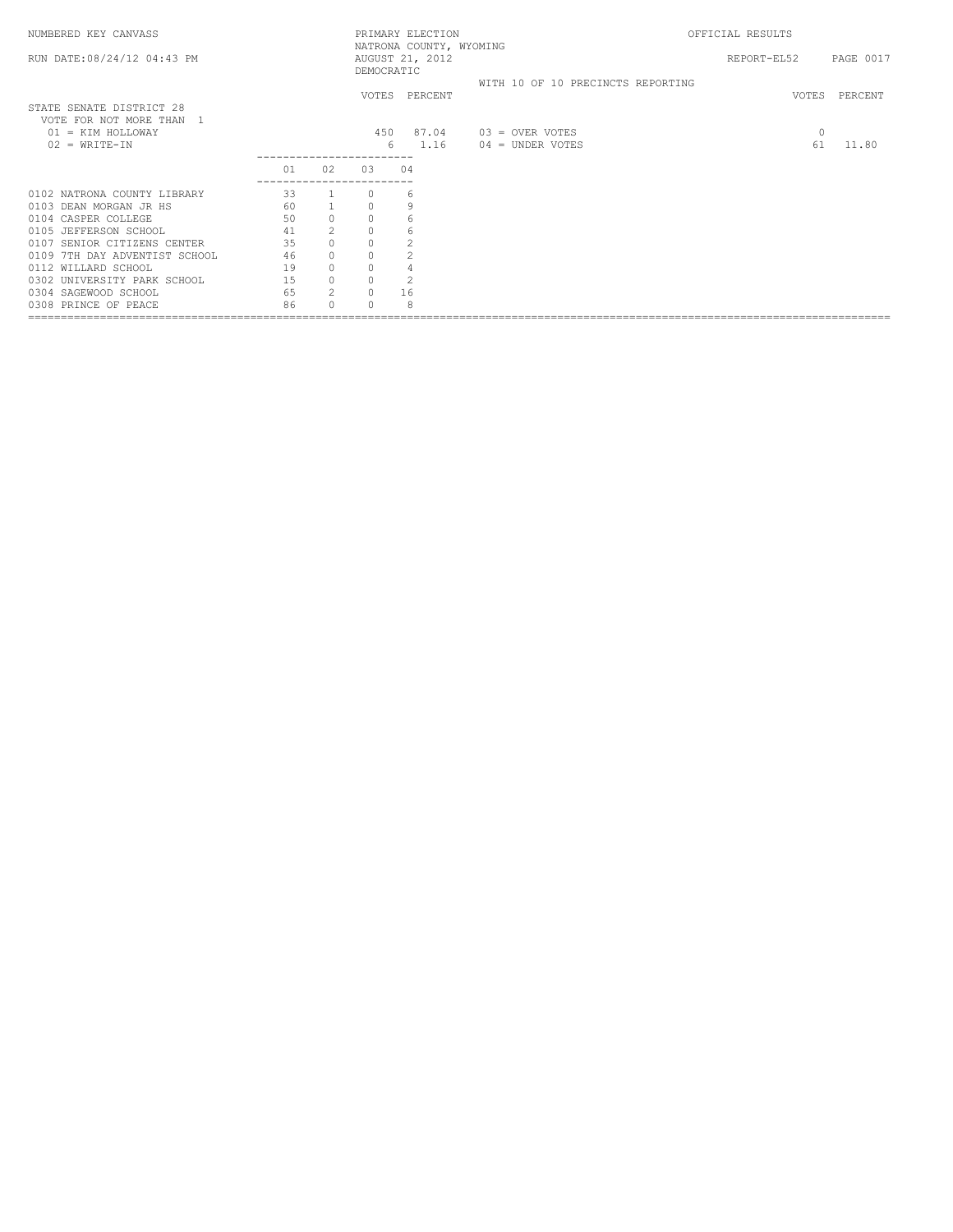NUMBERED KEY CANVASS

RUN DATE:08/24/12 04:43 PM

PRIMARY ELECTION
NATRONA COUNTY, WYOMING
AUGUST 21, 2012
DEMOCRATIC

OFFICIAL RESULTS

REPORT-EL52

WITH 10 OF 10 PRECINCTS REPORTING

STATE SENATE DISTRICT 28
VOTE FOR NOT MORE THAN 1

| | VOTES | PERCENT | | VOTES | PERCENT |
|---|---|---|---|---|---|
| 01 = KIM HOLLOWAY | 450 | 87.04 | 03 = OVER VOTES | 0 | |
| 02 = WRITE-IN | 6 | 1.16 | 04 = UNDER VOTES | 61 | 11.80 |

| | 01 | 02 | 03 | 04 |
|---|---|---|---|---|
| 0102 NATRONA COUNTY LIBRARY | 33 | 1 | 0 | 6 |
| 0103 DEAN MORGAN JR HS | 60 | 1 | 0 | 9 |
| 0104 CASPER COLLEGE | 50 | 0 | 0 | 6 |
| 0105 JEFFERSON SCHOOL | 41 | 2 | 0 | 6 |
| 0107 SENIOR CITIZENS CENTER | 35 | 0 | 0 | 2 |
| 0109 7TH DAY ADVENTIST SCHOOL | 46 | 0 | 0 | 2 |
| 0112 WILLARD SCHOOL | 19 | 0 | 0 | 4 |
| 0302 UNIVERSITY PARK SCHOOL | 15 | 0 | 0 | 2 |
| 0304 SAGEWOOD SCHOOL | 65 | 2 | 0 | 16 |
| 0308 PRINCE OF PEACE | 86 | 0 | 0 | 8 |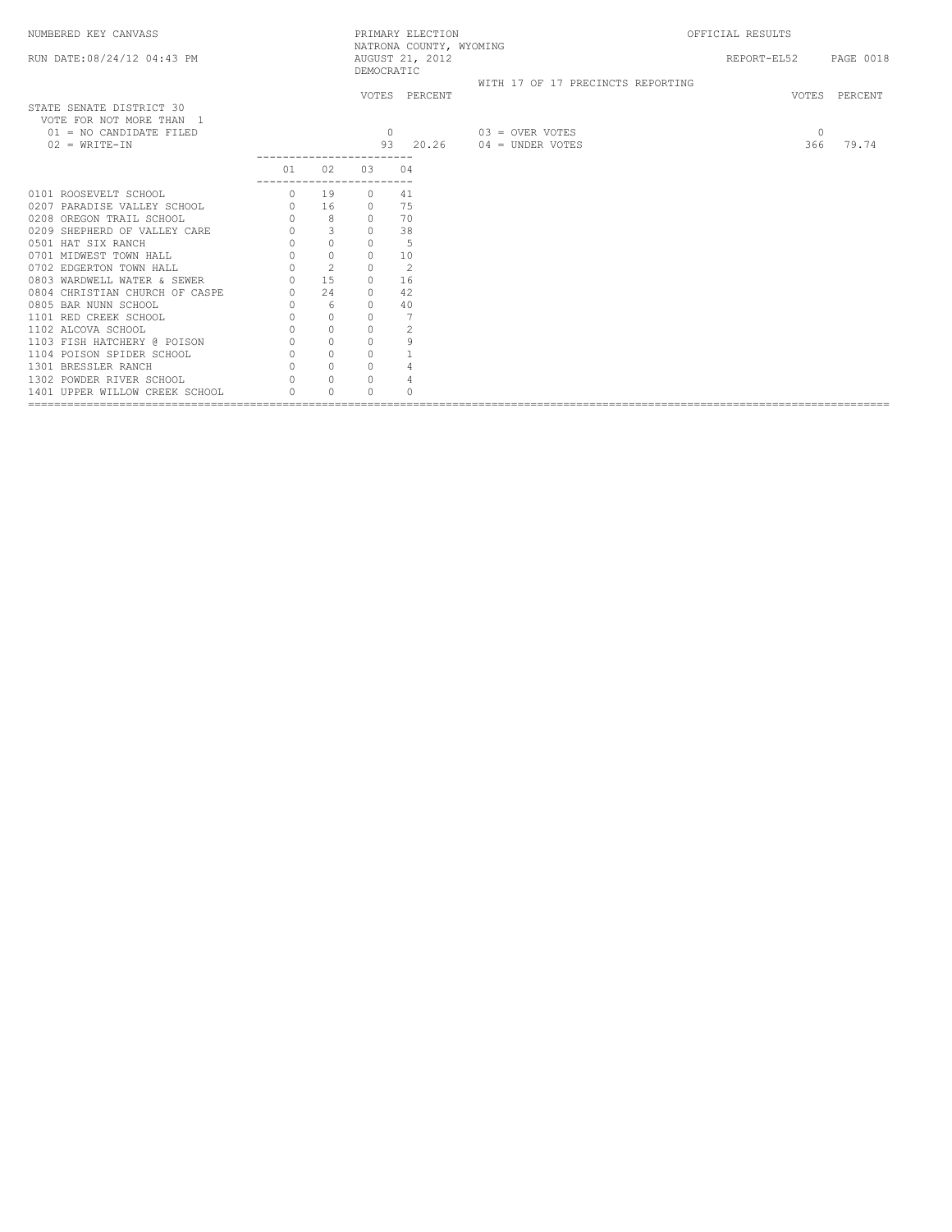NUMBERED KEY CANVASS

RUN DATE:08/24/12 04:43 PM

PRIMARY ELECTION
NATRONA COUNTY, WYOMING
AUGUST 21, 2012
DEMOCRATIC

OFFICIAL RESULTS

REPORT-EL52

WITH 17 OF 17 PRECINCTS REPORTING

STATE SENATE DISTRICT 30
VOTE FOR NOT MORE THAN 1

| | VOTES | PERCENT | | VOTES | PERCENT |
|---|---|---|---|---|---|
| 01 = NO CANDIDATE FILED | 0 | | 03 = OVER VOTES | 0 | |
| 02 = WRITE-IN | 93 | 20.26 | 04 = UNDER VOTES | 366 | 79.74 |

| | 01 | 02 | 03 | 04 |
|---|---|---|---|---|
| 0101 ROOSEVELT SCHOOL | 0 | 19 | 0 | 41 |
| 0207 PARADISE VALLEY SCHOOL | 0 | 16 | 0 | 75 |
| 0208 OREGON TRAIL SCHOOL | 0 | 8 | 0 | 70 |
| 0209 SHEPHERD OF VALLEY CARE | 0 | 3 | 0 | 38 |
| 0501 HAT SIX RANCH | 0 | 0 | 0 | 5 |
| 0701 MIDWEST TOWN HALL | 0 | 0 | 0 | 10 |
| 0702 EDGERTON TOWN HALL | 0 | 2 | 0 | 2 |
| 0803 WARDWELL WATER & SEWER | 0 | 15 | 0 | 16 |
| 0804 CHRISTIAN CHURCH OF CASPE | 0 | 24 | 0 | 42 |
| 0805 BAR NUNN SCHOOL | 0 | 6 | 0 | 40 |
| 1101 RED CREEK SCHOOL | 0 | 0 | 0 | 7 |
| 1102 ALCOVA SCHOOL | 0 | 0 | 0 | 2 |
| 1103 FISH HATCHERY @ POISON | 0 | 0 | 0 | 9 |
| 1104 POISON SPIDER SCHOOL | 0 | 0 | 0 | 1 |
| 1301 BRESSLER RANCH | 0 | 0 | 0 | 4 |
| 1302 POWDER RIVER SCHOOL | 0 | 0 | 0 | 4 |
| 1401 UPPER WILLOW CREEK SCHOOL | 0 | 0 | 0 | 0 |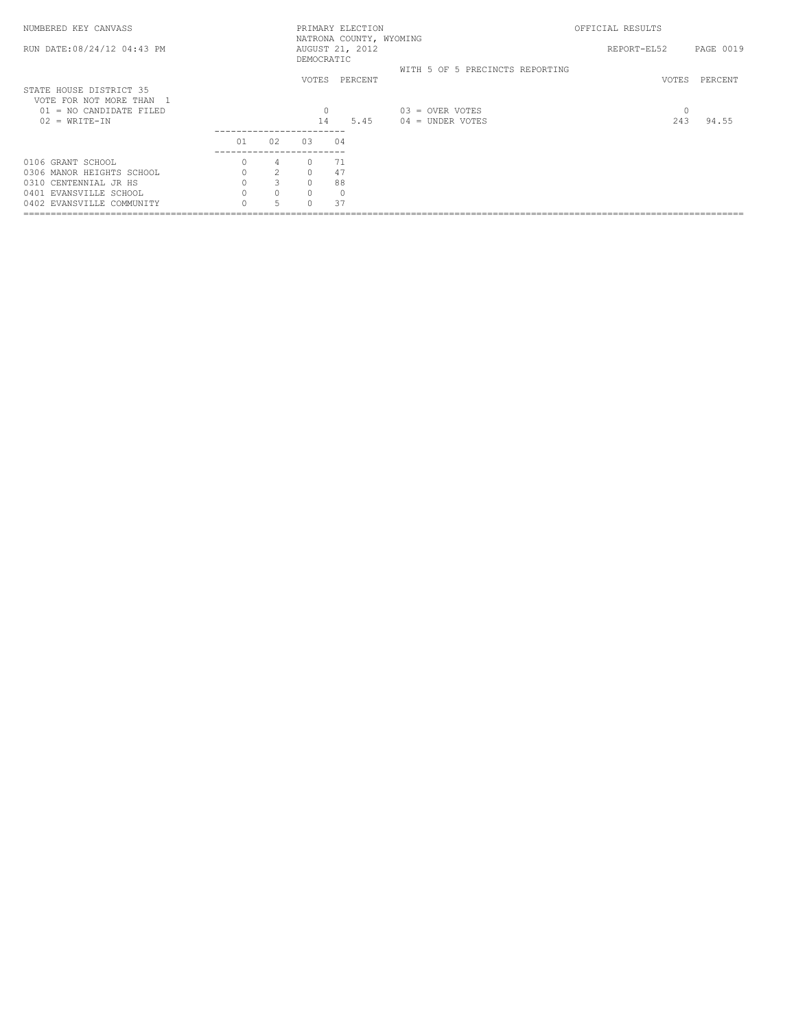NUMBERED KEY CANVASS

RUN DATE:08/24/12 04:43 PM

PRIMARY ELECTION
NATRONA COUNTY, WYOMING
AUGUST 21, 2012
DEMOCRATIC

OFFICIAL RESULTS

REPORT-EL52

WITH 5 OF 5 PRECINCTS REPORTING

STATE HOUSE DISTRICT 35
VOTE FOR NOT MORE THAN 1

| | VOTES | PERCENT | | VOTES | PERCENT |
|---|---|---|---|---|---|
| 01 = NO CANDIDATE FILED | 0 | | 03 = OVER VOTES | 0 | |
| 02 = WRITE-IN | 14 | 5.45 | 04 = UNDER VOTES | 243 | 94.55 |

| | 01 | 02 | 03 | 04 |
|---|---|---|---|---|
| 0106 GRANT SCHOOL | 0 | 4 | 0 | 71 |
| 0306 MANOR HEIGHTS SCHOOL | 0 | 2 | 0 | 47 |
| 0310 CENTENNIAL JR HS | 0 | 3 | 0 | 88 |
| 0401 EVANSVILLE SCHOOL | 0 | 0 | 0 | 0 |
| 0402 EVANSVILLE COMMUNITY | 0 | 5 | 0 | 37 |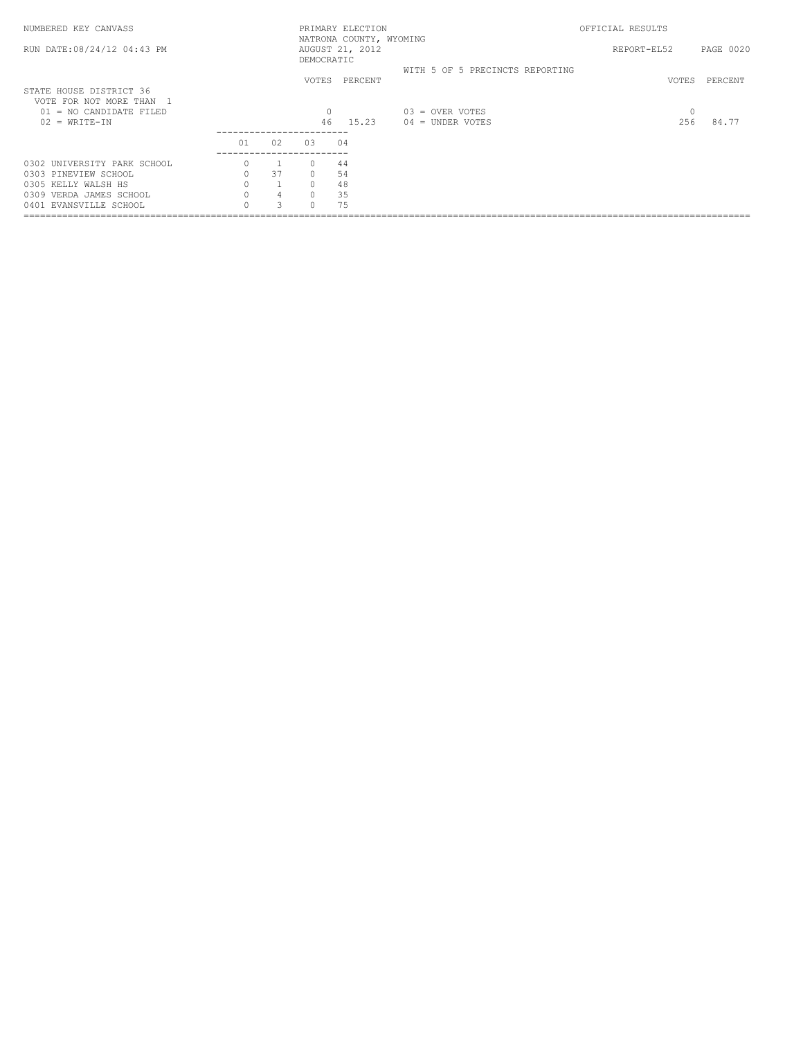NUMBERED KEY CANVASS

PRIMARY ELECTION
NATRONA COUNTY, WYOMING
AUGUST 21, 2012
DEMOCRATIC

OFFICIAL RESULTS

RUN DATE:08/24/12 04:43 PM

REPORT-EL52

WITH 5 OF 5 PRECINCTS REPORTING

## STATE HOUSE DISTRICT 36

VOTE FOR NOT MORE THAN 1

| | VOTES | PERCENT | | VOTES | PERCENT |
|---|---|---|---|---|---|
| 01 = NO CANDIDATE FILED | 0 | | 03 = OVER VOTES | 0 | |
| 02 = WRITE-IN | 46 | 15.23 | 04 = UNDER VOTES | 256 | 84.77 |

| | 01 | 02 | 03 | 04 |
|---|---|---|---|---|
| 0302 UNIVERSITY PARK SCHOOL | 0 | 1 | 0 | 44 |
| 0303 PINEVIEW SCHOOL | 0 | 37 | 0 | 54 |
| 0305 KELLY WALSH HS | 0 | 1 | 0 | 48 |
| 0309 VERDA JAMES SCHOOL | 0 | 4 | 0 | 35 |
| 0401 EVANSVILLE SCHOOL | 0 | 3 | 0 | 75 |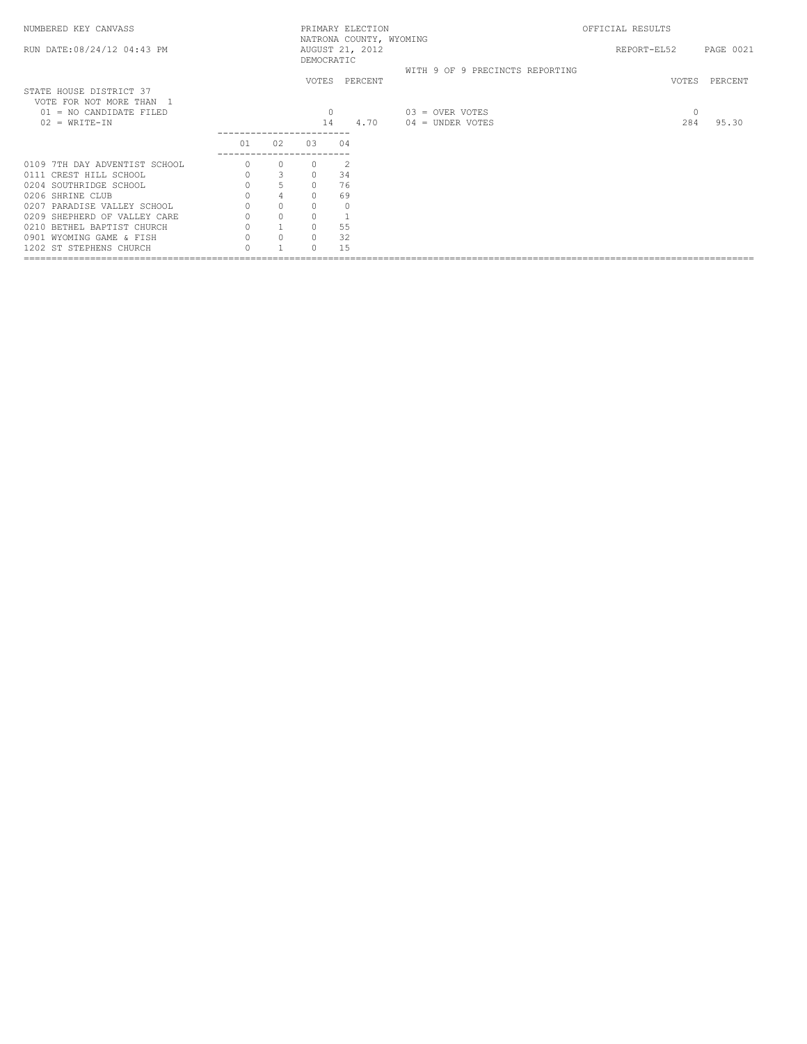NUMBERED KEY CANVASS

PRIMARY ELECTION
NATRONA COUNTY, WYOMING
AUGUST 21, 2012
DEMOCRATIC

OFFICIAL RESULTS

RUN DATE:08/24/12 04:43 PM

REPORT-EL52

WITH 9 OF 9 PRECINCTS REPORTING

## STATE HOUSE DISTRICT 37

VOTE FOR NOT MORE THAN 1

| | VOTES | PERCENT | | VOTES | PERCENT |
|---|---|---|---|---|---|
| 01 = NO CANDIDATE FILED | 0 | | 03 = OVER VOTES | 0 | |
| 02 = WRITE-IN | 14 | 4.70 | 04 = UNDER VOTES | 284 | 95.30 |

| | 01 | 02 | 03 | 04 |
|---|---|---|---|---|
| 0109 7TH DAY ADVENTIST SCHOOL | 0 | 0 | 0 | 2 |
| 0111 CREST HILL SCHOOL | 0 | 3 | 0 | 34 |
| 0204 SOUTHRIDGE SCHOOL | 0 | 5 | 0 | 76 |
| 0206 SHRINE CLUB | 0 | 4 | 0 | 69 |
| 0207 PARADISE VALLEY SCHOOL | 0 | 0 | 0 | 0 |
| 0209 SHEPHERD OF VALLEY CARE | 0 | 0 | 0 | 1 |
| 0210 BETHEL BAPTIST CHURCH | 0 | 1 | 0 | 55 |
| 0901 WYOMING GAME & FISH | 0 | 0 | 0 | 32 |
| 1202 ST STEPHENS CHURCH | 0 | 1 | 0 | 15 |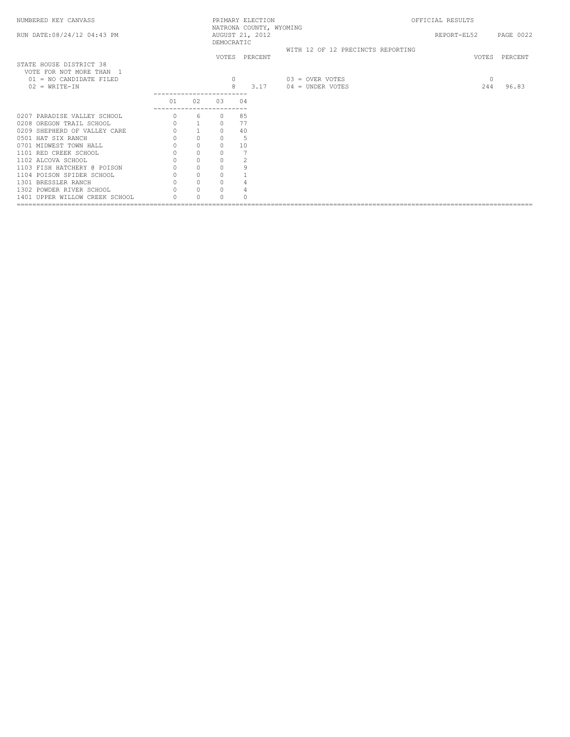NUMBERED KEY CANVASS — PRIMARY ELECTION — NATRONA COUNTY, WYOMING — OFFICIAL RESULTS

RUN DATE:08/24/12 04:43 PM — AUGUST 21, 2012 — DEMOCRATIC — REPORT-EL52

WITH 12 OF 12 PRECINCTS REPORTING

## STATE HOUSE DISTRICT 38

VOTE FOR NOT MORE THAN 1

| | VOTES | PERCENT | | VOTES | PERCENT |
|---|---|---|---|---|---|
| 01 = NO CANDIDATE FILED | 0 | | 03 = OVER VOTES | 0 | |
| 02 = WRITE-IN | 8 | 3.17 | 04 = UNDER VOTES | 244 | 96.83 |

| | 01 | 02 | 03 | 04 |
|---|---|---|---|---|
| 0207 PARADISE VALLEY SCHOOL | 0 | 6 | 0 | 85 |
| 0208 OREGON TRAIL SCHOOL | 0 | 1 | 0 | 77 |
| 0209 SHEPHERD OF VALLEY CARE | 0 | 1 | 0 | 40 |
| 0501 HAT SIX RANCH | 0 | 0 | 0 | 5 |
| 0701 MIDWEST TOWN HALL | 0 | 0 | 0 | 10 |
| 1101 RED CREEK SCHOOL | 0 | 0 | 0 | 7 |
| 1102 ALCOVA SCHOOL | 0 | 0 | 0 | 2 |
| 1103 FISH HATCHERY @ POISON | 0 | 0 | 0 | 9 |
| 1104 POISON SPIDER SCHOOL | 0 | 0 | 0 | 1 |
| 1301 BRESSLER RANCH | 0 | 0 | 0 | 4 |
| 1302 POWDER RIVER SCHOOL | 0 | 0 | 0 | 4 |
| 1401 UPPER WILLOW CREEK SCHOOL | 0 | 0 | 0 | 0 |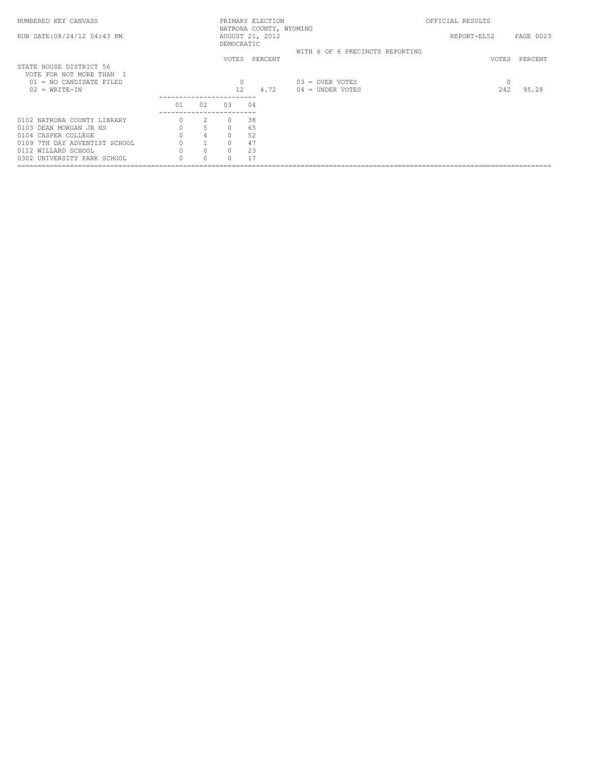NUMBERED KEY CANVASS

RUN DATE:08/24/12 04:43 PM

PRIMARY ELECTION
NATRONA COUNTY, WYOMING
AUGUST 21, 2012
DEMOCRATIC

OFFICIAL RESULTS

REPORT-EL52

WITH 6 OF 6 PRECINCTS REPORTING

## STATE HOUSE DISTRICT 56

VOTE FOR NOT MORE THAN 1

| | VOTES | PERCENT | | VOTES | PERCENT |
|---|---|---|---|---|---|
| 01 = NO CANDIDATE FILED | 0 | | 03 = OVER VOTES | 0 | |
| 02 = WRITE-IN | 12 | 4.72 | 04 = UNDER VOTES | 242 | 95.28 |

| | 01 | 02 | 03 | 04 |
|---|---|---|---|---|
| 0102 NATRONA COUNTY LIBRARY | 0 | 2 | 0 | 38 |
| 0103 DEAN MORGAN JR HS | 0 | 5 | 0 | 65 |
| 0104 CASPER COLLEGE | 0 | 4 | 0 | 52 |
| 0109 7TH DAY ADVENTIST SCHOOL | 0 | 1 | 0 | 47 |
| 0112 WILLARD SCHOOL | 0 | 0 | 0 | 23 |
| 0302 UNIVERSITY PARK SCHOOL | 0 | 0 | 0 | 17 |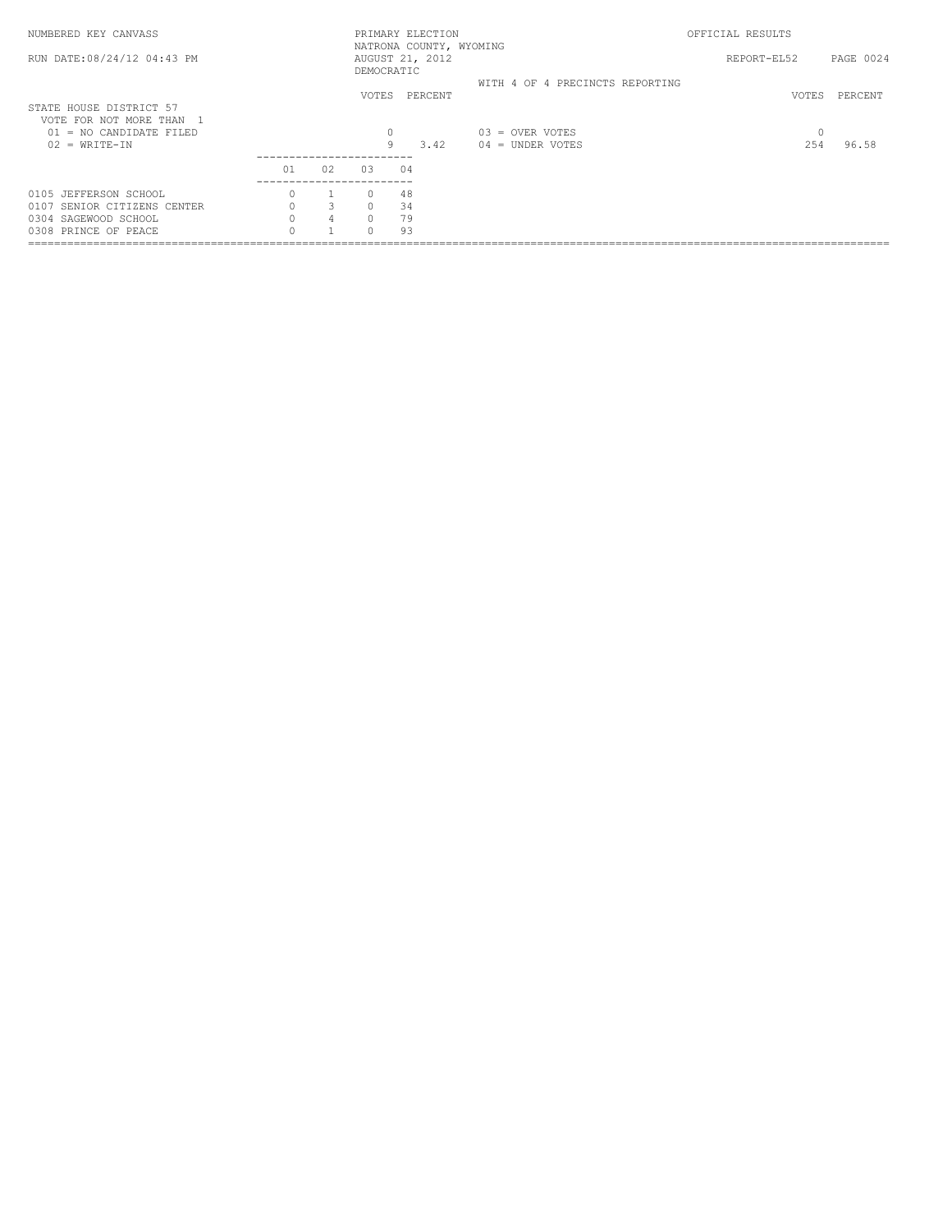NUMBERED KEY CANVASS — PRIMARY ELECTION — NATRONA COUNTY, WYOMING — AUGUST 21, 2012 — DEMOCRATIC — OFFICIAL RESULTS

RUN DATE:08/24/12 04:43 PM — REPORT-EL52

WITH 4 OF 4 PRECINCTS REPORTING

## STATE HOUSE DISTRICT 57

VOTE FOR NOT MORE THAN 1

| | VOTES | PERCENT | | VOTES | PERCENT |
|---|---|---|---|---|---|
| 01 = NO CANDIDATE FILED | 0 | | 03 = OVER VOTES | 0 | |
| 02 = WRITE-IN | 9 | 3.42 | 04 = UNDER VOTES | 254 | 96.58 |

| | 01 | 02 | 03 | 04 |
|---|---|---|---|---|
| 0105 JEFFERSON SCHOOL | 0 | 1 | 0 | 48 |
| 0107 SENIOR CITIZENS CENTER | 0 | 3 | 0 | 34 |
| 0304 SAGEWOOD SCHOOL | 0 | 4 | 0 | 79 |
| 0308 PRINCE OF PEACE | 0 | 1 | 0 | 93 |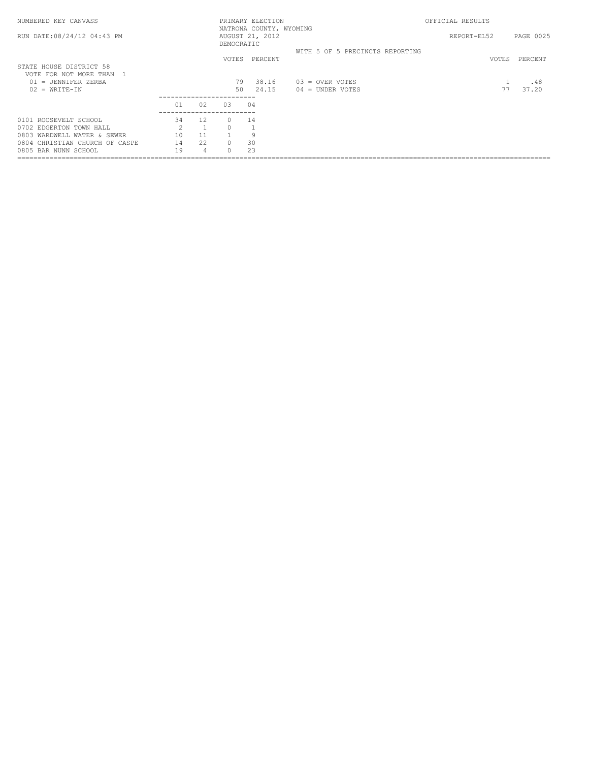NUMBERED KEY CANVASS — PRIMARY ELECTION — NATRONA COUNTY, WYOMING — OFFICIAL RESULTS

RUN DATE:08/24/12 04:43 PM — AUGUST 21, 2012 — REPORT-EL52

DEMOCRATIC

WITH 5 OF 5 PRECINCTS REPORTING

## STATE HOUSE DISTRICT 58

VOTE FOR NOT MORE THAN 1

| | VOTES | PERCENT | | VOTES | PERCENT |
|---|---|---|---|---|---|
| 01 = JENNIFER ZERBA | 79 | 38.16 | 03 = OVER VOTES | 1 | .48 |
| 02 = WRITE-IN | 50 | 24.15 | 04 = UNDER VOTES | 77 | 37.20 |

| | 01 | 02 | 03 | 04 |
|---|---|---|---|---|
| 0101 ROOSEVELT SCHOOL | 34 | 12 | 0 | 14 |
| 0702 EDGERTON TOWN HALL | 2 | 1 | 0 | 1 |
| 0803 WARDWELL WATER & SEWER | 10 | 11 | 1 | 9 |
| 0804 CHRISTIAN CHURCH OF CASPE | 14 | 22 | 0 | 30 |
| 0805 BAR NUNN SCHOOL | 19 | 4 | 0 | 23 |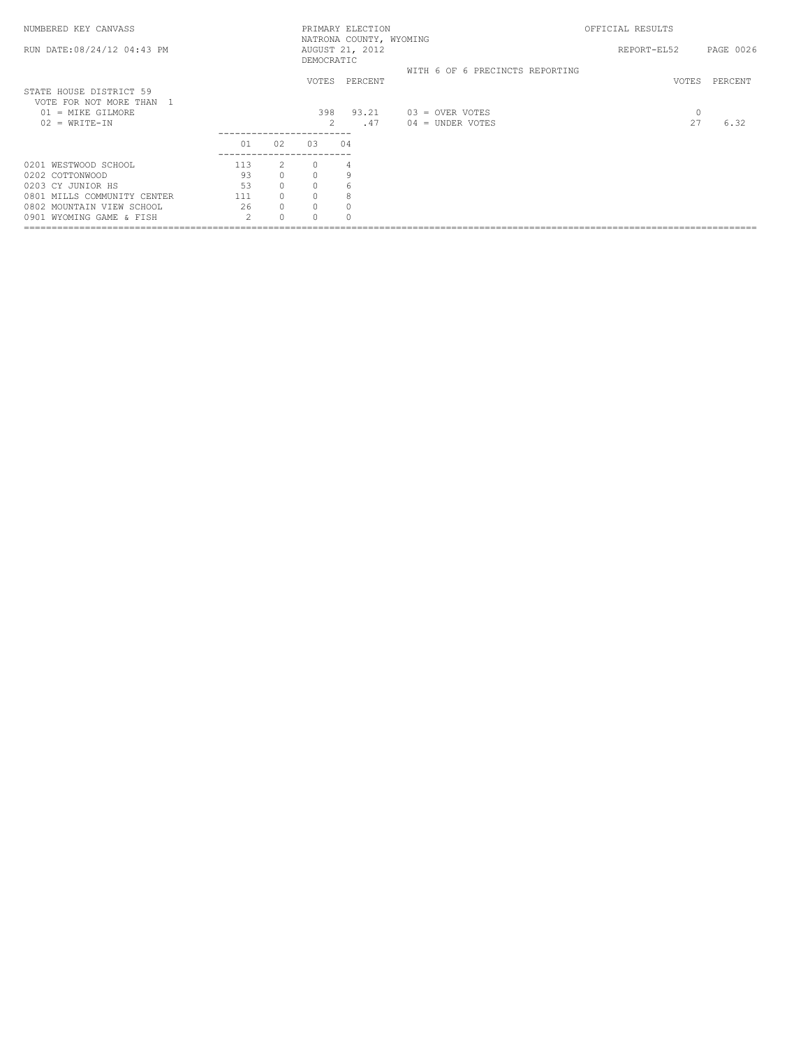NUMBERED KEY CANVASS — PRIMARY ELECTION — OFFICIAL RESULTS

NATRONA COUNTY, WYOMING

RUN DATE:08/24/12 04:43 PM — AUGUST 21, 2012 — REPORT-EL52

DEMOCRATIC

WITH 6 OF 6 PRECINCTS REPORTING

## STATE HOUSE DISTRICT 59

VOTE FOR NOT MORE THAN 1

| | VOTES | PERCENT |
|---|---|---|
| 01 = MIKE GILMORE | 398 | 93.21 |
| 02 = WRITE-IN | 2 | .47 |
| 03 = OVER VOTES | 0 | |
| 04 = UNDER VOTES | 27 | 6.32 |

| | 01 | 02 | 03 | 04 |
|---|---|---|---|---|
| 0201 WESTWOOD SCHOOL | 113 | 2 | 0 | 4 |
| 0202 COTTONWOOD | 93 | 0 | 0 | 9 |
| 0203 CY JUNIOR HS | 53 | 0 | 0 | 6 |
| 0801 MILLS COMMUNITY CENTER | 111 | 0 | 0 | 8 |
| 0802 MOUNTAIN VIEW SCHOOL | 26 | 0 | 0 | 0 |
| 0901 WYOMING GAME & FISH | 2 | 0 | 0 | 0 |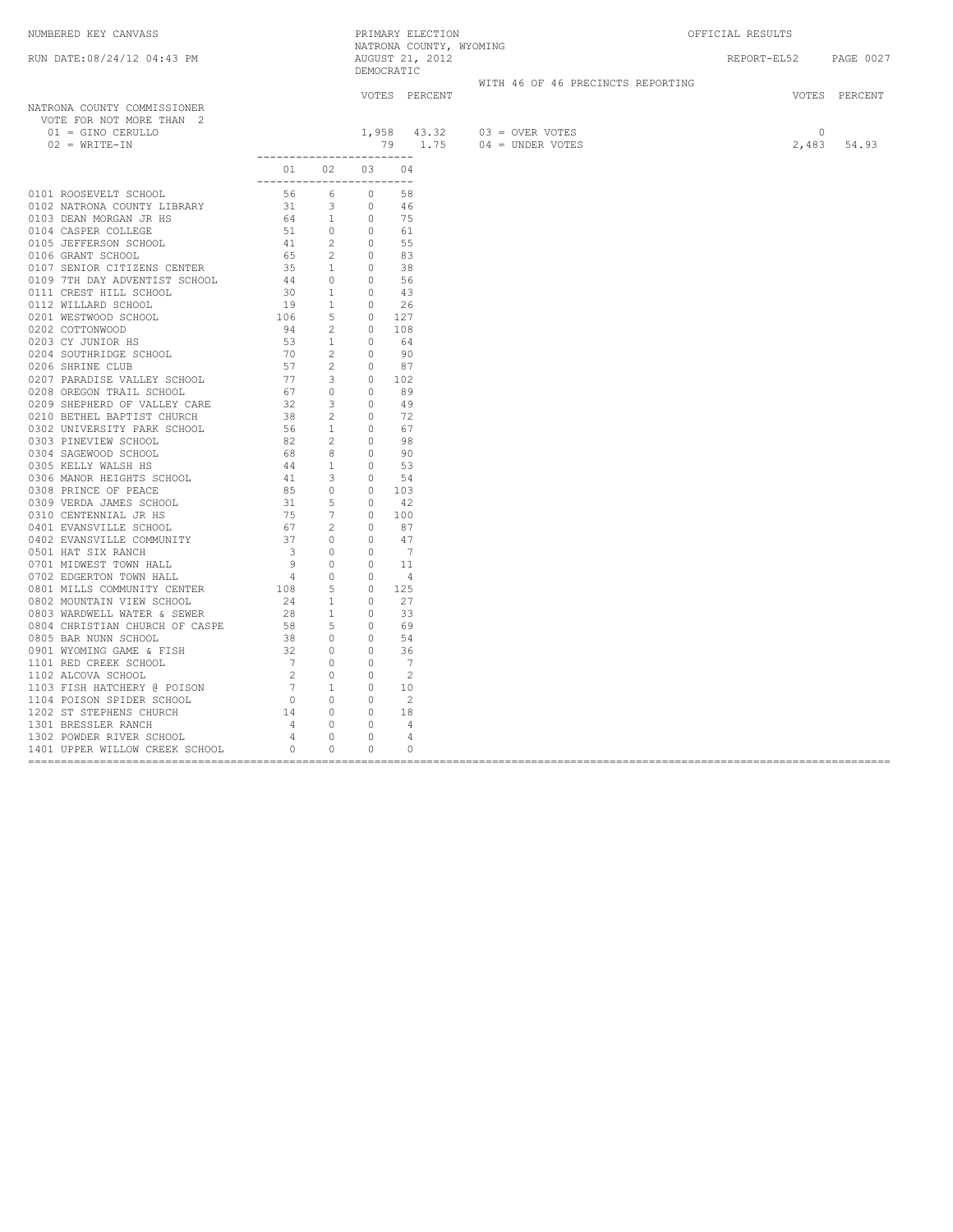NUMBERED KEY CANVASS

RUN DATE:08/24/12 04:43 PM

PRIMARY ELECTION
NATRONA COUNTY, WYOMING
AUGUST 21, 2012
DEMOCRATIC

OFFICIAL RESULTS

REPORT-EL52

WITH 46 OF 46 PRECINCTS REPORTING

## NATRONA COUNTY COMMISSIONER

VOTE FOR NOT MORE THAN 2

| | VOTES | PERCENT |
|---|---|---|
| 01 = GINO CERULLO | 1,958 | 43.32 |
| 02 = WRITE-IN | 79 | 1.75 |
| 03 = OVER VOTES | 0 | |
| 04 = UNDER VOTES | 2,483 | 54.93 |

| Precinct | 01 | 02 | 03 | 04 |
|---|---|---|---|---|
| 0101 ROOSEVELT SCHOOL | 56 | 6 | 0 | 58 |
| 0102 NATRONA COUNTY LIBRARY | 31 | 3 | 0 | 46 |
| 0103 DEAN MORGAN JR HS | 64 | 1 | 0 | 75 |
| 0104 CASPER COLLEGE | 51 | 0 | 0 | 61 |
| 0105 JEFFERSON SCHOOL | 41 | 2 | 0 | 55 |
| 0106 GRANT SCHOOL | 65 | 2 | 0 | 83 |
| 0107 SENIOR CITIZENS CENTER | 35 | 1 | 0 | 38 |
| 0109 7TH DAY ADVENTIST SCHOOL | 44 | 0 | 0 | 56 |
| 0111 CREST HILL SCHOOL | 30 | 1 | 0 | 43 |
| 0112 WILLARD SCHOOL | 19 | 1 | 0 | 26 |
| 0201 WESTWOOD SCHOOL | 106 | 5 | 0 | 127 |
| 0202 COTTONWOOD | 94 | 2 | 0 | 108 |
| 0203 CY JUNIOR HS | 53 | 1 | 0 | 64 |
| 0204 SOUTHRIDGE SCHOOL | 70 | 2 | 0 | 90 |
| 0206 SHRINE CLUB | 57 | 2 | 0 | 87 |
| 0207 PARADISE VALLEY SCHOOL | 77 | 3 | 0 | 102 |
| 0208 OREGON TRAIL SCHOOL | 67 | 0 | 0 | 89 |
| 0209 SHEPHERD OF VALLEY CARE | 32 | 3 | 0 | 49 |
| 0210 BETHEL BAPTIST CHURCH | 38 | 2 | 0 | 72 |
| 0302 UNIVERSITY PARK SCHOOL | 56 | 1 | 0 | 67 |
| 0303 PINEVIEW SCHOOL | 82 | 2 | 0 | 98 |
| 0304 SAGEWOOD SCHOOL | 68 | 8 | 0 | 90 |
| 0305 KELLY WALSH HS | 44 | 1 | 0 | 53 |
| 0306 MANOR HEIGHTS SCHOOL | 41 | 3 | 0 | 54 |
| 0308 PRINCE OF PEACE | 85 | 0 | 0 | 103 |
| 0309 VERDA JAMES SCHOOL | 31 | 5 | 0 | 42 |
| 0310 CENTENNIAL JR HS | 75 | 7 | 0 | 100 |
| 0401 EVANSVILLE SCHOOL | 67 | 2 | 0 | 87 |
| 0402 EVANSVILLE COMMUNITY | 37 | 0 | 0 | 47 |
| 0501 HAT SIX RANCH | 3 | 0 | 0 | 7 |
| 0701 MIDWEST TOWN HALL | 9 | 0 | 0 | 11 |
| 0702 EDGERTON TOWN HALL | 4 | 0 | 0 | 4 |
| 0801 MILLS COMMUNITY CENTER | 108 | 5 | 0 | 125 |
| 0802 MOUNTAIN VIEW SCHOOL | 24 | 1 | 0 | 27 |
| 0803 WARDWELL WATER & SEWER | 28 | 1 | 0 | 33 |
| 0804 CHRISTIAN CHURCH OF CASPE | 58 | 5 | 0 | 69 |
| 0805 BAR NUNN SCHOOL | 38 | 0 | 0 | 54 |
| 0901 WYOMING GAME & FISH | 32 | 0 | 0 | 36 |
| 1101 RED CREEK SCHOOL | 7 | 0 | 0 | 7 |
| 1102 ALCOVA SCHOOL | 2 | 0 | 0 | 2 |
| 1103 FISH HATCHERY @ POISON | 7 | 1 | 0 | 10 |
| 1104 POISON SPIDER SCHOOL | 0 | 0 | 0 | 2 |
| 1202 ST STEPHENS CHURCH | 14 | 0 | 0 | 18 |
| 1301 BRESSLER RANCH | 4 | 0 | 0 | 4 |
| 1302 POWDER RIVER SCHOOL | 4 | 0 | 0 | 4 |
| 1401 UPPER WILLOW CREEK SCHOOL | 0 | 0 | 0 | 0 |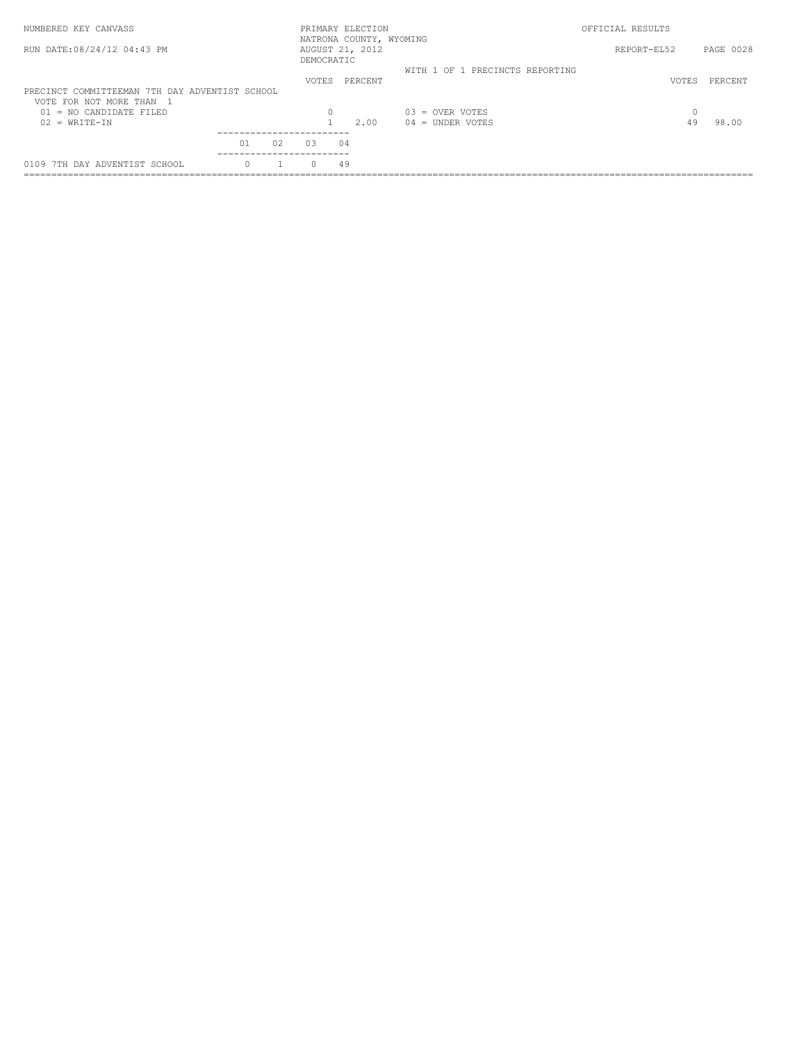NUMBERED KEY CANVASS — PRIMARY ELECTION — NATRONA COUNTY, WYOMING — AUGUST 21, 2012 — DEMOCRATIC — OFFICIAL RESULTS

RUN DATE:08/24/12 04:43 PM — REPORT-EL52

WITH 1 OF 1 PRECINCTS REPORTING

## PRECINCT COMMITTEEMAN 7TH DAY ADVENTIST SCHOOL

VOTE FOR NOT MORE THAN 1

| | VOTES | PERCENT | | VOTES | PERCENT |
|---|---|---|---|---|---|
| 01 = NO CANDIDATE FILED | 0 | | 03 = OVER VOTES | 0 | |
| 02 = WRITE-IN | 1 | 2.00 | 04 = UNDER VOTES | 49 | 98.00 |

| | 01 | 02 | 03 | 04 |
|---|---|---|---|---|
| 0109 7TH DAY ADVENTIST SCHOOL | 0 | 1 | 0 | 49 |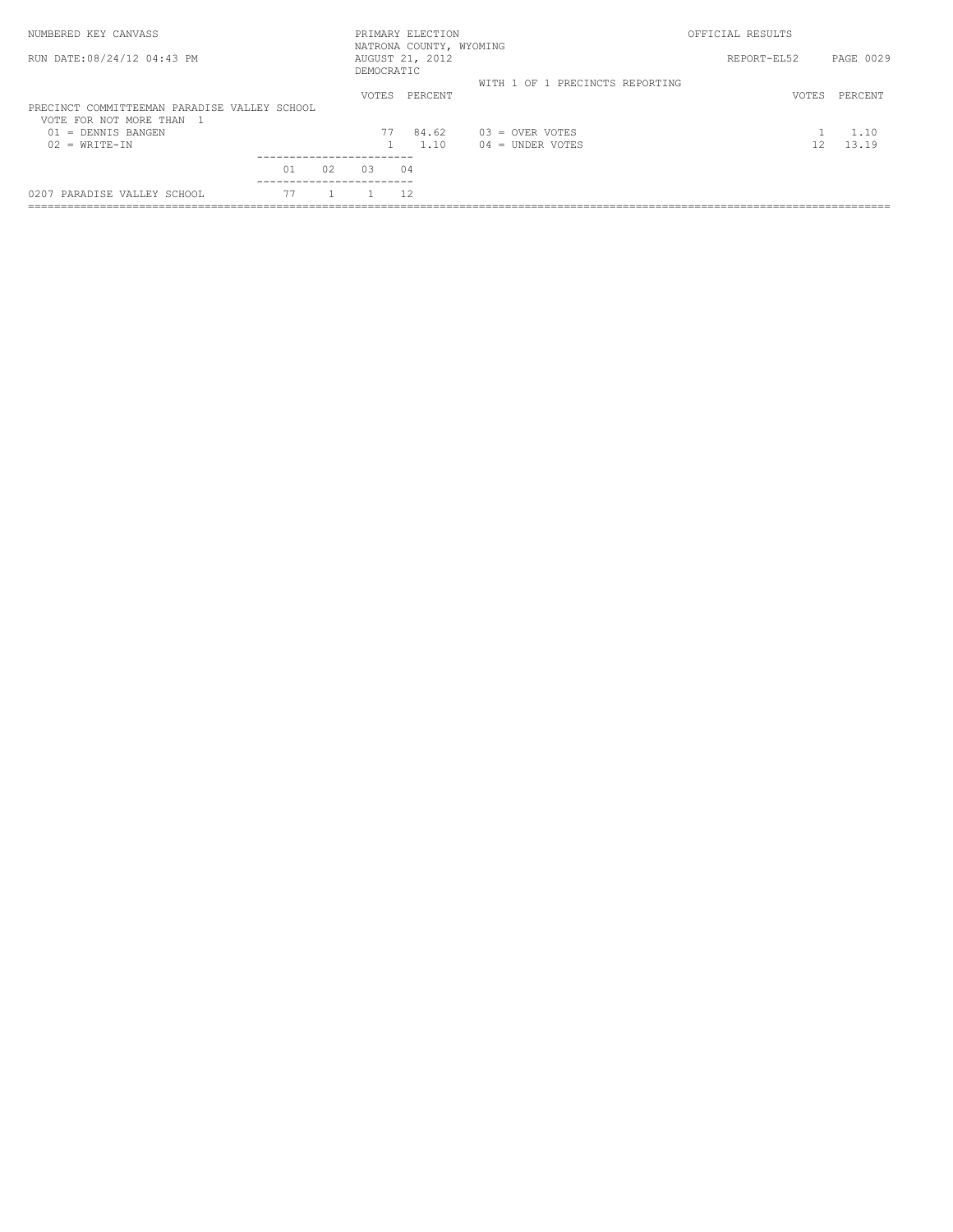NUMBERED KEY CANVASS — PRIMARY ELECTION — NATRONA COUNTY, WYOMING — AUGUST 21, 2012 — DEMOCRATIC — OFFICIAL RESULTS

RUN DATE:08/24/12 04:43 PM — REPORT-EL52

WITH 1 OF 1 PRECINCTS REPORTING

## PRECINCT COMMITTEEMAN PARADISE VALLEY SCHOOL

VOTE FOR NOT MORE THAN 1

| | VOTES | PERCENT |
|---|---|---|
| 01 = DENNIS BANGEN | 77 | 84.62 |
| 02 = WRITE-IN | 1 | 1.10 |
| 03 = OVER VOTES | 1 | 1.10 |
| 04 = UNDER VOTES | 12 | 13.19 |

| | 01 | 02 | 03 | 04 |
|---|---|---|---|---|
| 0207 PARADISE VALLEY SCHOOL | 77 | 1 | 1 | 12 |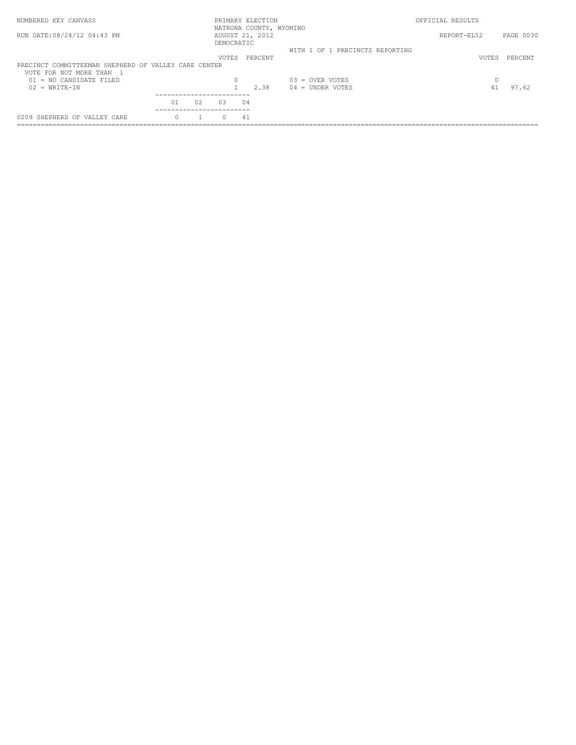NUMBERED KEY CANVASS — PRIMARY ELECTION — NATRONA COUNTY, WYOMING — AUGUST 21, 2012 — DEMOCRATIC — OFFICIAL RESULTS

RUN DATE:08/24/12 04:43 PM — REPORT-EL52

WITH 1 OF 1 PRECINCTS REPORTING

## PRECINCT COMMITTEEMAN SHEPHERD OF VALLEY CARE CENTER

VOTE FOR NOT MORE THAN 1

| | VOTES | PERCENT |
|---|---|---|
| 01 = NO CANDIDATE FILED | 0 | |
| 02 = WRITE-IN | 1 | 2.38 |
| 03 = OVER VOTES | 0 | |
| 04 = UNDER VOTES | 41 | 97.62 |

| | 01 | 02 | 03 | 04 |
|---|---|---|---|---|
| 0209 SHEPHERD OF VALLEY CARE | 0 | 1 | 0 | 41 |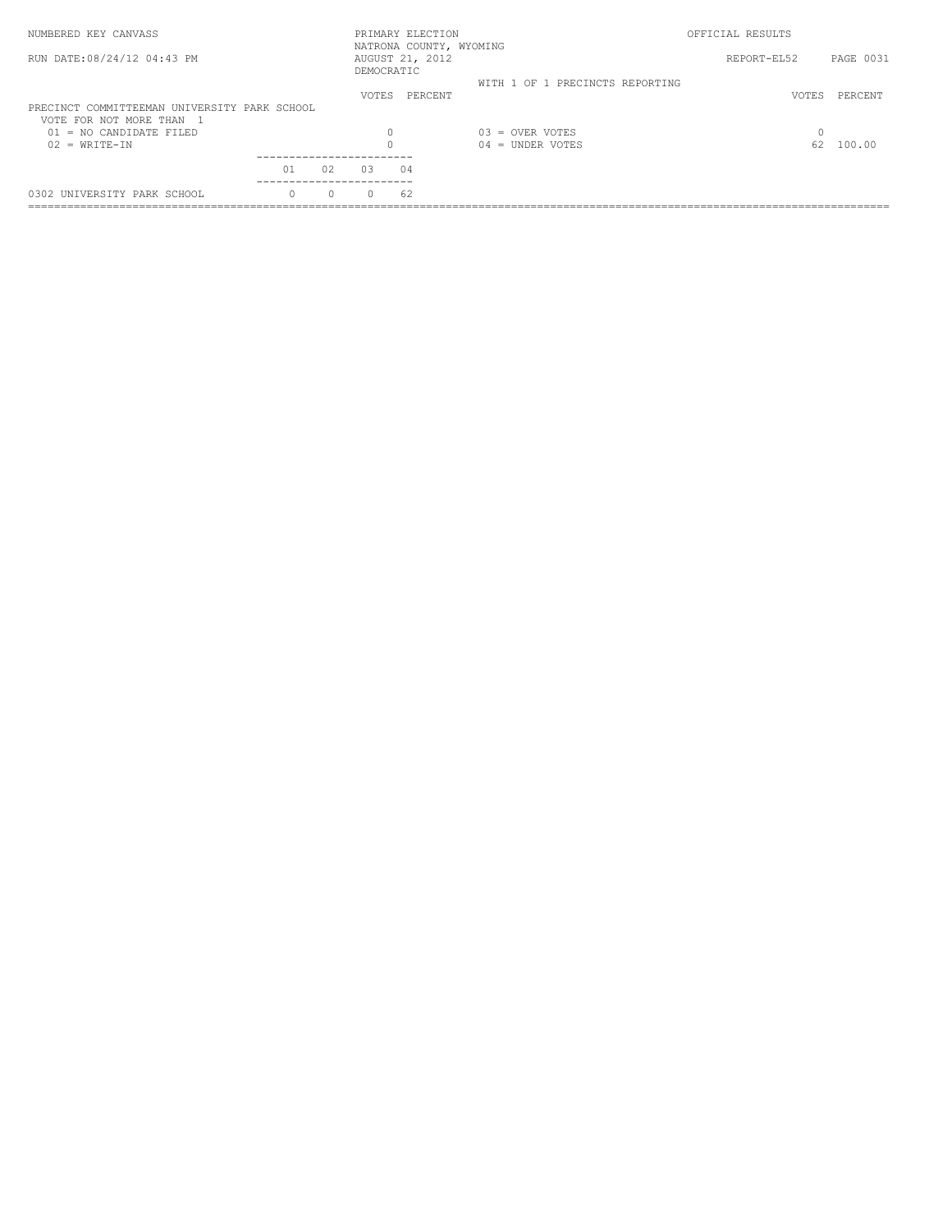NUMBERED KEY CANVASS — PRIMARY ELECTION — NATRONA COUNTY, WYOMING — AUGUST 21, 2012 — DEMOCRATIC — OFFICIAL RESULTS

RUN DATE:08/24/12 04:43 PM — REPORT-EL52

WITH 1 OF 1 PRECINCTS REPORTING

## PRECINCT COMMITTEEMAN UNIVERSITY PARK SCHOOL

VOTE FOR NOT MORE THAN 1

| | VOTES | PERCENT |
|---|---|---|
| 01 = NO CANDIDATE FILED | 0 | |
| 02 = WRITE-IN | 0 | |
| 03 = OVER VOTES | 0 | |
| 04 = UNDER VOTES | 62 | 100.00 |

| | 01 | 02 | 03 | 04 |
|---|---|---|---|---|
| 0302 UNIVERSITY PARK SCHOOL | 0 | 0 | 0 | 62 |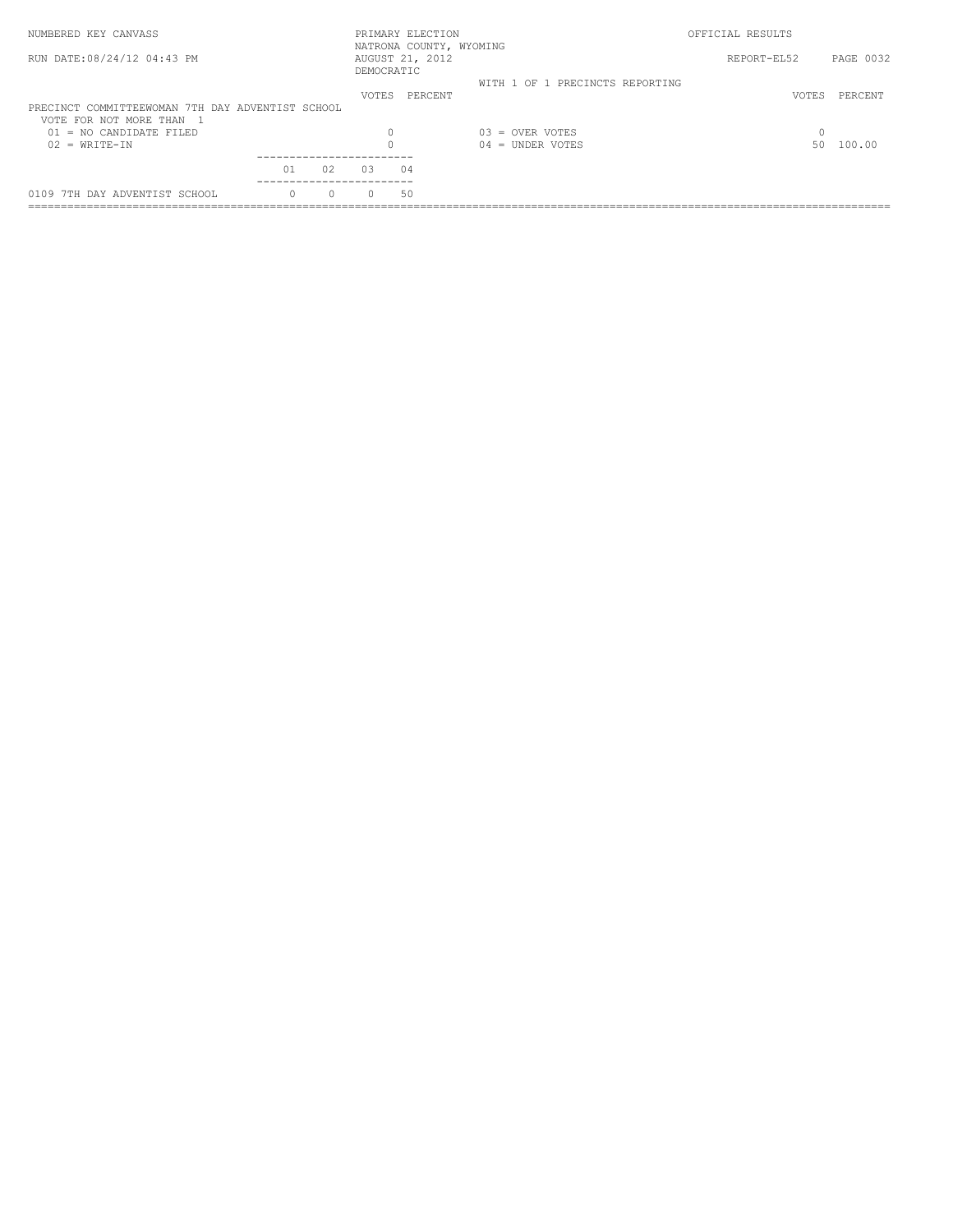NUMBERED KEY CANVASS — PRIMARY ELECTION — NATRONA COUNTY, WYOMING — AUGUST 21, 2012 — DEMOCRATIC — OFFICIAL RESULTS

RUN DATE:08/24/12 04:43 PM — REPORT-EL52

WITH 1 OF 1 PRECINCTS REPORTING

## PRECINCT COMMITTEEWOMAN 7TH DAY ADVENTIST SCHOOL

VOTE FOR NOT MORE THAN 1

| | VOTES | PERCENT | | VOTES | PERCENT |
|---|---|---|---|---|---|
| 01 = NO CANDIDATE FILED | 0 | | 03 = OVER VOTES | 0 | |
| 02 = WRITE-IN | 0 | | 04 = UNDER VOTES | 50 | 100.00 |

| | 01 | 02 | 03 | 04 |
|---|---|---|---|---|
| 0109 7TH DAY ADVENTIST SCHOOL | 0 | 0 | 0 | 50 |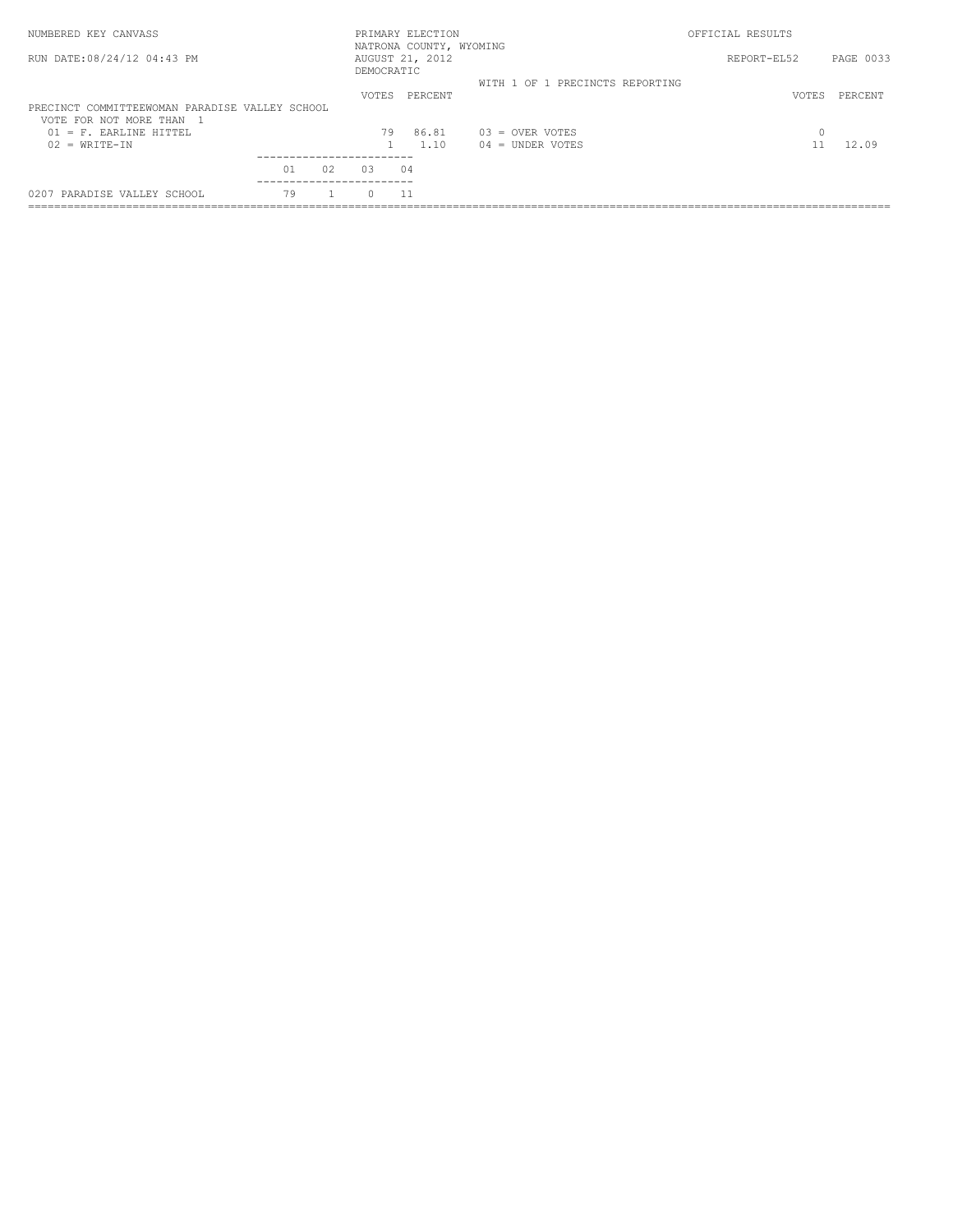NUMBERED KEY CANVASS

PRIMARY ELECTION
NATRONA COUNTY, WYOMING
AUGUST 21, 2012
DEMOCRATIC

OFFICIAL RESULTS

RUN DATE:08/24/12 04:43 PM

REPORT-EL52

WITH 1 OF 1 PRECINCTS REPORTING

**PRECINCT COMMITTEEWOMAN PARADISE VALLEY SCHOOL**
VOTE FOR NOT MORE THAN 1

| | VOTES | PERCENT | | VOTES | PERCENT |
|---|---|---|---|---|---|
| 01 = F. EARLINE HITTEL | 79 | 86.81 | 03 = OVER VOTES | 0 | |
| 02 = WRITE-IN | 1 | 1.10 | 04 = UNDER VOTES | 11 | 12.09 |

| | 01 | 02 | 03 | 04 |
|---|---|---|---|---|
| 0207 PARADISE VALLEY SCHOOL | 79 | 1 | 0 | 11 |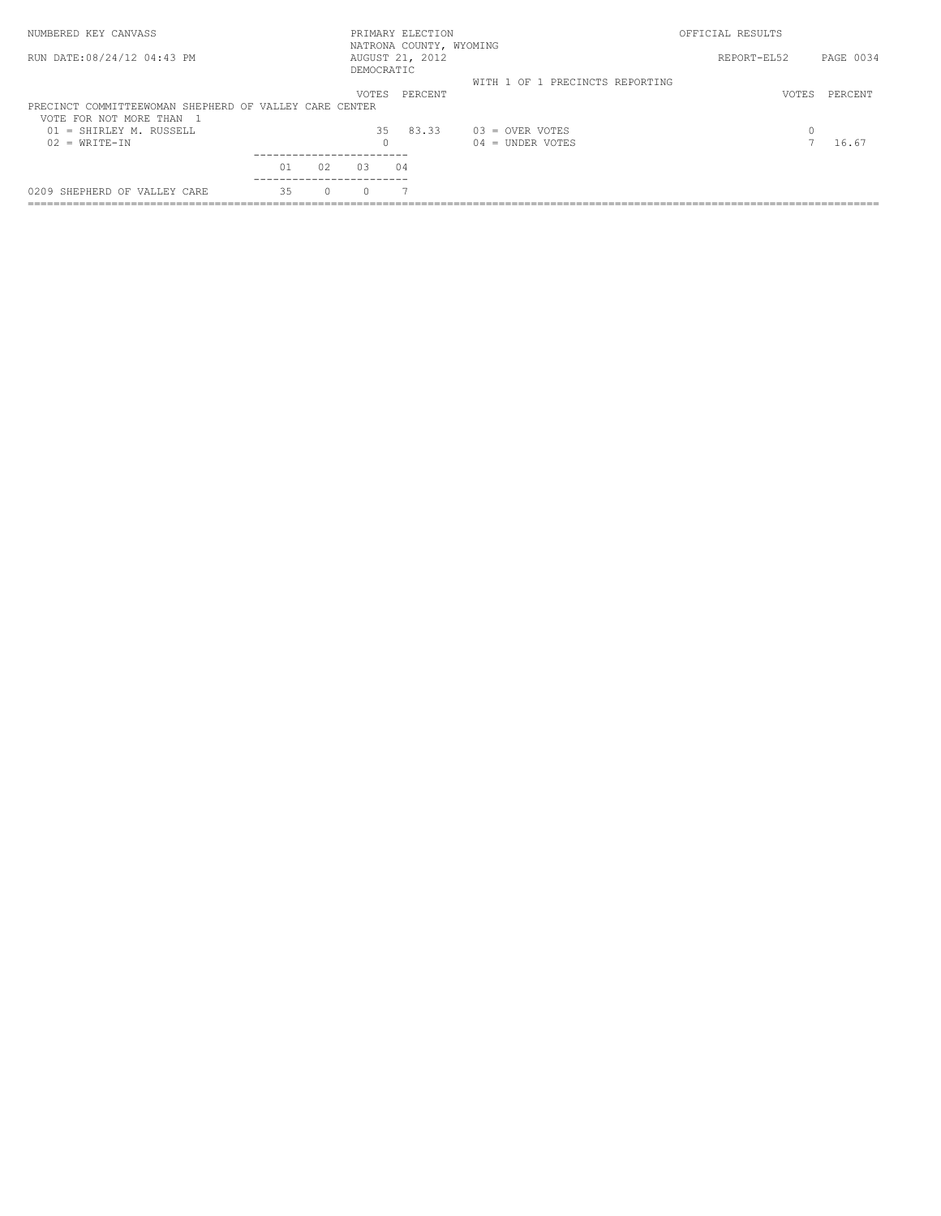NUMBERED KEY CANVASS

PRIMARY ELECTION
NATRONA COUNTY, WYOMING
AUGUST 21, 2012
DEMOCRATIC

OFFICIAL RESULTS

RUN DATE:08/24/12 04:43 PM

REPORT-EL52

WITH 1 OF 1 PRECINCTS REPORTING

**PRECINCT COMMITTEEWOMAN SHEPHERD OF VALLEY CARE CENTER**

VOTE FOR NOT MORE THAN 1

| | VOTES | PERCENT | | VOTES | PERCENT |
|---|---|---|---|---|---|
| 01 = SHIRLEY M. RUSSELL | 35 | 83.33 | 03 = OVER VOTES | 0 | |
| 02 = WRITE-IN | 0 | | 04 = UNDER VOTES | 7 | 16.67 |

| | 01 | 02 | 03 | 04 |
|---|---|---|---|---|
| 0209 SHEPHERD OF VALLEY CARE | 35 | 0 | 0 | 7 |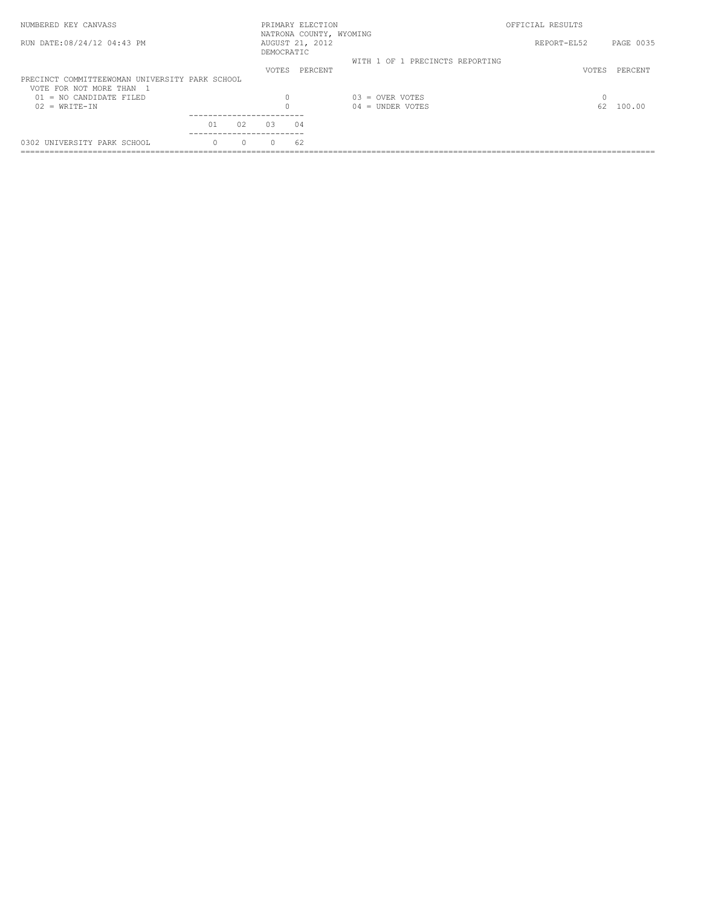NUMBERED KEY CANVASS — PRIMARY ELECTION — NATRONA COUNTY, WYOMING — AUGUST 21, 2012 — DEMOCRATIC — OFFICIAL RESULTS

RUN DATE:08/24/12 04:43 PM — REPORT-EL52

WITH 1 OF 1 PRECINCTS REPORTING

## PRECINCT COMMITTEEWOMAN UNIVERSITY PARK SCHOOL

VOTE FOR NOT MORE THAN 1

| | VOTES | PERCENT | | VOTES | PERCENT |
|---|---|---|---|---|---|
| 01 = NO CANDIDATE FILED | 0 | | 03 = OVER VOTES | 0 | |
| 02 = WRITE-IN | 0 | | 04 = UNDER VOTES | 62 | 100.00 |

| | 01 | 02 | 03 | 04 |
|---|---|---|---|---|
| 0302 UNIVERSITY PARK SCHOOL | 0 | 0 | 0 | 62 |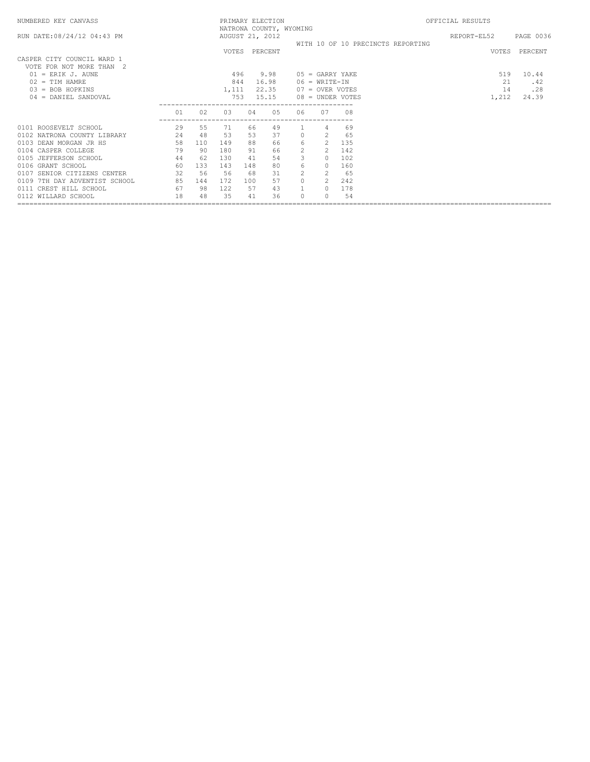NUMBERED KEY CANVASS

RUN DATE:08/24/12 04:43 PM

PRIMARY ELECTION
NATRONA COUNTY, WYOMING
AUGUST 21, 2012

OFFICIAL RESULTS

REPORT-EL52 PAGE 0036

WITH 10 OF 10 PRECINCTS REPORTING

## CASPER CITY COUNCIL WARD 1

VOTE FOR NOT MORE THAN 2

| | VOTES | PERCENT | | VOTES | PERCENT |
|---|---|---|---|---|---|
| 01 = ERIK J. AUNE | 496 | 9.98 | 05 = GARRY YAKE | 519 | 10.44 |
| 02 = TIM HAMRE | 844 | 16.98 | 06 = WRITE-IN | 21 | .42 |
| 03 = BOB HOPKINS | 1,111 | 22.35 | 07 = OVER VOTES | 14 | .28 |
| 04 = DANIEL SANDOVAL | 753 | 15.15 | 08 = UNDER VOTES | 1,212 | 24.39 |

| | 01 | 02 | 03 | 04 | 05 | 06 | 07 | 08 |
|---|---|---|---|---|---|---|---|---|
| 0101 ROOSEVELT SCHOOL | 29 | 55 | 71 | 66 | 49 | 1 | 4 | 69 |
| 0102 NATRONA COUNTY LIBRARY | 24 | 48 | 53 | 53 | 37 | 0 | 2 | 65 |
| 0103 DEAN MORGAN JR HS | 58 | 110 | 149 | 88 | 66 | 6 | 2 | 135 |
| 0104 CASPER COLLEGE | 79 | 90 | 180 | 91 | 66 | 2 | 2 | 142 |
| 0105 JEFFERSON SCHOOL | 44 | 62 | 130 | 41 | 54 | 3 | 0 | 102 |
| 0106 GRANT SCHOOL | 60 | 133 | 143 | 148 | 80 | 6 | 0 | 160 |
| 0107 SENIOR CITIZENS CENTER | 32 | 56 | 56 | 68 | 31 | 2 | 2 | 65 |
| 0109 7TH DAY ADVENTIST SCHOOL | 85 | 144 | 172 | 100 | 57 | 0 | 2 | 242 |
| 0111 CREST HILL SCHOOL | 67 | 98 | 122 | 57 | 43 | 1 | 0 | 178 |
| 0112 WILLARD SCHOOL | 18 | 48 | 35 | 41 | 36 | 0 | 0 | 54 |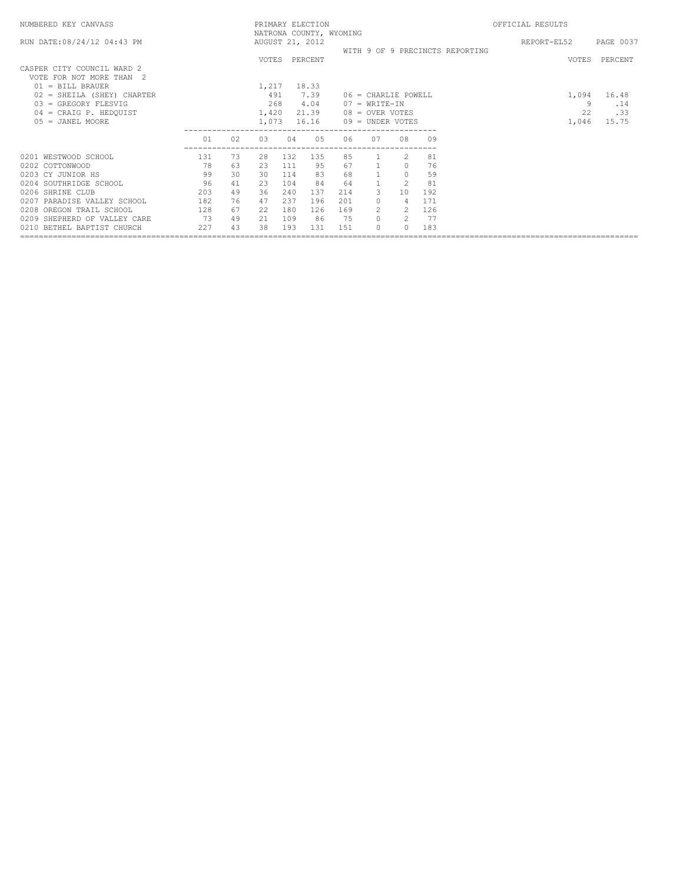NUMBERED KEY CANVASS

RUN DATE:08/24/12 04:43 PM

PRIMARY ELECTION
NATRONA COUNTY, WYOMING
AUGUST 21, 2012

OFFICIAL RESULTS

REPORT-EL52

WITH 9 OF 9 PRECINCTS REPORTING

## CASPER CITY COUNCIL WARD 2

VOTE FOR NOT MORE THAN 2

| Candidate | VOTES | PERCENT |
|---|---|---|
| 01 = BILL BRAUER | 1,217 | 18.33 |
| 02 = SHEILA (SHEY) CHARTER | 491 | 7.39 |
| 03 = GREGORY FLESVIG | 268 | 4.04 |
| 04 = CRAIG P. HEDQUIST | 1,420 | 21.39 |
| 05 = JANEL MOORE | 1,073 | 16.16 |
| 06 = CHARLIE POWELL | 1,094 | 16.48 |
| 07 = WRITE-IN | 9 | .14 |
| 08 = OVER VOTES | 22 | .33 |
| 09 = UNDER VOTES | 1,046 | 15.75 |

| Precinct | 01 | 02 | 03 | 04 | 05 | 06 | 07 | 08 | 09 |
|---|---|---|---|---|---|---|---|---|---|
| 0201 WESTWOOD SCHOOL | 131 | 73 | 28 | 132 | 135 | 85 | 1 | 2 | 81 |
| 0202 COTTONWOOD | 78 | 63 | 23 | 111 | 95 | 67 | 1 | 0 | 76 |
| 0203 CY JUNIOR HS | 99 | 30 | 30 | 114 | 83 | 68 | 1 | 0 | 59 |
| 0204 SOUTHRIDGE SCHOOL | 96 | 41 | 23 | 104 | 84 | 64 | 1 | 2 | 81 |
| 0206 SHRINE CLUB | 203 | 49 | 36 | 240 | 137 | 214 | 3 | 10 | 192 |
| 0207 PARADISE VALLEY SCHOOL | 182 | 76 | 47 | 237 | 196 | 201 | 0 | 4 | 171 |
| 0208 OREGON TRAIL SCHOOL | 128 | 67 | 22 | 180 | 126 | 169 | 2 | 2 | 126 |
| 0209 SHEPHERD OF VALLEY CARE | 73 | 49 | 21 | 109 | 86 | 75 | 0 | 2 | 77 |
| 0210 BETHEL BAPTIST CHURCH | 227 | 43 | 38 | 193 | 131 | 151 | 0 | 0 | 183 |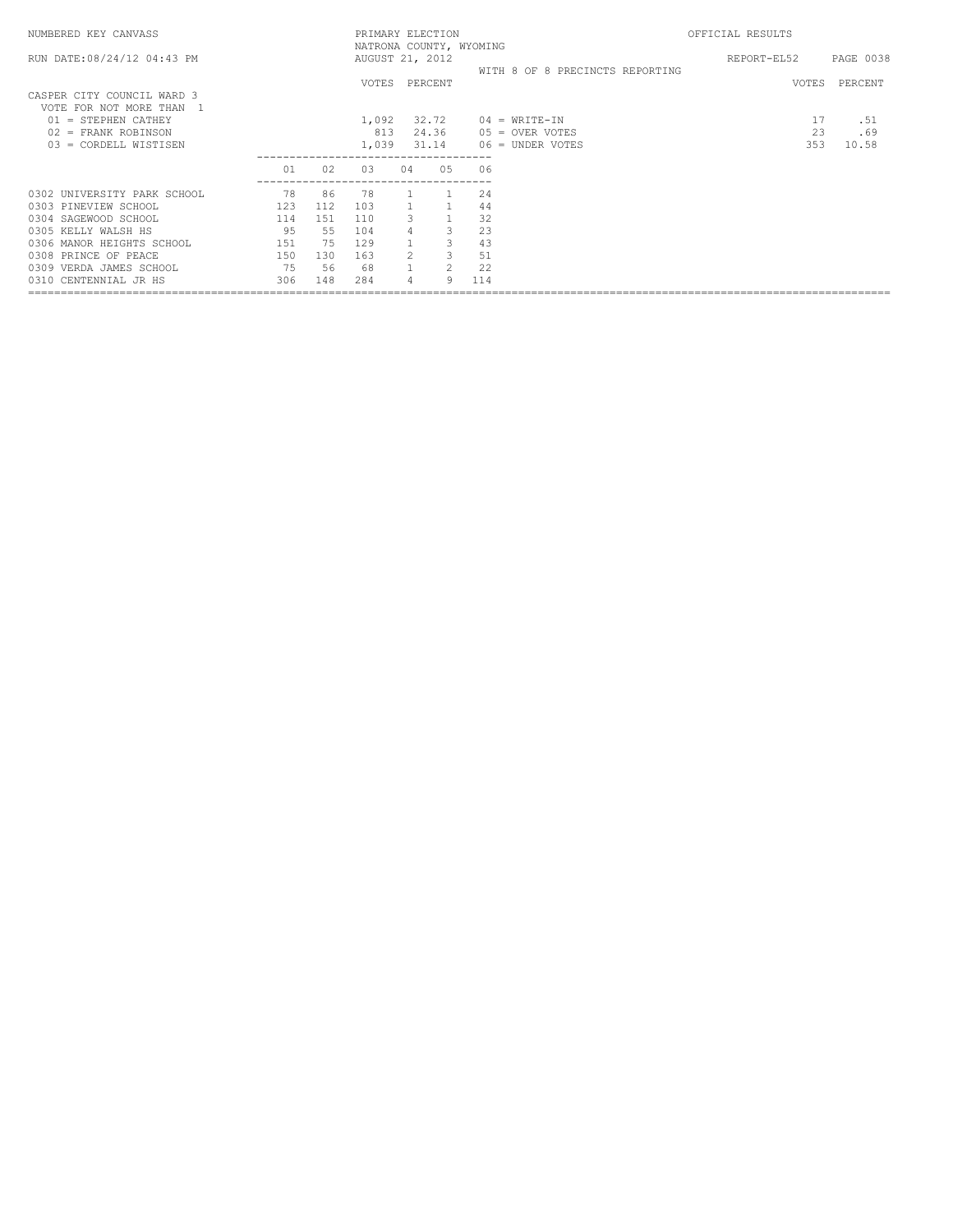NUMBERED KEY CANVASS — PRIMARY ELECTION — NATRONA COUNTY, WYOMING — OFFICIAL RESULTS

RUN DATE:08/24/12 04:43 PM — AUGUST 21, 2012 — REPORT-EL52

WITH 8 OF 8 PRECINCTS REPORTING

## CASPER CITY COUNCIL WARD 3

VOTE FOR NOT MORE THAN 1

| | VOTES | PERCENT | | VOTES | PERCENT |
|---|---|---|---|---|---|
| 01 = STEPHEN CATHEY | 1,092 | 32.72 | 04 = WRITE-IN | 17 | .51 |
| 02 = FRANK ROBINSON | 813 | 24.36 | 05 = OVER VOTES | 23 | .69 |
| 03 = CORDELL WISTISEN | 1,039 | 31.14 | 06 = UNDER VOTES | 353 | 10.58 |

| | 01 | 02 | 03 | 04 | 05 | 06 |
|---|---|---|---|---|---|---|
| 0302 UNIVERSITY PARK SCHOOL | 78 | 86 | 78 | 1 | 1 | 24 |
| 0303 PINEVIEW SCHOOL | 123 | 112 | 103 | 1 | 1 | 44 |
| 0304 SAGEWOOD SCHOOL | 114 | 151 | 110 | 3 | 1 | 32 |
| 0305 KELLY WALSH HS | 95 | 55 | 104 | 4 | 3 | 23 |
| 0306 MANOR HEIGHTS SCHOOL | 151 | 75 | 129 | 1 | 3 | 43 |
| 0308 PRINCE OF PEACE | 150 | 130 | 163 | 2 | 3 | 51 |
| 0309 VERDA JAMES SCHOOL | 75 | 56 | 68 | 1 | 2 | 22 |
| 0310 CENTENNIAL JR HS | 306 | 148 | 284 | 4 | 9 | 114 |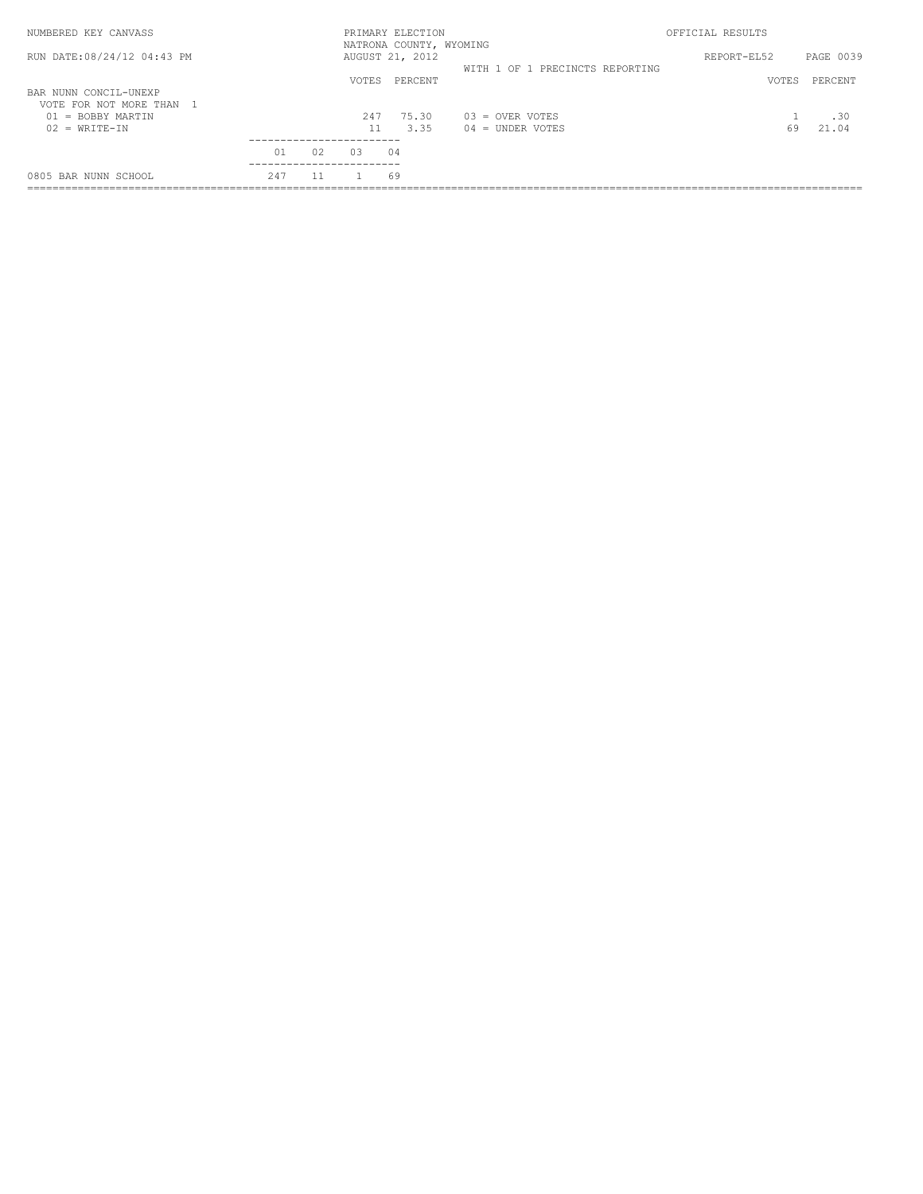NUMBERED KEY CANVASS — PRIMARY ELECTION — NATRONA COUNTY, WYOMING — AUGUST 21, 2012 — OFFICIAL RESULTS

RUN DATE:08/24/12 04:43 PM — REPORT-EL52

WITH 1 OF 1 PRECINCTS REPORTING

BAR NUNN CONCIL-UNEXP
VOTE FOR NOT MORE THAN 1

| | VOTES | PERCENT | | VOTES | PERCENT |
|---|---|---|---|---|---|
| 01 = BOBBY MARTIN | 247 | 75.30 | 03 = OVER VOTES | 1 | .30 |
| 02 = WRITE-IN | 11 | 3.35 | 04 = UNDER VOTES | 69 | 21.04 |

| | 01 | 02 | 03 | 04 |
|---|---|---|---|---|
| 0805 BAR NUNN SCHOOL | 247 | 11 | 1 | 69 |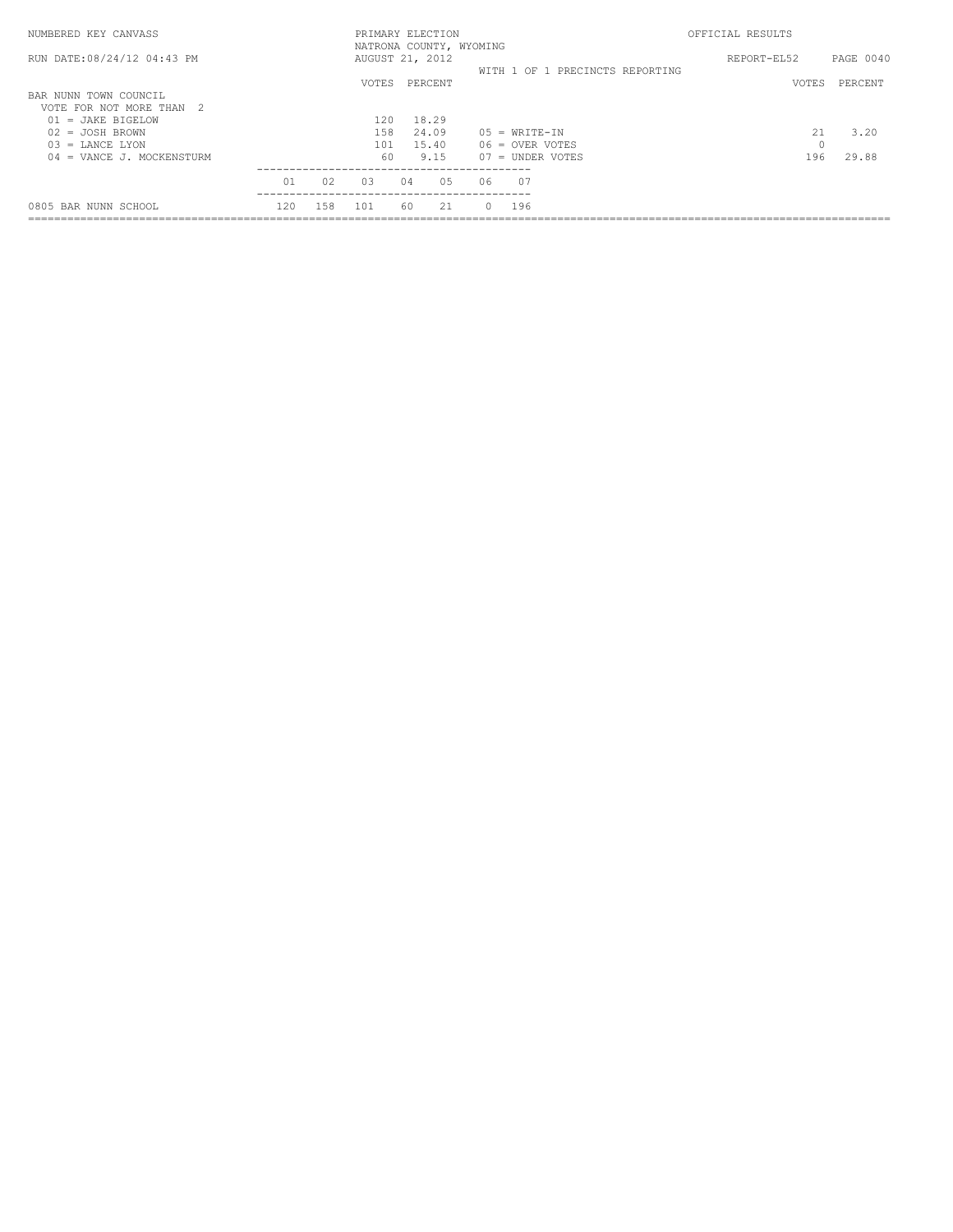NUMBERED KEY CANVASS — PRIMARY ELECTION — NATRONA COUNTY, WYOMING — AUGUST 21, 2012 — OFFICIAL RESULTS

RUN DATE:08/24/12 04:43 PM — REPORT-EL52

WITH 1 OF 1 PRECINCTS REPORTING

## BAR NUNN TOWN COUNCIL

VOTE FOR NOT MORE THAN 2

| | VOTES | PERCENT |
|---|---|---|
| 01 = JAKE BIGELOW | 120 | 18.29 |
| 02 = JOSH BROWN | 158 | 24.09 |
| 03 = LANCE LYON | 101 | 15.40 |
| 04 = VANCE J. MOCKENSTURM | 60 | 9.15 |
| 05 = WRITE-IN | 21 | 3.20 |
| 06 = OVER VOTES | 0 | |
| 07 = UNDER VOTES | 196 | 29.88 |

| | 01 | 02 | 03 | 04 | 05 | 06 | 07 |
|---|---|---|---|---|---|---|---|
| 0805 BAR NUNN SCHOOL | 120 | 158 | 101 | 60 | 21 | 0 | 196 |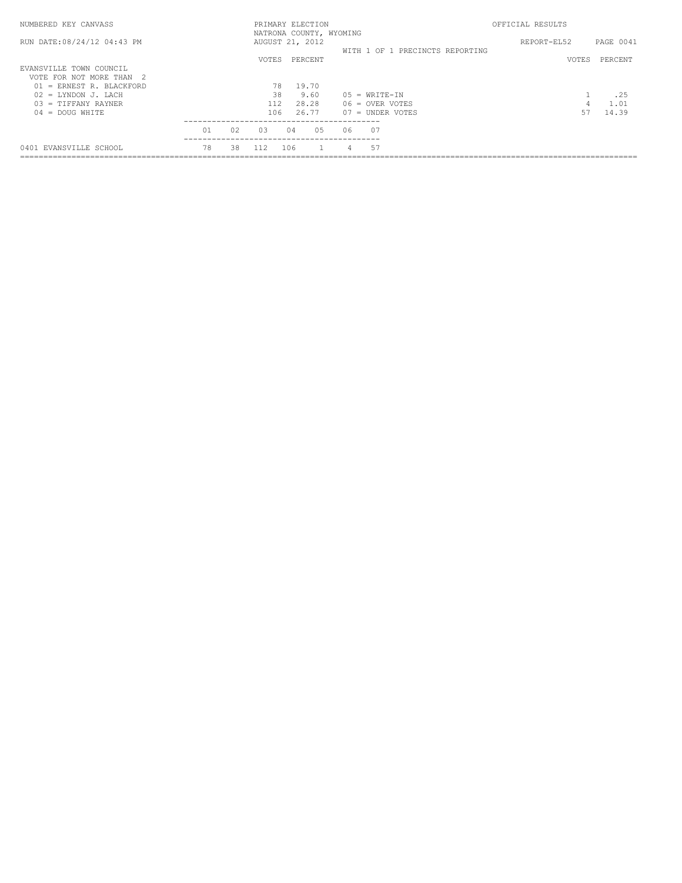NUMBERED KEY CANVASS — PRIMARY ELECTION — NATRONA COUNTY, WYOMING — AUGUST 21, 2012 — OFFICIAL RESULTS

RUN DATE:08/24/12 04:43 PM — REPORT-EL52

WITH 1 OF 1 PRECINCTS REPORTING

## EVANSVILLE TOWN COUNCIL

VOTE FOR NOT MORE THAN 2

| | VOTES | PERCENT |
|---|---|---|
| 01 = ERNEST R. BLACKFORD | 78 | 19.70 |
| 02 = LYNDON J. LACH | 38 | 9.60 |
| 03 = TIFFANY RAYNER | 112 | 28.28 |
| 04 = DOUG WHITE | 106 | 26.77 |
| 05 = WRITE-IN | 1 | .25 |
| 06 = OVER VOTES | 4 | 1.01 |
| 07 = UNDER VOTES | 57 | 14.39 |

| | 01 | 02 | 03 | 04 | 05 | 06 | 07 |
|---|---|---|---|---|---|---|---|
| 0401 EVANSVILLE SCHOOL | 78 | 38 | 112 | 106 | 1 | 4 | 57 |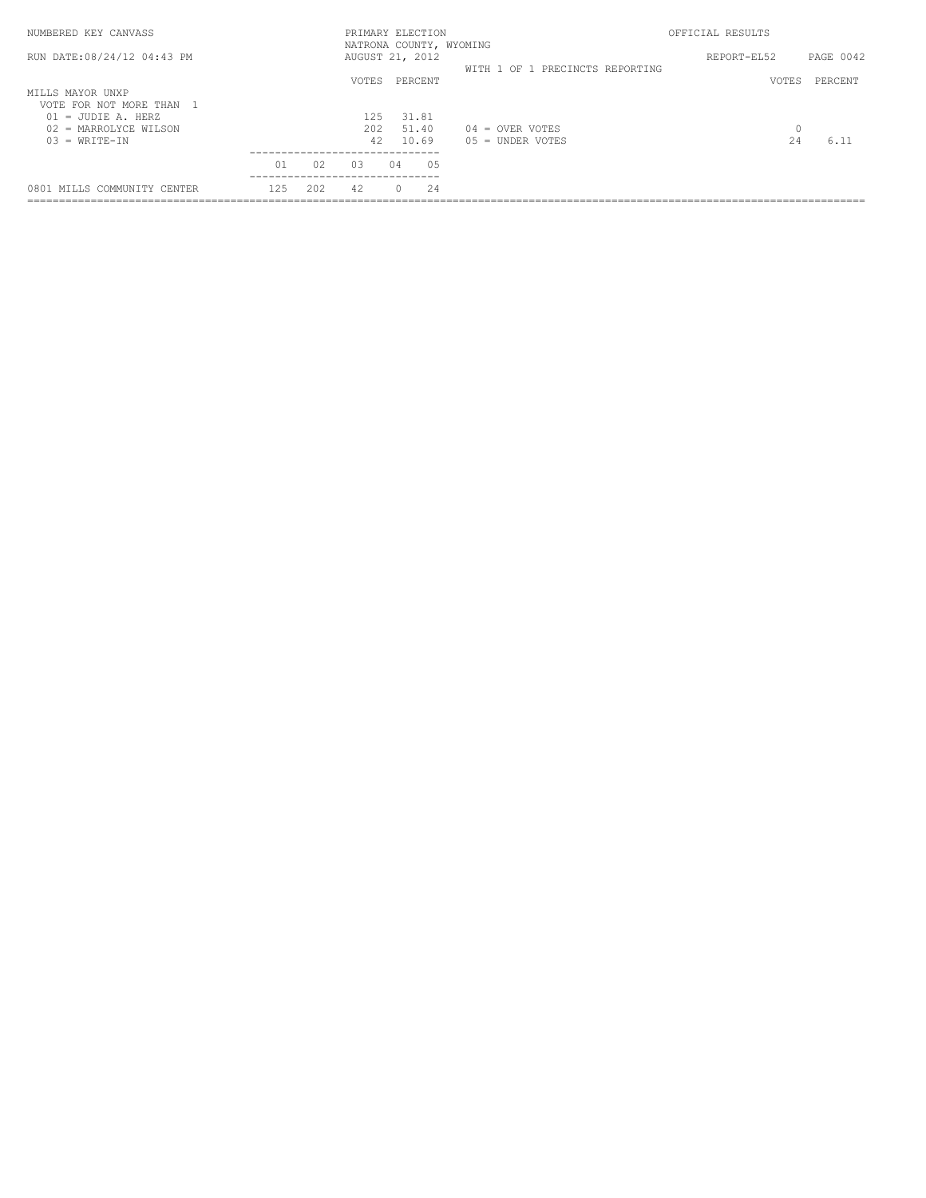NUMBERED KEY CANVASS

RUN DATE:08/24/12 04:43 PM

PRIMARY ELECTION
NATRONA COUNTY, WYOMING
AUGUST 21, 2012

WITH 1 OF 1 PRECINCTS REPORTING

OFFICIAL RESULTS

REPORT-EL52

## MILLS MAYOR UNXP

VOTE FOR NOT MORE THAN 1

| | VOTES | PERCENT |
|---|---|---|
| 01 = JUDIE A. HERZ | 125 | 31.81 |
| 02 = MARROLYCE WILSON | 202 | 51.40 |
| 03 = WRITE-IN | 42 | 10.69 |

| | VOTES | PERCENT |
|---|---|---|
| 04 = OVER VOTES | 0 | |
| 05 = UNDER VOTES | 24 | 6.11 |

| | 01 | 02 | 03 | 04 | 05 |
|---|---|---|---|---|---|
| 0801 MILLS COMMUNITY CENTER | 125 | 202 | 42 | 0 | 24 |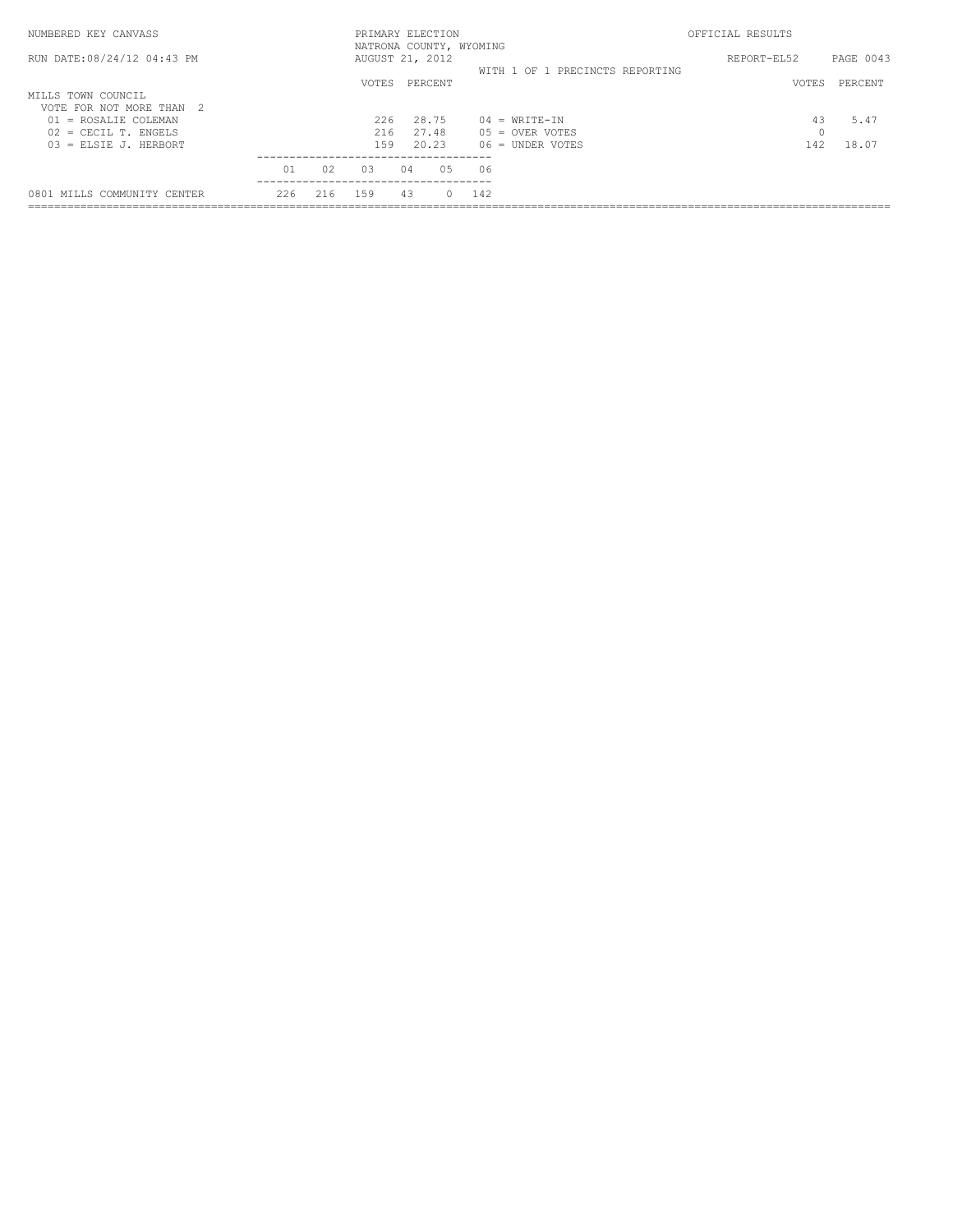NUMBERED KEY CANVASS | PRIMARY ELECTION | OFFICIAL RESULTS

NATRONA COUNTY, WYOMING

RUN DATE:08/24/12 04:43 PM | AUGUST 21, 2012 | REPORT-EL52

WITH 1 OF 1 PRECINCTS REPORTING

## MILLS TOWN COUNCIL

VOTE FOR NOT MORE THAN 2

| | VOTES | PERCENT |
|---|---|---|
| 01 = ROSALIE COLEMAN | 226 | 28.75 |
| 02 = CECIL T. ENGELS | 216 | 27.48 |
| 03 = ELSIE J. HERBORT | 159 | 20.23 |
| 04 = WRITE-IN | 43 | 5.47 |
| 05 = OVER VOTES | 0 | |
| 06 = UNDER VOTES | 142 | 18.07 |

| | 01 | 02 | 03 | 04 | 05 | 06 |
|---|---|---|---|---|---|---|
| 0801 MILLS COMMUNITY CENTER | 226 | 216 | 159 | 43 | 0 | 142 |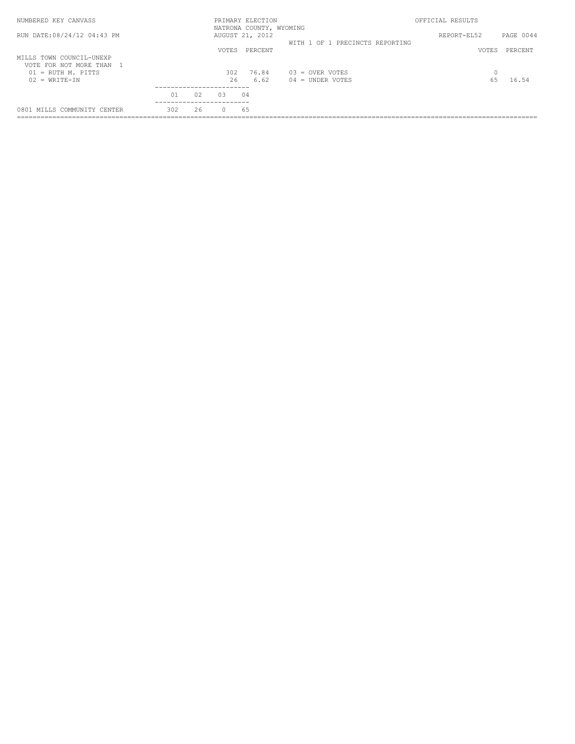NUMBERED KEY CANVASS

RUN DATE:08/24/12 04:43 PM

PRIMARY ELECTION
NATRONA COUNTY, WYOMING
AUGUST 21, 2012

OFFICIAL RESULTS

REPORT-EL52

WITH 1 OF 1 PRECINCTS REPORTING

MILLS TOWN COUNCIL-UNEXP
VOTE FOR NOT MORE THAN 1

| | VOTES | PERCENT | | VOTES | PERCENT |
|---|---|---|---|---|---|
| 01 = RUTH M. PITTS | 302 | 76.84 | 03 = OVER VOTES | 0 | |
| 02 = WRITE-IN | 26 | 6.62 | 04 = UNDER VOTES | 65 | 16.54 |

| | 01 | 02 | 03 | 04 |
|---|---|---|---|---|
| 0801 MILLS COMMUNITY CENTER | 302 | 26 | 0 | 65 |